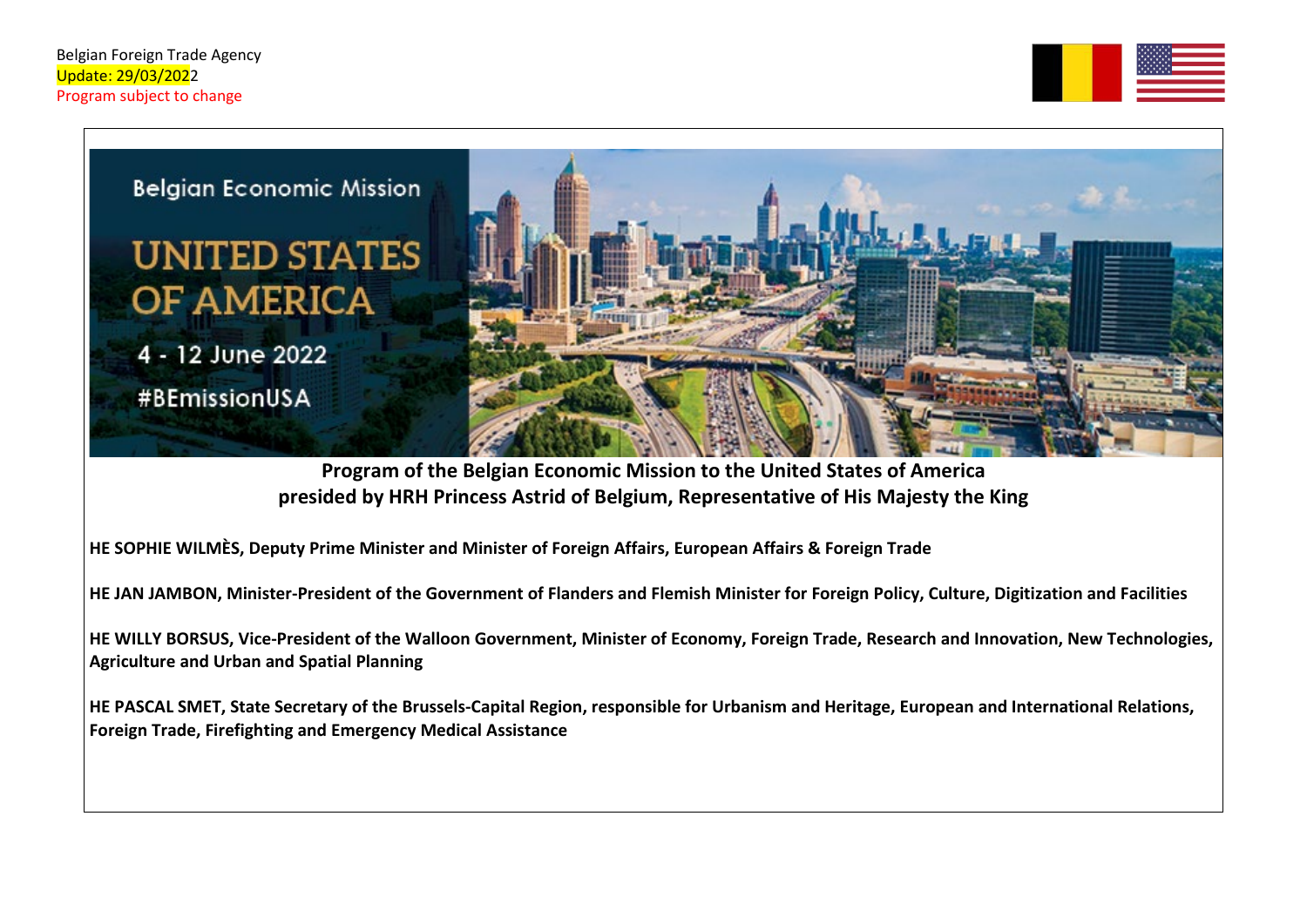Belgian Foreign Trade Agency
Update: 29/03/2022
Program subject to change

Belgian Economic Mission

# UNITED STATES OF AMERICA

4 - 12 June 2022

#BEmissionUSA

**Program of the Belgian Economic Mission to the United States of America presided by HRH Princess Astrid of Belgium, Representative of His Majesty the King**

**HE SOPHIE WILMÈS, Deputy Prime Minister and Minister of Foreign Affairs, European Affairs & Foreign Trade**

**HE JAN JAMBON, Minister-President of the Government of Flanders and Flemish Minister for Foreign Policy, Culture, Digitization and Facilities**

**HE WILLY BORSUS, Vice-President of the Walloon Government, Minister of Economy, Foreign Trade, Research and Innovation, New Technologies, Agriculture and Urban and Spatial Planning**

**HE PASCAL SMET, State Secretary of the Brussels-Capital Region, responsible for Urbanism and Heritage, European and International Relations, Foreign Trade, Firefighting and Emergency Medical Assistance**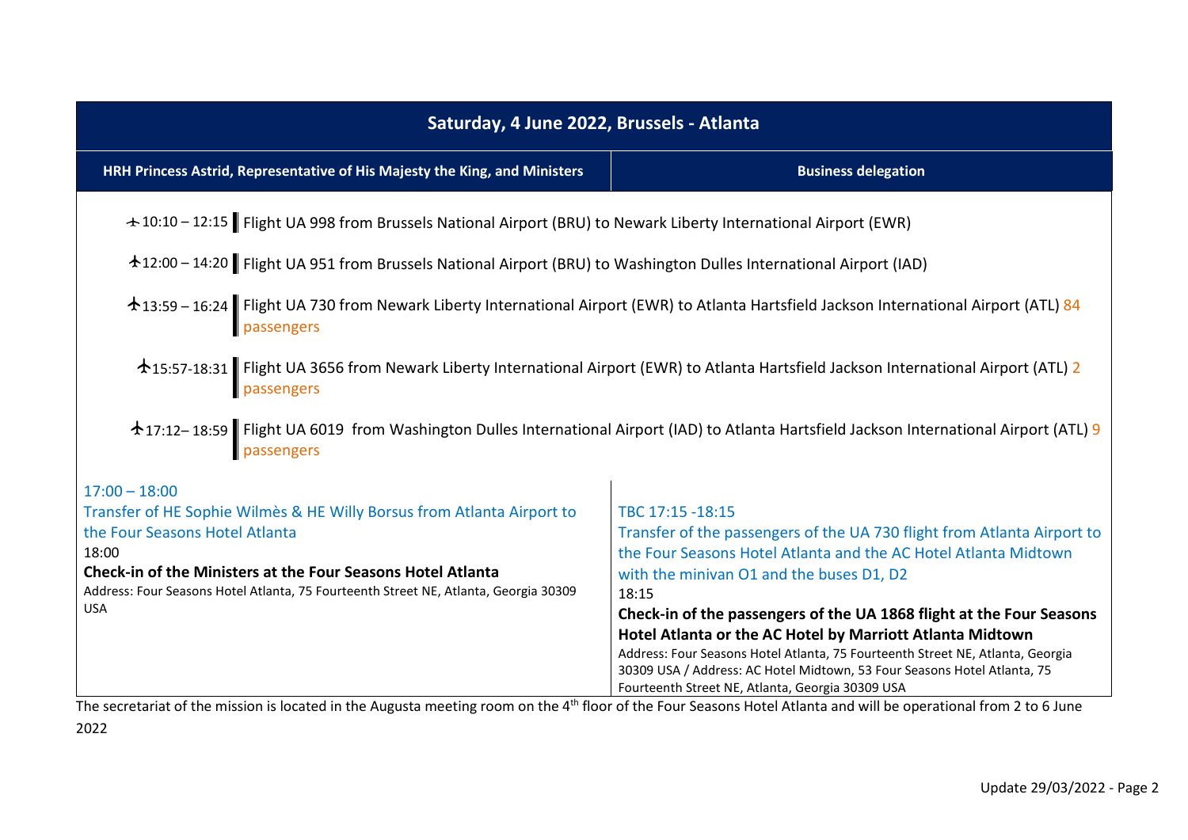## Saturday, 4 June 2022, Brussels - Atlanta

| HRH Princess Astrid, Representative of His Majesty the King, and Ministers | Business delegation |
|---|---|
| 10:10 – 12:15 Flight UA 998 from Brussels National Airport (BRU) to Newark Liberty International Airport (EWR) | |
| 12:00 – 14:20 Flight UA 951 from Brussels National Airport (BRU) to Washington Dulles International Airport (IAD) | |
| 13:59 – 16:24 Flight UA 730 from Newark Liberty International Airport (EWR) to Atlanta Hartsfield Jackson International Airport (ATL) 84 passengers | |
| 15:57-18:31 Flight UA 3656 from Newark Liberty International Airport (EWR) to Atlanta Hartsfield Jackson International Airport (ATL) 2 passengers | |
| 17:12– 18:59 Flight UA 6019 from Washington Dulles International Airport (IAD) to Atlanta Hartsfield Jackson International Airport (ATL) 9 passengers | |
| 17:00 – 18:00<br>Transfer of HE Sophie Wilmès & HE Willy Borsus from Atlanta Airport to the Four Seasons Hotel Atlanta<br>18:00<br>**Check-in of the Ministers at the Four Seasons Hotel Atlanta**<br>Address: Four Seasons Hotel Atlanta, 75 Fourteenth Street NE, Atlanta, Georgia 30309 USA | TBC 17:15 -18:15<br>Transfer of the passengers of the UA 730 flight from Atlanta Airport to the Four Seasons Hotel Atlanta and the AC Hotel Atlanta Midtown with the minivan O1 and the buses D1, D2<br>18:15<br>**Check-in of the passengers of the UA 1868 flight at the Four Seasons Hotel Atlanta or the AC Hotel by Marriott Atlanta Midtown**<br>Address: Four Seasons Hotel Atlanta, 75 Fourteenth Street NE, Atlanta, Georgia 30309 USA / Address: AC Hotel Midtown, 53 Four Seasons Hotel Atlanta, 75 Fourteenth Street NE, Atlanta, Georgia 30309 USA |

The secretariat of the mission is located in the Augusta meeting room on the 4th floor of the Four Seasons Hotel Atlanta and will be operational from 2 to 6 June 2022

Update 29/03/2022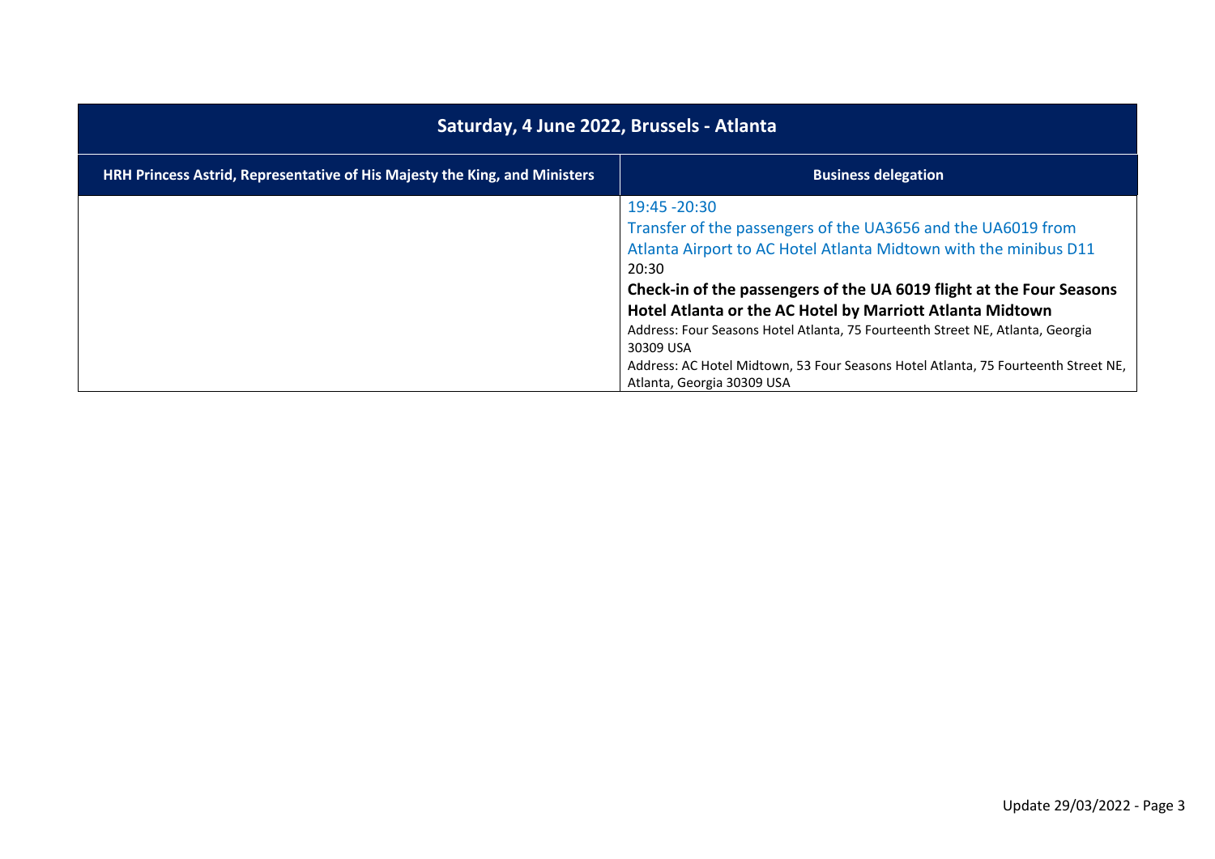| Saturday, 4 June 2022, Brussels - Atlanta | |
|---|---|
| **HRH Princess Astrid, Representative of His Majesty the King, and Ministers** | **Business delegation** |
| | 19:45 -20:30<br>Transfer of the passengers of the UA3656 and the UA6019 from Atlanta Airport to AC Hotel Atlanta Midtown with the minibus D11<br>20:30<br>**Check-in of the passengers of the UA 6019 flight at the Four Seasons Hotel Atlanta or the AC Hotel by Marriott Atlanta Midtown**<br>Address: Four Seasons Hotel Atlanta, 75 Fourteenth Street NE, Atlanta, Georgia 30309 USA<br>Address: AC Hotel Midtown, 53 Four Seasons Hotel Atlanta, 75 Fourteenth Street NE, Atlanta, Georgia 30309 USA |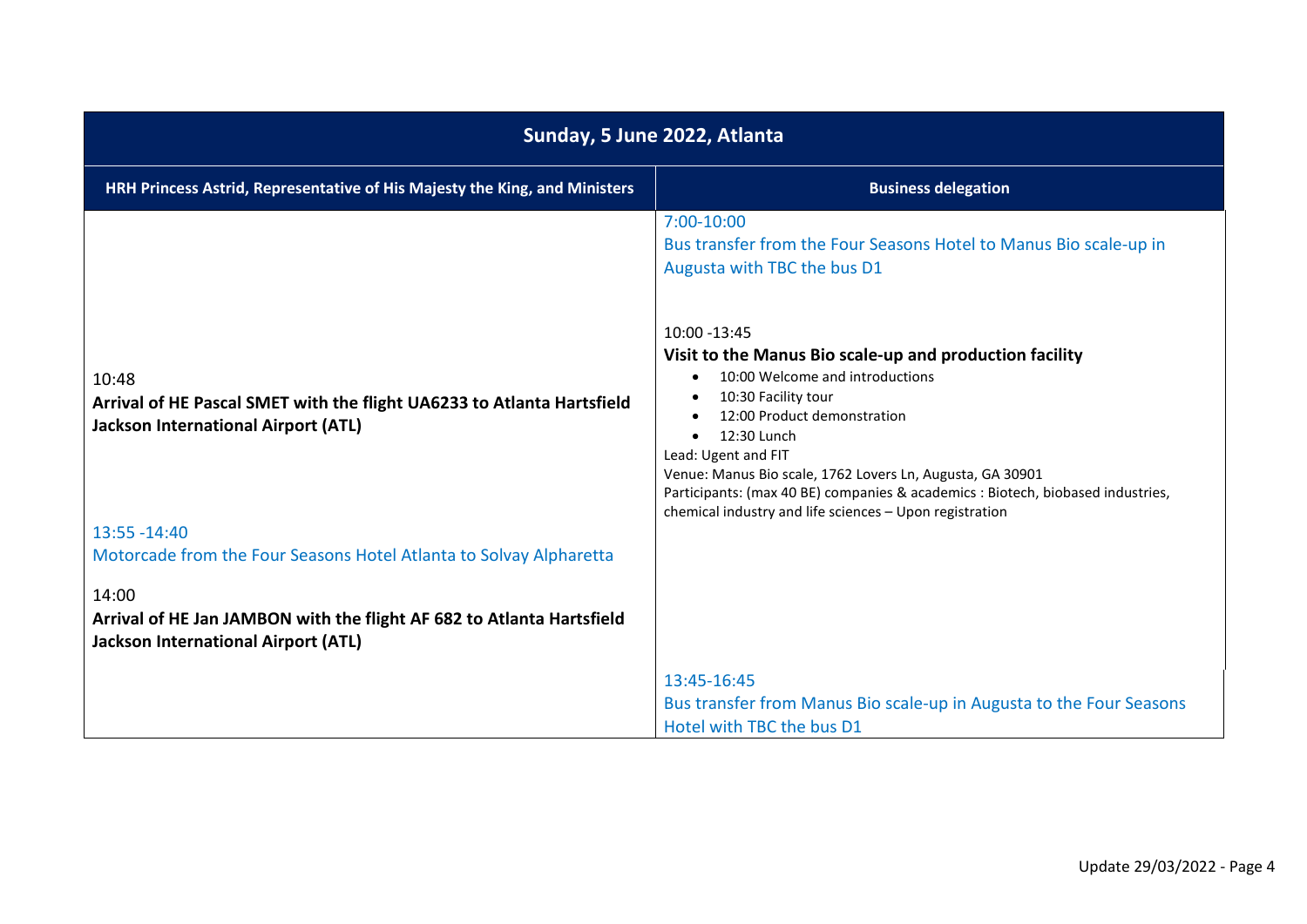| Sunday, 5 June 2022, Atlanta | |
|---|---|
| **HRH Princess Astrid, Representative of His Majesty the King, and Ministers** | **Business delegation** |
| | 7:00-10:00<br>Bus transfer from the Four Seasons Hotel to Manus Bio scale-up in Augusta with TBC the bus D1 |
| 10:48<br>**Arrival of HE Pascal SMET with the flight UA6233 to Atlanta Hartsfield Jackson International Airport (ATL)** | 10:00 -13:45<br>**Visit to the Manus Bio scale-up and production facility**<br>• 10:00 Welcome and introductions<br>• 10:30 Facility tour<br>• 12:00 Product demonstration<br>• 12:30 Lunch<br>Lead: Ugent and FIT<br>Venue: Manus Bio scale, 1762 Lovers Ln, Augusta, GA 30901<br>Participants: (max 40 BE) companies & academics : Biotech, biobased industries, chemical industry and life sciences – Upon registration |
| 13:55 -14:40<br>Motorcade from the Four Seasons Hotel Atlanta to Solvay Alpharetta<br><br>14:00<br>**Arrival of HE Jan JAMBON with the flight AF 682 to Atlanta Hartsfield Jackson International Airport (ATL)** | |
| | 13:45-16:45<br>Bus transfer from Manus Bio scale-up in Augusta to the Four Seasons Hotel with TBC the bus D1 |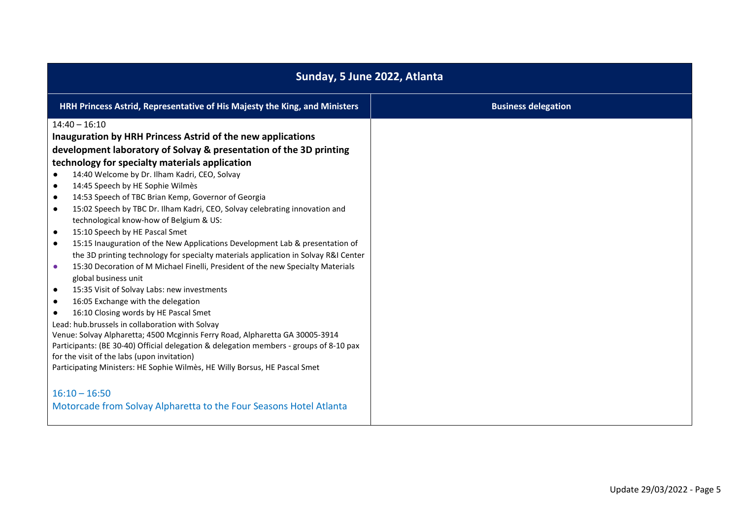| Sunday, 5 June 2022, Atlanta | |
|---|---|
| **HRH Princess Astrid, Representative of His Majesty the King, and Ministers** | **Business delegation** |
| 14:40 – 16:10<br>**Inauguration by HRH Princess Astrid of the new applications development laboratory of Solvay & presentation of the 3D printing technology for specialty materials application**<br>• 14:40 Welcome by Dr. Ilham Kadri, CEO, Solvay<br>• 14:45 Speech by HE Sophie Wilmès<br>• 14:53 Speech of TBC Brian Kemp, Governor of Georgia<br>• 15:02 Speech by TBC Dr. Ilham Kadri, CEO, Solvay celebrating innovation and technological know-how of Belgium & US:<br>• 15:10 Speech by HE Pascal Smet<br>• 15:15 Inauguration of the New Applications Development Lab & presentation of the 3D printing technology for specialty materials application in Solvay R&I Center<br>• 15:30 Decoration of M Michael Finelli, President of the new Specialty Materials global business unit<br>• 15:35 Visit of Solvay Labs: new investments<br>• 16:05 Exchange with the delegation<br>• 16:10 Closing words by HE Pascal Smet<br>Lead: hub.brussels in collaboration with Solvay<br>Venue: Solvay Alpharetta; 4500 Mcginnis Ferry Road, Alpharetta GA 30005-3914<br>Participants: (BE 30-40) Official delegation & delegation members - groups of 8-10 pax for the visit of the labs (upon invitation)<br>Participating Ministers: HE Sophie Wilmès, HE Willy Borsus, HE Pascal Smet<br><br>16:10 – 16:50<br>Motorcade from Solvay Alpharetta to the Four Seasons Hotel Atlanta | |

Update 29/03/2022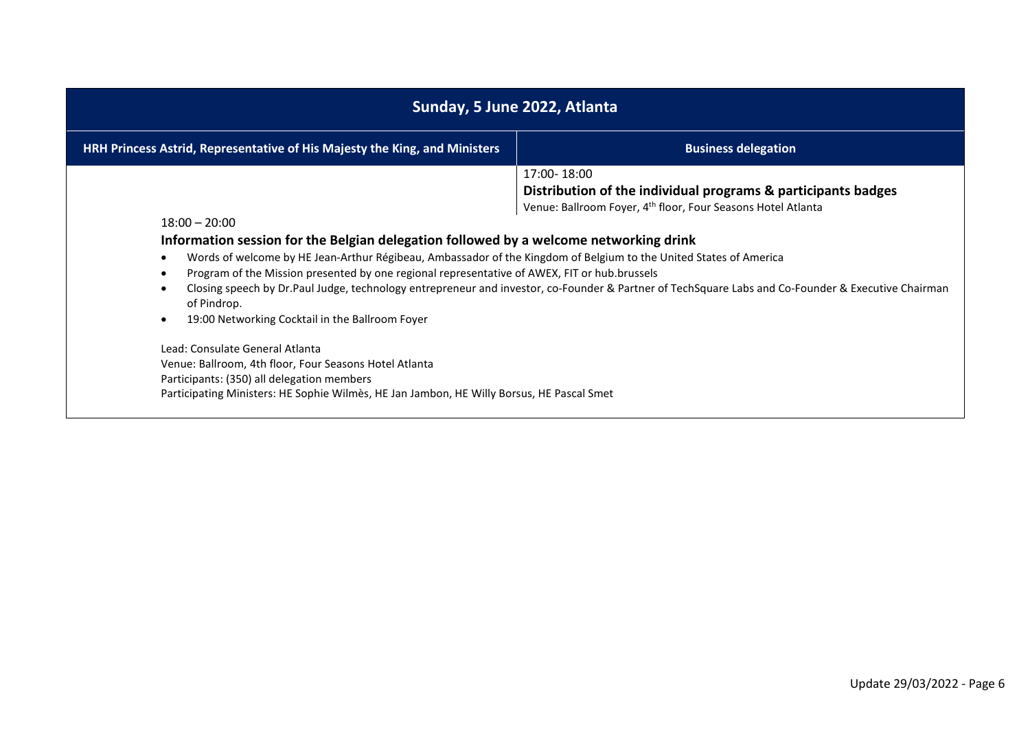## Sunday, 5 June 2022, Atlanta

| HRH Princess Astrid, Representative of His Majesty the King, and Ministers | Business delegation |
|---|---|
| | 17:00- 18:00<br>**Distribution of the individual programs & participants badges**<br>Venue: Ballroom Foyer, 4th floor, Four Seasons Hotel Atlanta |

18:00 – 20:00

**Information session for the Belgian delegation followed by a welcome networking drink**

- Words of welcome by HE Jean-Arthur Régibeau, Ambassador of the Kingdom of Belgium to the United States of America
- Program of the Mission presented by one regional representative of AWEX, FIT or hub.brussels
- Closing speech by Dr.Paul Judge, technology entrepreneur and investor, co-Founder & Partner of TechSquare Labs and Co-Founder & Executive Chairman of Pindrop.
- 19:00 Networking Cocktail in the Ballroom Foyer

Lead: Consulate General Atlanta
Venue: Ballroom, 4th floor, Four Seasons Hotel Atlanta
Participants: (350) all delegation members
Participating Ministers: HE Sophie Wilmès, HE Jan Jambon, HE Willy Borsus, HE Pascal Smet

Update 29/03/2022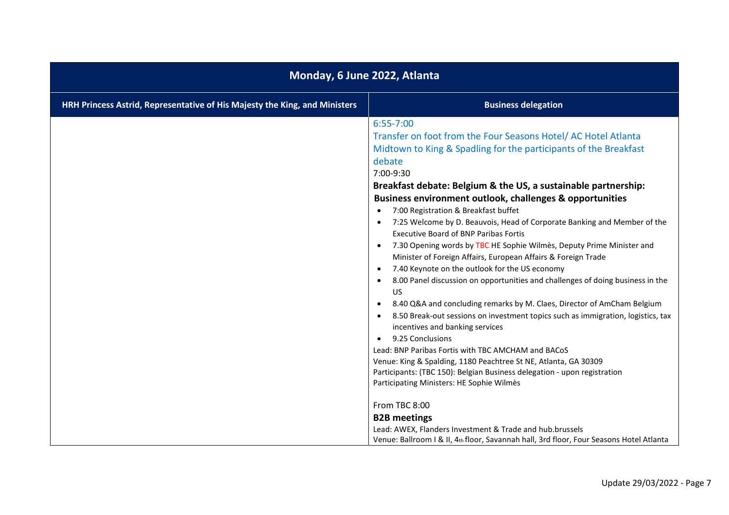| Monday, 6 June 2022, Atlanta | |
| --- | --- |
| **HRH Princess Astrid, Representative of His Majesty the King, and Ministers** | **Business delegation** |
| | 6:55-7:00<br>Transfer on foot from the Four Seasons Hotel/ AC Hotel Atlanta Midtown to King & Spadling for the participants of the Breakfast debate<br>7:00-9:30<br>**Breakfast debate: Belgium & the US, a sustainable partnership: Business environment outlook, challenges & opportunities**<br>• 7:00 Registration & Breakfast buffet<br>• 7:25 Welcome by D. Beauvois, Head of Corporate Banking and Member of the Executive Board of BNP Paribas Fortis<br>• 7.30 Opening words by TBC HE Sophie Wilmès, Deputy Prime Minister and Minister of Foreign Affairs, European Affairs & Foreign Trade<br>• 7.40 Keynote on the outlook for the US economy<br>• 8.00 Panel discussion on opportunities and challenges of doing business in the US<br>• 8.40 Q&A and concluding remarks by M. Claes, Director of AmCham Belgium<br>• 8.50 Break-out sessions on investment topics such as immigration, logistics, tax incentives and banking services<br>• 9.25 Conclusions<br>Lead: BNP Paribas Fortis with TBC AMCHAM and BACoS<br>Venue: King & Spalding, 1180 Peachtree St NE, Atlanta, GA 30309<br>Participants: (TBC 150): Belgian Business delegation - upon registration<br>Participating Ministers: HE Sophie Wilmès<br><br>From TBC 8:00<br>**B2B meetings**<br>Lead: AWEX, Flanders Investment & Trade and hub.brussels<br>Venue: Ballroom I & II, 4th floor, Savannah hall, 3rd floor, Four Seasons Hotel Atlanta |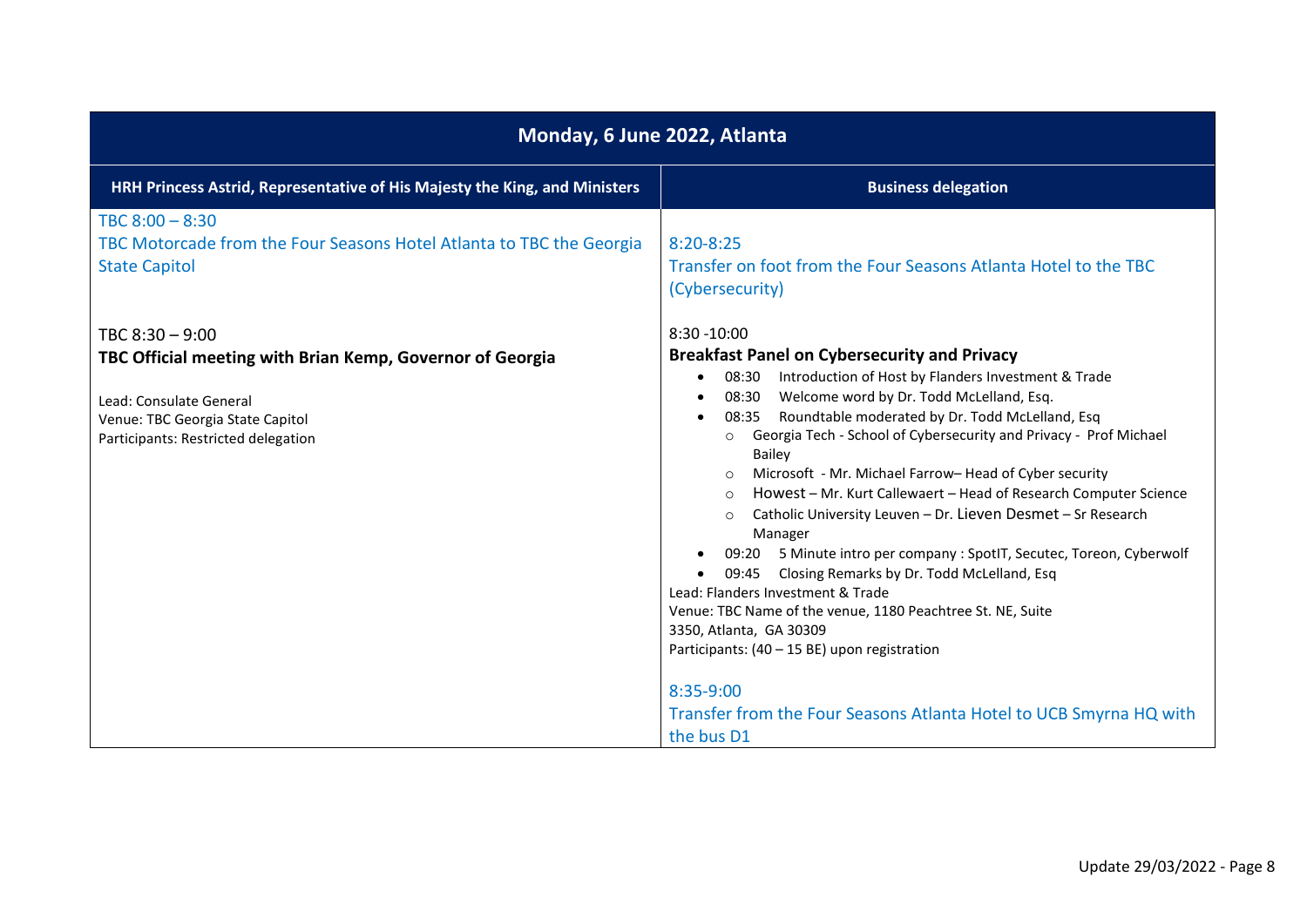| Monday, 6 June 2022, Atlanta | |
|---|---|
| **HRH Princess Astrid, Representative of His Majesty the King, and Ministers** | **Business delegation** |
| TBC 8:00 – 8:30<br>TBC Motorcade from the Four Seasons Hotel Atlanta to TBC the Georgia State Capitol | 8:20-8:25<br>Transfer on foot from the Four Seasons Atlanta Hotel to the TBC (Cybersecurity) |
| TBC 8:30 – 9:00<br>**TBC Official meeting with Brian Kemp, Governor of Georgia**<br><br>Lead: Consulate General<br>Venue: TBC Georgia State Capitol<br>Participants: Restricted delegation | 8:30 -10:00<br>**Breakfast Panel on Cybersecurity and Privacy**<br>• 08:30 Introduction of Host by Flanders Investment & Trade<br>• 08:30 Welcome word by Dr. Todd McLelland, Esq.<br>• 08:35 Roundtable moderated by Dr. Todd McLelland, Esq<br>&nbsp;&nbsp;○ Georgia Tech - School of Cybersecurity and Privacy - Prof Michael Bailey<br>&nbsp;&nbsp;○ Microsoft - Mr. Michael Farrow– Head of Cyber security<br>&nbsp;&nbsp;○ Howest – Mr. Kurt Callewaert – Head of Research Computer Science<br>&nbsp;&nbsp;○ Catholic University Leuven – Dr. Lieven Desmet – Sr Research Manager<br>• 09:20 5 Minute intro per company : SpotIT, Secutec, Toreon, Cyberwolf<br>• 09:45 Closing Remarks by Dr. Todd McLelland, Esq<br>Lead: Flanders Investment & Trade<br>Venue: TBC Name of the venue, 1180 Peachtree St. NE, Suite 3350, Atlanta, GA 30309<br>Participants: (40 – 15 BE) upon registration<br><br>8:35-9:00<br>Transfer from the Four Seasons Atlanta Hotel to UCB Smyrna HQ with the bus D1 |

Update 29/03/2022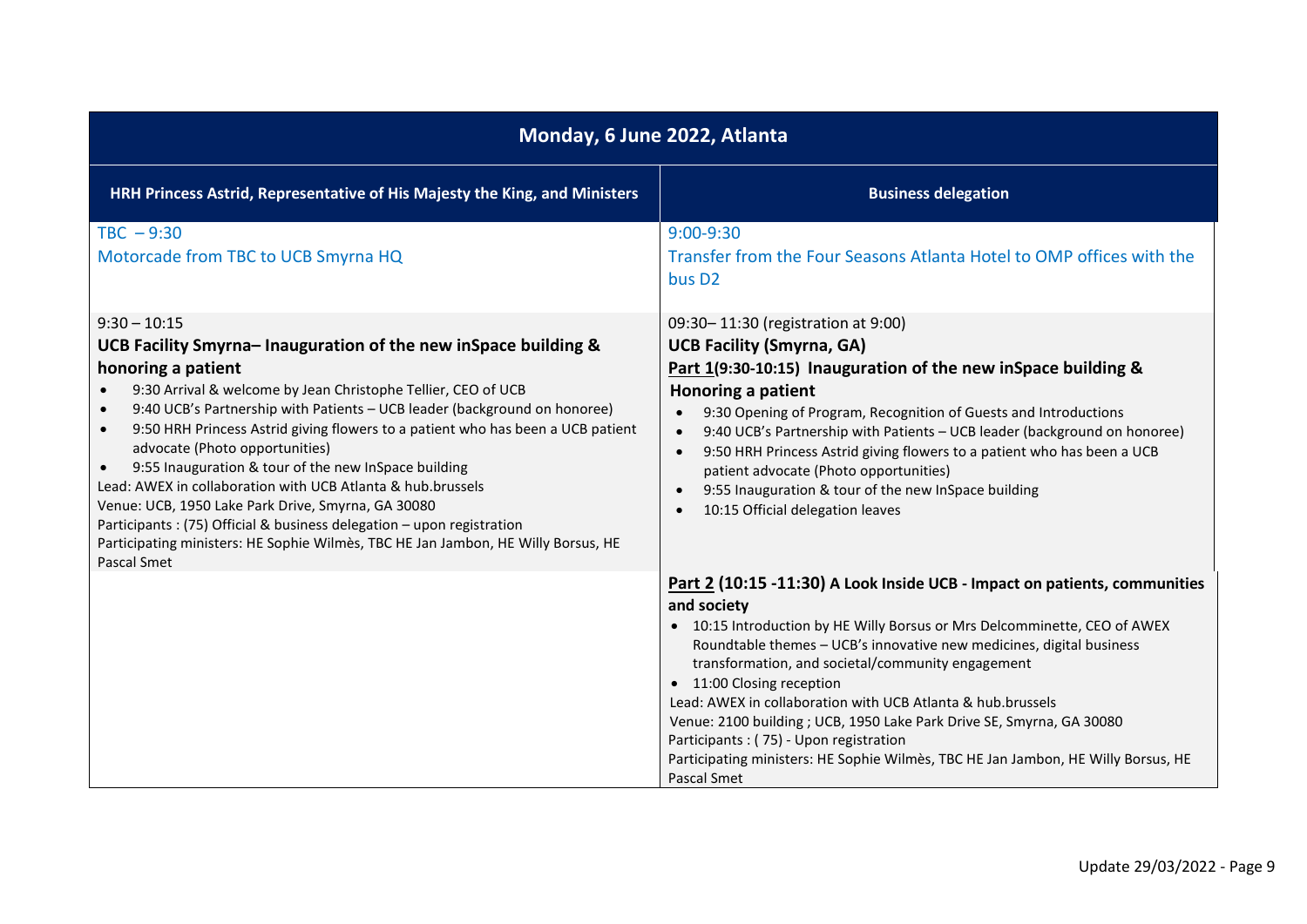| Monday, 6 June 2022, Atlanta | |
|---|---|
| **HRH Princess Astrid, Representative of His Majesty the King, and Ministers** | **Business delegation** |
| TBC – 9:30<br>Motorcade from TBC to UCB Smyrna HQ | 9:00-9:30<br>Transfer from the Four Seasons Atlanta Hotel to OMP offices with the bus D2 |
| 9:30 – 10:15<br>**UCB Facility Smyrna– Inauguration of the new inSpace building & honoring a patient**<br>• 9:30 Arrival & welcome by Jean Christophe Tellier, CEO of UCB<br>• 9:40 UCB's Partnership with Patients – UCB leader (background on honoree)<br>• 9:50 HRH Princess Astrid giving flowers to a patient who has been a UCB patient advocate (Photo opportunities)<br>• 9:55 Inauguration & tour of the new InSpace building<br>Lead: AWEX in collaboration with UCB Atlanta & hub.brussels<br>Venue: UCB, 1950 Lake Park Drive, Smyrna, GA 30080<br>Participants : (75) Official & business delegation – upon registration<br>Participating ministers: HE Sophie Wilmès, TBC HE Jan Jambon, HE Willy Borsus, HE Pascal Smet | 09:30– 11:30 (registration at 9:00)<br>**UCB Facility (Smyrna, GA)**<br>**Part 1(9:30-10:15) Inauguration of the new inSpace building & Honoring a patient**<br>• 9:30 Opening of Program, Recognition of Guests and Introductions<br>• 9:40 UCB's Partnership with Patients – UCB leader (background on honoree)<br>• 9:50 HRH Princess Astrid giving flowers to a patient who has been a UCB patient advocate (Photo opportunities)<br>• 9:55 Inauguration & tour of the new InSpace building<br>• 10:15 Official delegation leaves |
| | **Part 2 (10:15 -11:30) A Look Inside UCB - Impact on patients, communities and society**<br>• 10:15 Introduction by HE Willy Borsus or Mrs Delcomminette, CEO of AWEX Roundtable themes – UCB's innovative new medicines, digital business transformation, and societal/community engagement<br>• 11:00 Closing reception<br>Lead: AWEX in collaboration with UCB Atlanta & hub.brussels<br>Venue: 2100 building ; UCB, 1950 Lake Park Drive SE, Smyrna, GA 30080<br>Participants : ( 75) - Upon registration<br>Participating ministers: HE Sophie Wilmès, TBC HE Jan Jambon, HE Willy Borsus, HE Pascal Smet |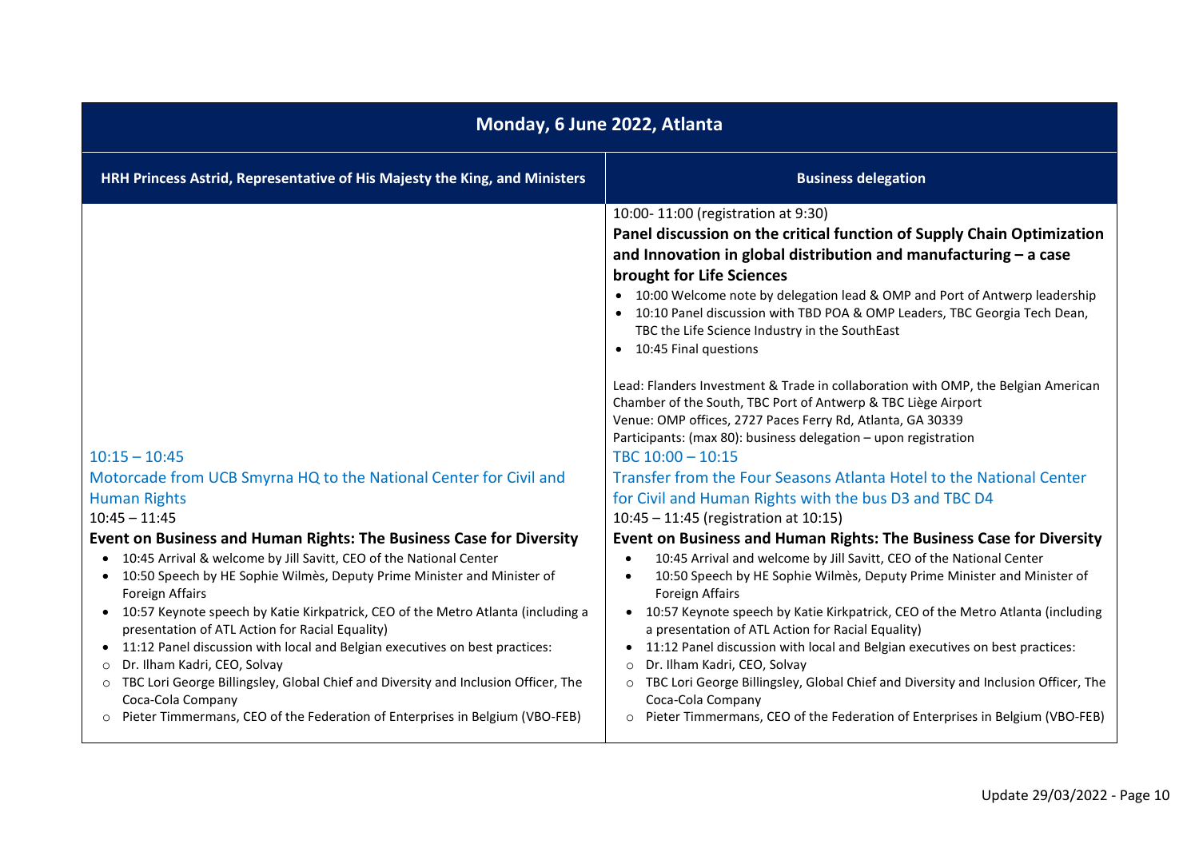| Monday, 6 June 2022, Atlanta | |
|---|---|
| **HRH Princess Astrid, Representative of His Majesty the King, and Ministers** | **Business delegation** |
| | 10:00- 11:00 (registration at 9:30)<br>**Panel discussion on the critical function of Supply Chain Optimization and Innovation in global distribution and manufacturing – a case brought for Life Sciences**<br>• 10:00 Welcome note by delegation lead & OMP and Port of Antwerp leadership<br>• 10:10 Panel discussion with TBD POA & OMP Leaders, TBC Georgia Tech Dean, TBC the Life Science Industry in the SouthEast<br>• 10:45 Final questions<br><br>Lead: Flanders Investment & Trade in collaboration with OMP, the Belgian American Chamber of the South, TBC Port of Antwerp & TBC Liège Airport<br>Venue: OMP offices, 2727 Paces Ferry Rd, Atlanta, GA 30339<br>Participants: (max 80): business delegation – upon registration |
| 10:15 – 10:45<br>Motorcade from UCB Smyrna HQ to the National Center for Civil and Human Rights | TBC 10:00 – 10:15<br>Transfer from the Four Seasons Atlanta Hotel to the National Center for Civil and Human Rights with the bus D3 and TBC D4 |
| 10:45 – 11:45<br>**Event on Business and Human Rights: The Business Case for Diversity**<br>• 10:45 Arrival & welcome by Jill Savitt, CEO of the National Center<br>• 10:50 Speech by HE Sophie Wilmès, Deputy Prime Minister and Minister of Foreign Affairs<br>• 10:57 Keynote speech by Katie Kirkpatrick, CEO of the Metro Atlanta (including a presentation of ATL Action for Racial Equality)<br>• 11:12 Panel discussion with local and Belgian executives on best practices:<br>○ Dr. Ilham Kadri, CEO, Solvay<br>○ TBC Lori George Billingsley, Global Chief and Diversity and Inclusion Officer, The Coca-Cola Company<br>○ Pieter Timmermans, CEO of the Federation of Enterprises in Belgium (VBO-FEB) | 10:45 – 11:45 (registration at 10:15)<br>**Event on Business and Human Rights: The Business Case for Diversity**<br>• 10:45 Arrival and welcome by Jill Savitt, CEO of the National Center<br>• 10:50 Speech by HE Sophie Wilmès, Deputy Prime Minister and Minister of Foreign Affairs<br>• 10:57 Keynote speech by Katie Kirkpatrick, CEO of the Metro Atlanta (including a presentation of ATL Action for Racial Equality)<br>• 11:12 Panel discussion with local and Belgian executives on best practices:<br>○ Dr. Ilham Kadri, CEO, Solvay<br>○ TBC Lori George Billingsley, Global Chief and Diversity and Inclusion Officer, The Coca-Cola Company<br>○ Pieter Timmermans, CEO of the Federation of Enterprises in Belgium (VBO-FEB) |

Update 29/03/2022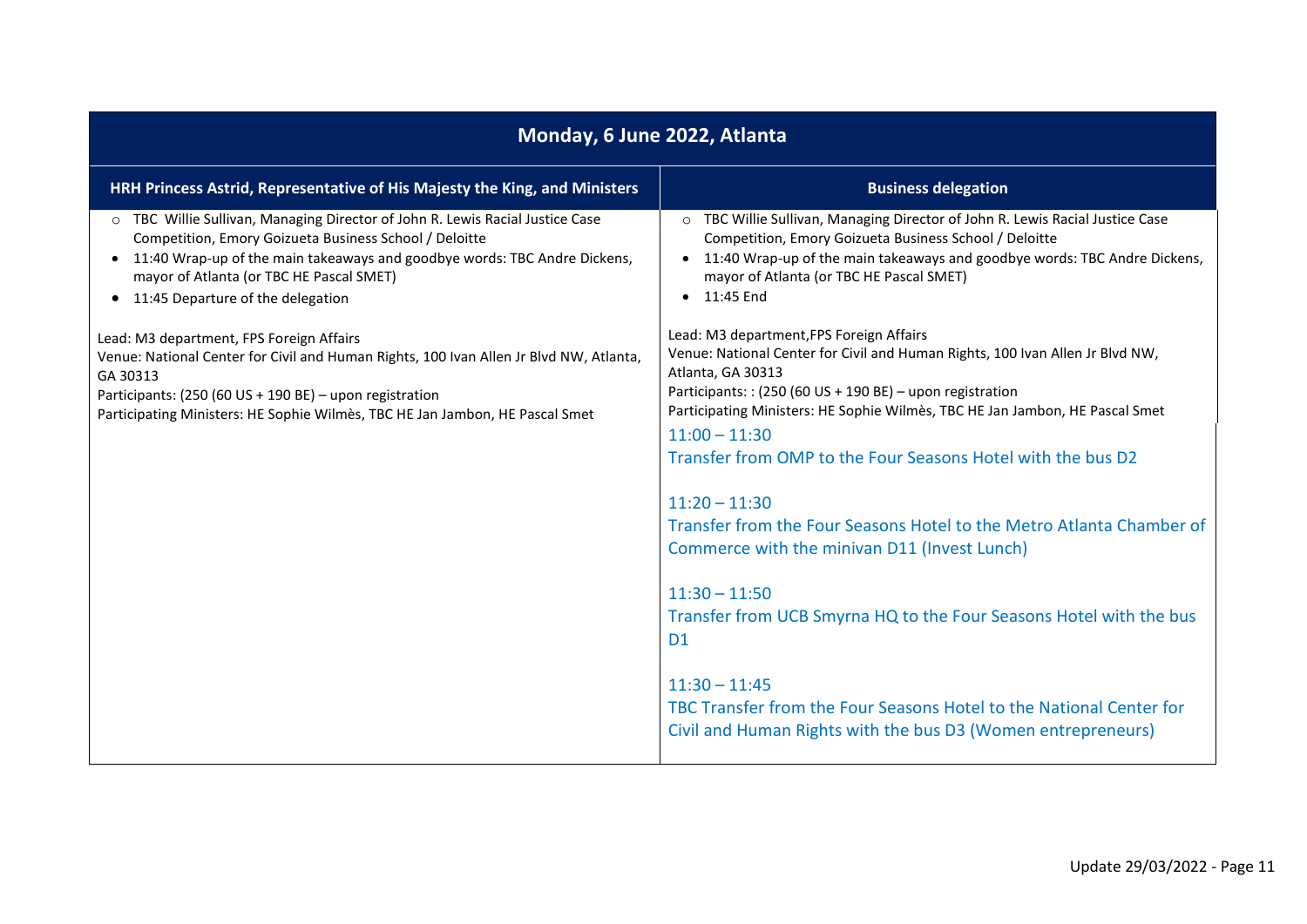| Monday, 6 June 2022, Atlanta | |
|---|---|
| **HRH Princess Astrid, Representative of His Majesty the King, and Ministers** | **Business delegation** |
| ○ TBC Willie Sullivan, Managing Director of John R. Lewis Racial Justice Case Competition, Emory Goizueta Business School / Deloitte<br>• 11:40 Wrap-up of the main takeaways and goodbye words: TBC Andre Dickens, mayor of Atlanta (or TBC HE Pascal SMET)<br>• 11:45 Departure of the delegation<br><br>Lead: M3 department, FPS Foreign Affairs<br>Venue: National Center for Civil and Human Rights, 100 Ivan Allen Jr Blvd NW, Atlanta, GA 30313<br>Participants: (250 (60 US + 190 BE) – upon registration<br>Participating Ministers: HE Sophie Wilmès, TBC HE Jan Jambon, HE Pascal Smet | ○ TBC Willie Sullivan, Managing Director of John R. Lewis Racial Justice Case Competition, Emory Goizueta Business School / Deloitte<br>• 11:40 Wrap-up of the main takeaways and goodbye words: TBC Andre Dickens, mayor of Atlanta (or TBC HE Pascal SMET)<br>• 11:45 End<br><br>Lead: M3 department,FPS Foreign Affairs<br>Venue: National Center for Civil and Human Rights, 100 Ivan Allen Jr Blvd NW, Atlanta, GA 30313<br>Participants: : (250 (60 US + 190 BE) – upon registration<br>Participating Ministers: HE Sophie Wilmès, TBC HE Jan Jambon, HE Pascal Smet<br>11:00 – 11:30<br>Transfer from OMP to the Four Seasons Hotel with the bus D2<br><br>11:20 – 11:30<br>Transfer from the Four Seasons Hotel to the Metro Atlanta Chamber of Commerce with the minivan D11 (Invest Lunch)<br><br>11:30 – 11:50<br>Transfer from UCB Smyrna HQ to the Four Seasons Hotel with the bus D1<br><br>11:30 – 11:45<br>TBC Transfer from the Four Seasons Hotel to the National Center for Civil and Human Rights with the bus D3 (Women entrepreneurs) |

Update 29/03/2022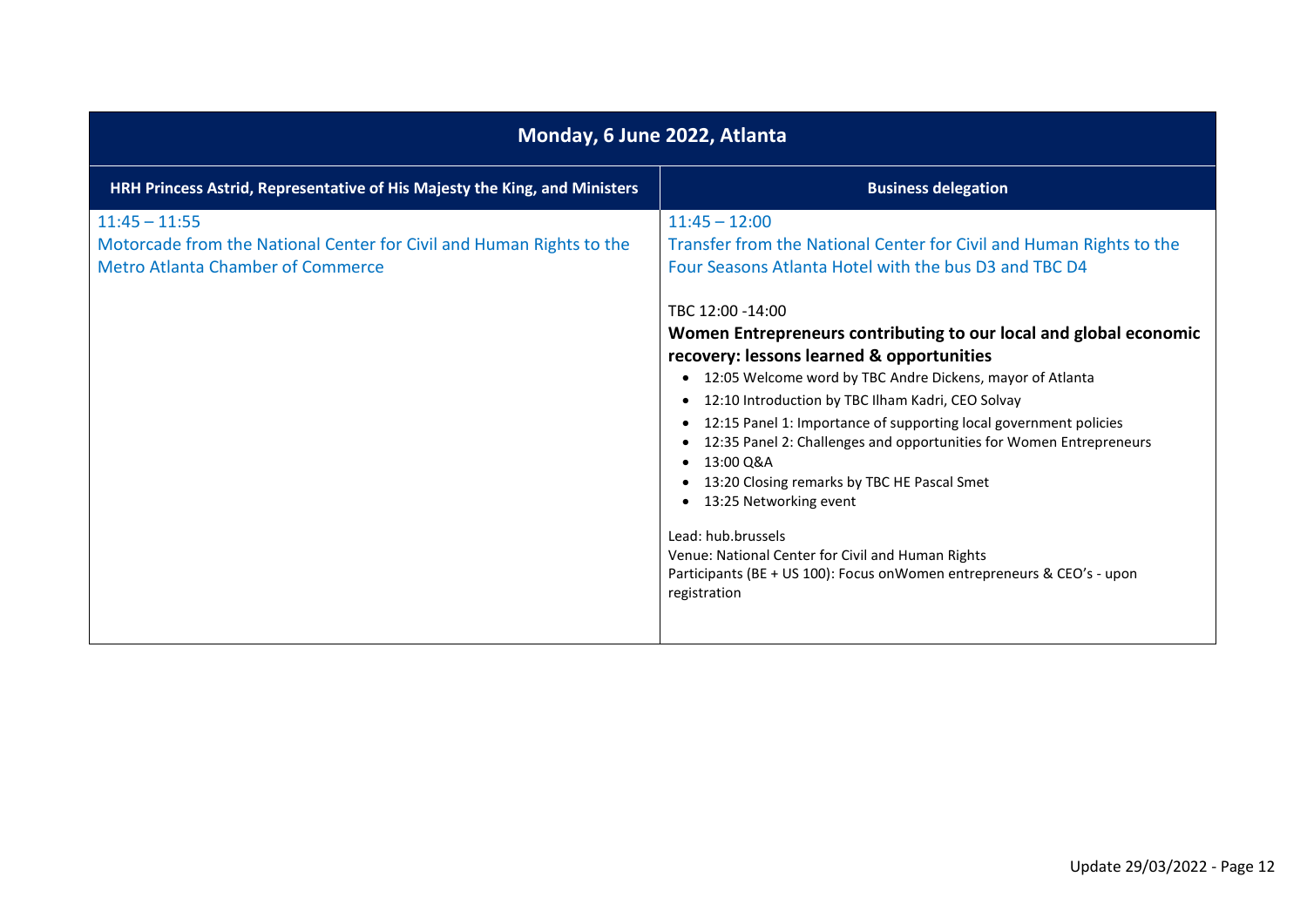| Monday, 6 June 2022, Atlanta | |
|---|---|
| **HRH Princess Astrid, Representative of His Majesty the King, and Ministers** | **Business delegation** |
| 11:45 – 11:55<br>Motorcade from the National Center for Civil and Human Rights to the Metro Atlanta Chamber of Commerce | 11:45 – 12:00<br>Transfer from the National Center for Civil and Human Rights to the Four Seasons Atlanta Hotel with the bus D3 and TBC D4<br><br>TBC 12:00 -14:00<br>**Women Entrepreneurs contributing to our local and global economic recovery: lessons learned & opportunities**<br>• 12:05 Welcome word by TBC Andre Dickens, mayor of Atlanta<br>• 12:10 Introduction by TBC Ilham Kadri, CEO Solvay<br>• 12:15 Panel 1: Importance of supporting local government policies<br>• 12:35 Panel 2: Challenges and opportunities for Women Entrepreneurs<br>• 13:00 Q&A<br>• 13:20 Closing remarks by TBC HE Pascal Smet<br>• 13:25 Networking event<br><br>Lead: hub.brussels<br>Venue: National Center for Civil and Human Rights<br>Participants (BE + US 100): Focus onWomen entrepreneurs & CEO's - upon registration |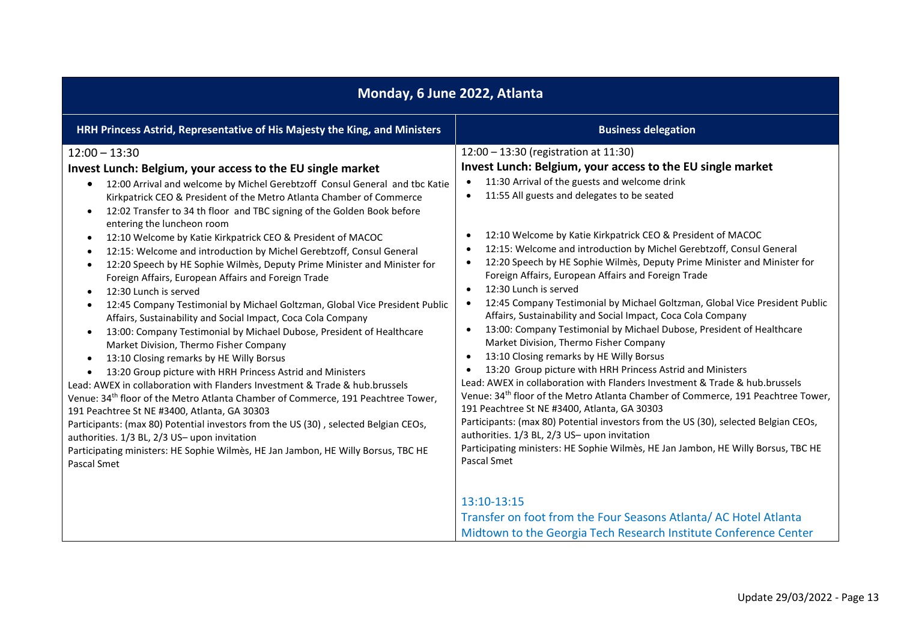| Monday, 6 June 2022, Atlanta | |
|---|---|
| **HRH Princess Astrid, Representative of His Majesty the King, and Ministers** | **Business delegation** |
| 12:00 – 13:30<br>**Invest Lunch: Belgium, your access to the EU single market**<br>• 12:00 Arrival and welcome by Michel Gerebtzoff Consul General and tbc Katie Kirkpatrick CEO & President of the Metro Atlanta Chamber of Commerce<br>• 12:02 Transfer to 34 th floor and TBC signing of the Golden Book before entering the luncheon room<br>• 12:10 Welcome by Katie Kirkpatrick CEO & President of MACOC<br>• 12:15: Welcome and introduction by Michel Gerebtzoff, Consul General<br>• 12:20 Speech by HE Sophie Wilmès, Deputy Prime Minister and Minister for Foreign Affairs, European Affairs and Foreign Trade<br>• 12:30 Lunch is served<br>• 12:45 Company Testimonial by Michael Goltzman, Global Vice President Public Affairs, Sustainability and Social Impact, Coca Cola Company<br>• 13:00: Company Testimonial by Michael Dubose, President of Healthcare Market Division, Thermo Fisher Company<br>• 13:10 Closing remarks by HE Willy Borsus<br>• 13:20 Group picture with HRH Princess Astrid and Ministers<br>Lead: AWEX in collaboration with Flanders Investment & Trade & hub.brussels<br>Venue: 34th floor of the Metro Atlanta Chamber of Commerce, 191 Peachtree Tower, 191 Peachtree St NE #3400, Atlanta, GA 30303<br>Participants: (max 80) Potential investors from the US (30) , selected Belgian CEOs, authorities. 1/3 BL, 2/3 US– upon invitation<br>Participating ministers: HE Sophie Wilmès, HE Jan Jambon, HE Willy Borsus, TBC HE Pascal Smet | 12:00 – 13:30 (registration at 11:30)<br>**Invest Lunch: Belgium, your access to the EU single market**<br>• 11:30 Arrival of the guests and welcome drink<br>• 11:55 All guests and delegates to be seated<br>• 12:10 Welcome by Katie Kirkpatrick CEO & President of MACOC<br>• 12:15: Welcome and introduction by Michel Gerebtzoff, Consul General<br>• 12:20 Speech by HE Sophie Wilmès, Deputy Prime Minister and Minister for Foreign Affairs, European Affairs and Foreign Trade<br>• 12:30 Lunch is served<br>• 12:45 Company Testimonial by Michael Goltzman, Global Vice President Public Affairs, Sustainability and Social Impact, Coca Cola Company<br>• 13:00: Company Testimonial by Michael Dubose, President of Healthcare Market Division, Thermo Fisher Company<br>• 13:10 Closing remarks by HE Willy Borsus<br>• 13:20 Group picture with HRH Princess Astrid and Ministers<br>Lead: AWEX in collaboration with Flanders Investment & Trade & hub.brussels<br>Venue: 34th floor of the Metro Atlanta Chamber of Commerce, 191 Peachtree Tower, 191 Peachtree St NE #3400, Atlanta, GA 30303<br>Participants: (max 80) Potential investors from the US (30), selected Belgian CEOs, authorities. 1/3 BL, 2/3 US– upon invitation<br>Participating ministers: HE Sophie Wilmès, HE Jan Jambon, HE Willy Borsus, TBC HE Pascal Smet<br><br>13:10-13:15<br>Transfer on foot from the Four Seasons Atlanta/ AC Hotel Atlanta Midtown to the Georgia Tech Research Institute Conference Center |

Update 29/03/2022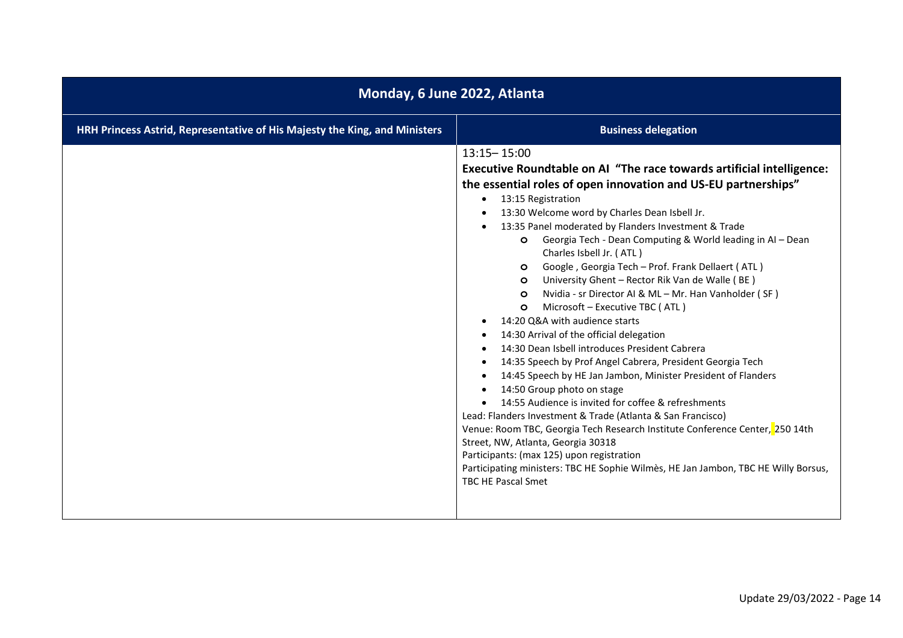| Monday, 6 June 2022, Atlanta | |
|---|---|
| **HRH Princess Astrid, Representative of His Majesty the King, and Ministers** | **Business delegation** |
| | 13:15– 15:00<br>**Executive Roundtable on AI "The race towards artificial intelligence: the essential roles of open innovation and US-EU partnerships"**<br>• 13:15 Registration<br>• 13:30 Welcome word by Charles Dean Isbell Jr.<br>• 13:35 Panel moderated by Flanders Investment & Trade<br>  ○ Georgia Tech - Dean Computing & World leading in AI – Dean Charles Isbell Jr. ( ATL )<br>  ○ Google , Georgia Tech – Prof. Frank Dellaert ( ATL )<br>  ○ University Ghent – Rector Rik Van de Walle ( BE )<br>  ○ Nvidia - sr Director AI & ML – Mr. Han Vanholder ( SF )<br>  ○ Microsoft – Executive TBC ( ATL )<br>• 14:20 Q&A with audience starts<br>• 14:30 Arrival of the official delegation<br>• 14:30 Dean Isbell introduces President Cabrera<br>• 14:35 Speech by Prof Angel Cabrera, President Georgia Tech<br>• 14:45 Speech by HE Jan Jambon, Minister President of Flanders<br>• 14:50 Group photo on stage<br>• 14:55 Audience is invited for coffee & refreshments<br>Lead: Flanders Investment & Trade (Atlanta & San Francisco)<br>Venue: Room TBC, Georgia Tech Research Institute Conference Center, 250 14th Street, NW, Atlanta, Georgia 30318<br>Participants: (max 125) upon registration<br>Participating ministers: TBC HE Sophie Wilmès, HE Jan Jambon, TBC HE Willy Borsus, TBC HE Pascal Smet |

Update 29/03/2022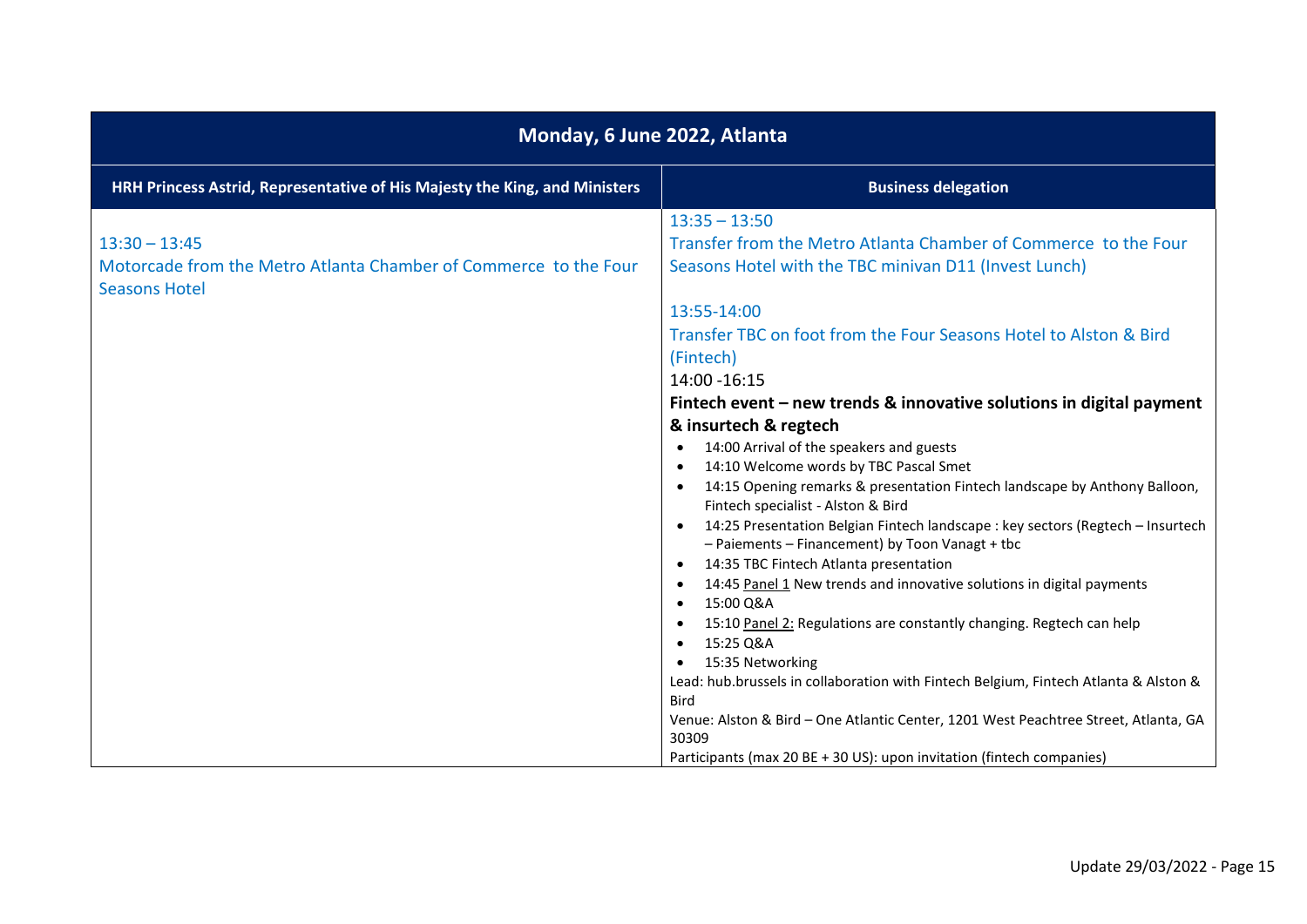| Monday, 6 June 2022, Atlanta | |
|---|---|
| **HRH Princess Astrid, Representative of His Majesty the King, and Ministers** | **Business delegation** |
| 13:30 – 13:45<br>Motorcade from the Metro Atlanta Chamber of Commerce to the Four Seasons Hotel | 13:35 – 13:50<br>Transfer from the Metro Atlanta Chamber of Commerce to the Four Seasons Hotel with the TBC minivan D11 (Invest Lunch)<br><br>13:55-14:00<br>Transfer TBC on foot from the Four Seasons Hotel to Alston & Bird (Fintech)<br>14:00 -16:15<br>**Fintech event – new trends & innovative solutions in digital payment & insurtech & regtech**<br>• 14:00 Arrival of the speakers and guests<br>• 14:10 Welcome words by TBC Pascal Smet<br>• 14:15 Opening remarks & presentation Fintech landscape by Anthony Balloon, Fintech specialist - Alston & Bird<br>• 14:25 Presentation Belgian Fintech landscape : key sectors (Regtech – Insurtech – Paiements – Financement) by Toon Vanagt + tbc<br>• 14:35 TBC Fintech Atlanta presentation<br>• 14:45 Panel 1 New trends and innovative solutions in digital payments<br>• 15:00 Q&A<br>• 15:10 Panel 2: Regulations are constantly changing. Regtech can help<br>• 15:25 Q&A<br>• 15:35 Networking<br>Lead: hub.brussels in collaboration with Fintech Belgium, Fintech Atlanta & Alston & Bird<br>Venue: Alston & Bird – One Atlantic Center, 1201 West Peachtree Street, Atlanta, GA 30309<br>Participants (max 20 BE + 30 US): upon invitation (fintech companies) |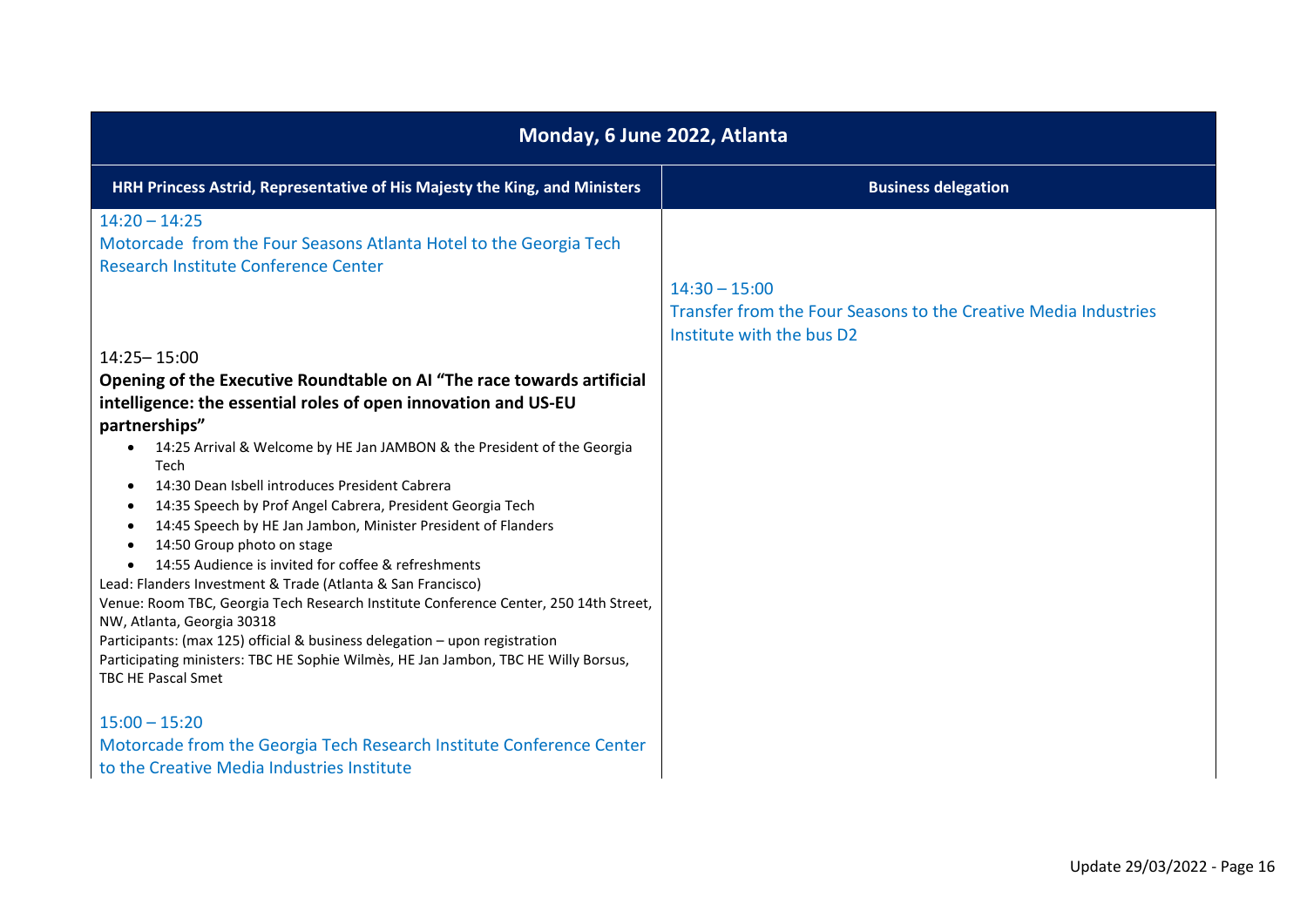| Monday, 6 June 2022, Atlanta | |
|---|---|
| **HRH Princess Astrid, Representative of His Majesty the King, and Ministers** | **Business delegation** |
| 14:20 – 14:25<br>Motorcade from the Four Seasons Atlanta Hotel to the Georgia Tech Research Institute Conference Center<br><br>14:25– 15:00<br>**Opening of the Executive Roundtable on AI "The race towards artificial intelligence: the essential roles of open innovation and US-EU partnerships"**<br>• 14:25 Arrival & Welcome by HE Jan JAMBON & the President of the Georgia Tech<br>• 14:30 Dean Isbell introduces President Cabrera<br>• 14:35 Speech by Prof Angel Cabrera, President Georgia Tech<br>• 14:45 Speech by HE Jan Jambon, Minister President of Flanders<br>• 14:50 Group photo on stage<br>• 14:55 Audience is invited for coffee & refreshments<br>Lead: Flanders Investment & Trade (Atlanta & San Francisco)<br>Venue: Room TBC, Georgia Tech Research Institute Conference Center, 250 14th Street, NW, Atlanta, Georgia 30318<br>Participants: (max 125) official & business delegation – upon registration<br>Participating ministers: TBC HE Sophie Wilmès, HE Jan Jambon, TBC HE Willy Borsus, TBC HE Pascal Smet<br><br>15:00 – 15:20<br>Motorcade from the Georgia Tech Research Institute Conference Center to the Creative Media Industries Institute | 14:30 – 15:00<br>Transfer from the Four Seasons to the Creative Media Industries Institute with the bus D2 |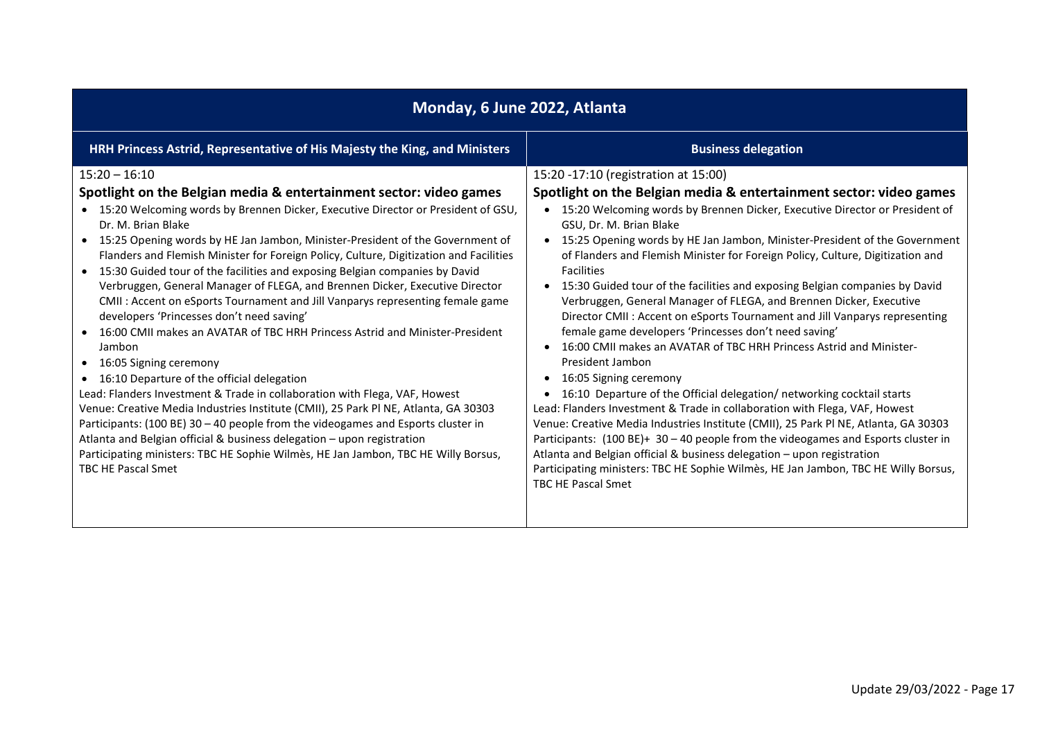| Monday, 6 June 2022, Atlanta | |
|---|---|
| **HRH Princess Astrid, Representative of His Majesty the King, and Ministers** | **Business delegation** |
| 15:20 – 16:10<br>**Spotlight on the Belgian media & entertainment sector: video games**<br>• 15:20 Welcoming words by Brennen Dicker, Executive Director or President of GSU, Dr. M. Brian Blake<br>• 15:25 Opening words by HE Jan Jambon, Minister-President of the Government of Flanders and Flemish Minister for Foreign Policy, Culture, Digitization and Facilities<br>• 15:30 Guided tour of the facilities and exposing Belgian companies by David Verbruggen, General Manager of FLEGA, and Brennen Dicker, Executive Director CMII : Accent on eSports Tournament and Jill Vanparys representing female game developers 'Princesses don't need saving'<br>• 16:00 CMII makes an AVATAR of TBC HRH Princess Astrid and Minister-President Jambon<br>• 16:05 Signing ceremony<br>• 16:10 Departure of the official delegation<br>Lead: Flanders Investment & Trade in collaboration with Flega, VAF, Howest<br>Venue: Creative Media Industries Institute (CMII), 25 Park Pl NE, Atlanta, GA 30303<br>Participants: (100 BE) 30 – 40 people from the videogames and Esports cluster in Atlanta and Belgian official & business delegation – upon registration<br>Participating ministers: TBC HE Sophie Wilmès, HE Jan Jambon, TBC HE Willy Borsus, TBC HE Pascal Smet | 15:20 -17:10 (registration at 15:00)<br>**Spotlight on the Belgian media & entertainment sector: video games**<br>• 15:20 Welcoming words by Brennen Dicker, Executive Director or President of GSU, Dr. M. Brian Blake<br>• 15:25 Opening words by HE Jan Jambon, Minister-President of the Government of Flanders and Flemish Minister for Foreign Policy, Culture, Digitization and Facilities<br>• 15:30 Guided tour of the facilities and exposing Belgian companies by David Verbruggen, General Manager of FLEGA, and Brennen Dicker, Executive Director CMII : Accent on eSports Tournament and Jill Vanparys representing female game developers 'Princesses don't need saving'<br>• 16:00 CMII makes an AVATAR of TBC HRH Princess Astrid and Minister-President Jambon<br>• 16:05 Signing ceremony<br>• 16:10 Departure of the Official delegation/ networking cocktail starts<br>Lead: Flanders Investment & Trade in collaboration with Flega, VAF, Howest<br>Venue: Creative Media Industries Institute (CMII), 25 Park Pl NE, Atlanta, GA 30303<br>Participants: (100 BE)+ 30 – 40 people from the videogames and Esports cluster in Atlanta and Belgian official & business delegation – upon registration<br>Participating ministers: TBC HE Sophie Wilmès, HE Jan Jambon, TBC HE Willy Borsus, TBC HE Pascal Smet |

Update 29/03/2022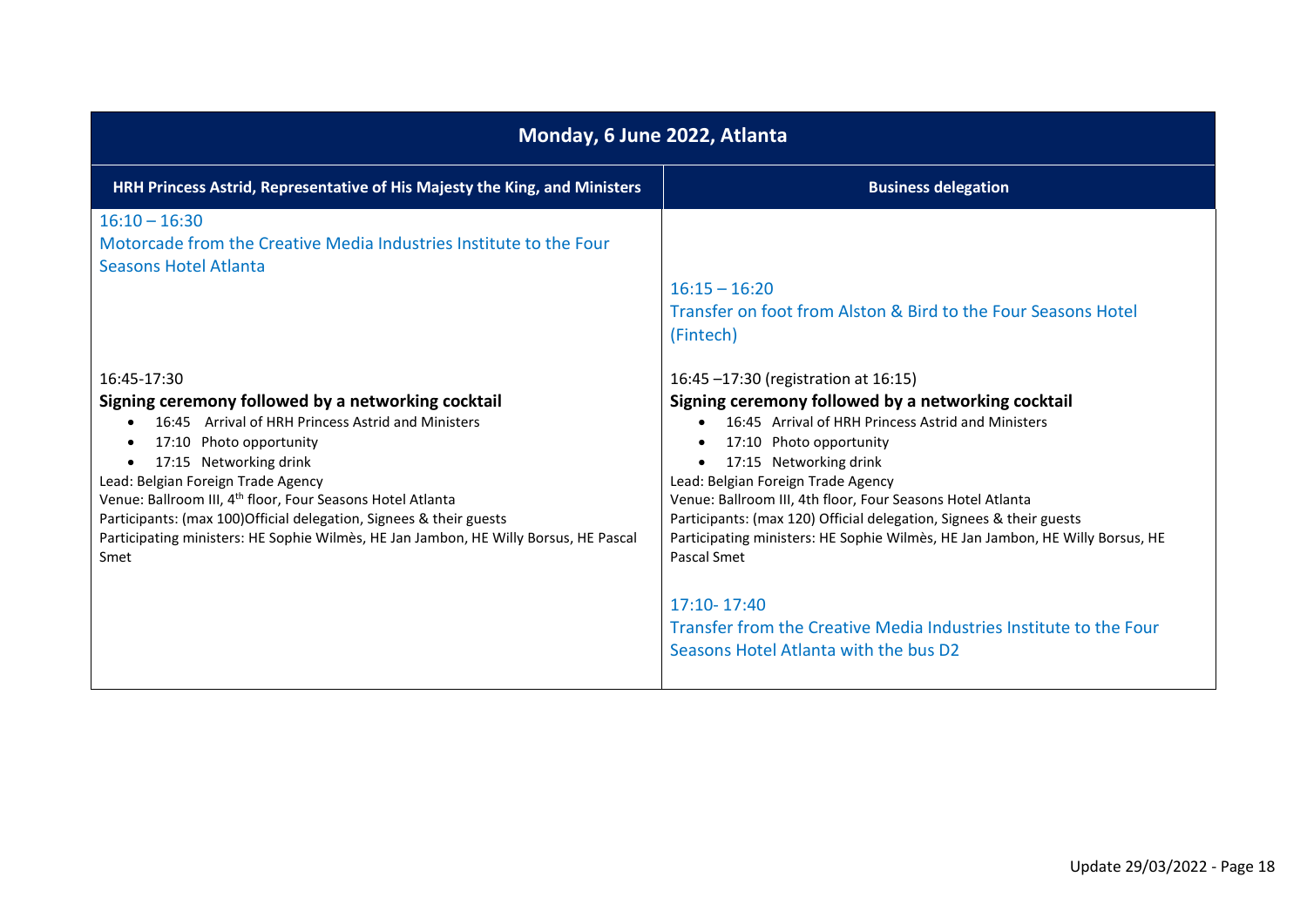| Monday, 6 June 2022, Atlanta | |
|---|---|
| **HRH Princess Astrid, Representative of His Majesty the King, and Ministers** | **Business delegation** |
| 16:10 – 16:30<br>Motorcade from the Creative Media Industries Institute to the Four Seasons Hotel Atlanta | 16:15 – 16:20<br>Transfer on foot from Alston & Bird to the Four Seasons Hotel (Fintech) |
| 16:45-17:30<br>**Signing ceremony followed by a networking cocktail**<br>• 16:45 Arrival of HRH Princess Astrid and Ministers<br>• 17:10 Photo opportunity<br>• 17:15 Networking drink<br>Lead: Belgian Foreign Trade Agency<br>Venue: Ballroom III, 4th floor, Four Seasons Hotel Atlanta<br>Participants: (max 100)Official delegation, Signees & their guests<br>Participating ministers: HE Sophie Wilmès, HE Jan Jambon, HE Willy Borsus, HE Pascal Smet | 16:45 –17:30 (registration at 16:15)<br>**Signing ceremony followed by a networking cocktail**<br>• 16:45 Arrival of HRH Princess Astrid and Ministers<br>• 17:10 Photo opportunity<br>• 17:15 Networking drink<br>Lead: Belgian Foreign Trade Agency<br>Venue: Ballroom III, 4th floor, Four Seasons Hotel Atlanta<br>Participants: (max 120) Official delegation, Signees & their guests<br>Participating ministers: HE Sophie Wilmès, HE Jan Jambon, HE Willy Borsus, HE Pascal Smet |
| | 17:10- 17:40<br>Transfer from the Creative Media Industries Institute to the Four Seasons Hotel Atlanta with the bus D2 |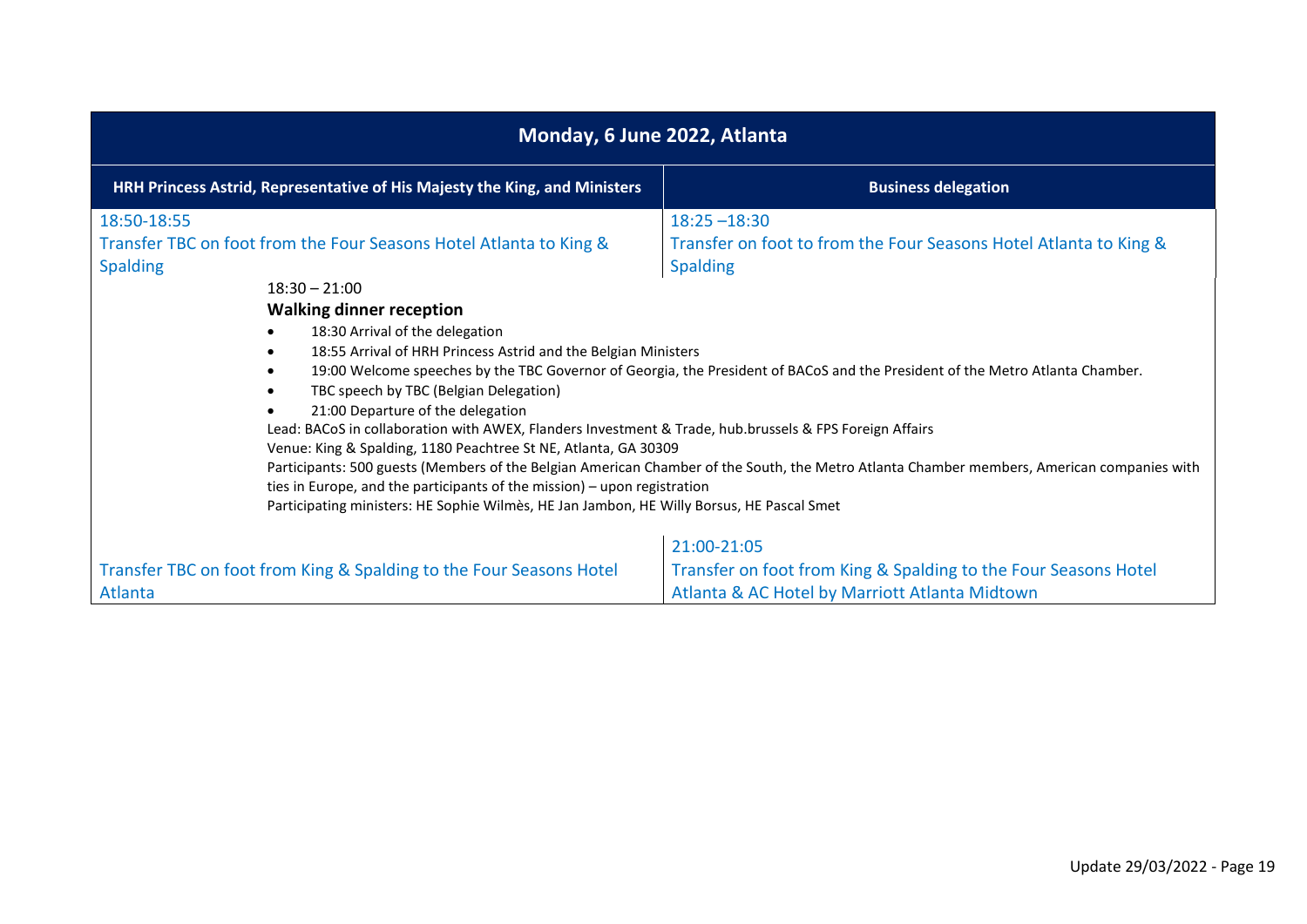| Monday, 6 June 2022, Atlanta | |
|---|---|
| **HRH Princess Astrid, Representative of His Majesty the King, and Ministers** | **Business delegation** |
| 18:50-18:55<br>Transfer TBC on foot from the Four Seasons Hotel Atlanta to King & Spalding | 18:25 –18:30<br>Transfer on foot to from the Four Seasons Hotel Atlanta to King & Spalding |
| 18:30 – 21:00<br>**Walking dinner reception**<br>• 18:30 Arrival of the delegation<br>• 18:55 Arrival of HRH Princess Astrid and the Belgian Ministers<br>• 19:00 Welcome speeches by the TBC Governor of Georgia, the President of BACoS and the President of the Metro Atlanta Chamber.<br>• TBC speech by TBC (Belgian Delegation)<br>• 21:00 Departure of the delegation<br>Lead: BACoS in collaboration with AWEX, Flanders Investment & Trade, hub.brussels & FPS Foreign Affairs<br>Venue: King & Spalding, 1180 Peachtree St NE, Atlanta, GA 30309<br>Participants: 500 guests (Members of the Belgian American Chamber of the South, the Metro Atlanta Chamber members, American companies with ties in Europe, and the participants of the mission) – upon registration<br>Participating ministers: HE Sophie Wilmès, HE Jan Jambon, HE Willy Borsus, HE Pascal Smet | |
| Transfer TBC on foot from King & Spalding to the Four Seasons Hotel Atlanta | 21:00-21:05<br>Transfer on foot from King & Spalding to the Four Seasons Hotel Atlanta & AC Hotel by Marriott Atlanta Midtown |

Update 29/03/2022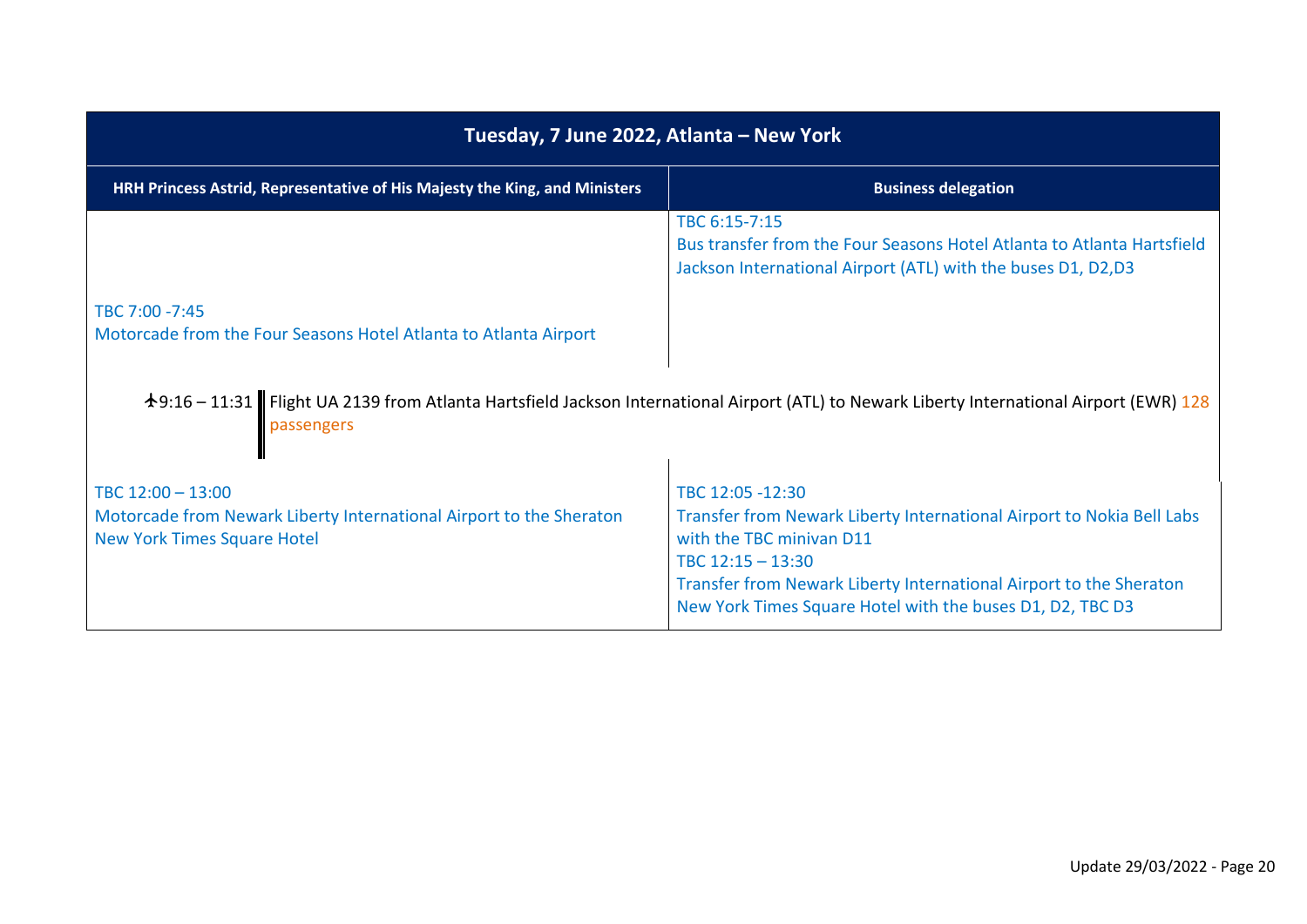| Tuesday, 7 June 2022, Atlanta – New York | |
|---|---|
| **HRH Princess Astrid, Representative of His Majesty the King, and Ministers** | **Business delegation** |
| | TBC 6:15-7:15<br>Bus transfer from the Four Seasons Hotel Atlanta to Atlanta Hartsfield Jackson International Airport (ATL) with the buses D1, D2,D3 |
| TBC 7:00 -7:45<br>Motorcade from the Four Seasons Hotel Atlanta to Atlanta Airport | |
| ✈9:16 – 11:31 Flight UA 2139 from Atlanta Hartsfield Jackson International Airport (ATL) to Newark Liberty International Airport (EWR) 128 passengers | |
| TBC 12:00 – 13:00<br>Motorcade from Newark Liberty International Airport to the Sheraton New York Times Square Hotel | TBC 12:05 -12:30<br>Transfer from Newark Liberty International Airport to Nokia Bell Labs with the TBC minivan D11<br>TBC 12:15 – 13:30<br>Transfer from Newark Liberty International Airport to the Sheraton New York Times Square Hotel with the buses D1, D2, TBC D3 |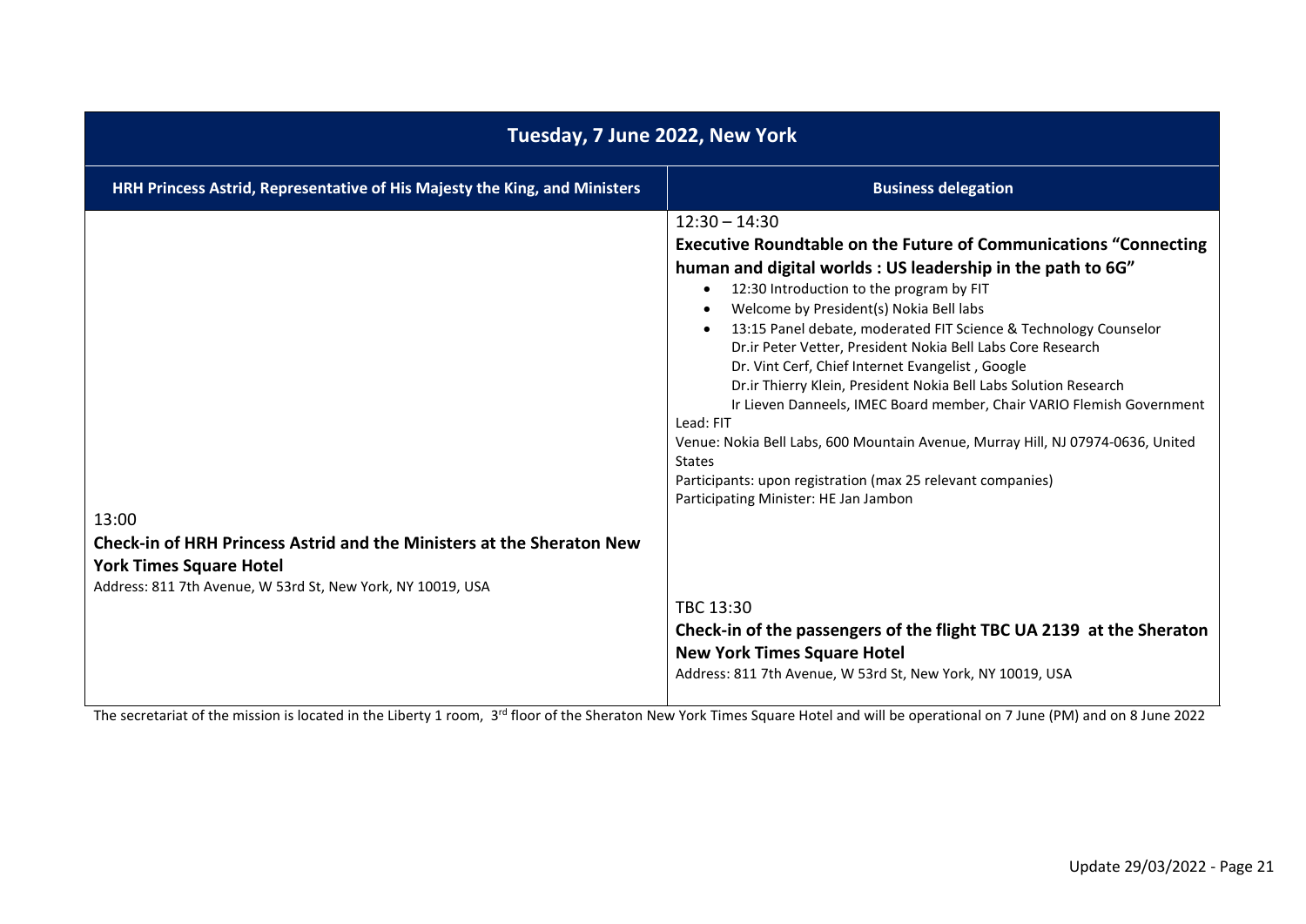| Tuesday, 7 June 2022, New York | |
|---|---|
| **HRH Princess Astrid, Representative of His Majesty the King, and Ministers** | **Business delegation** |
| | 12:30 – 14:30<br>**Executive Roundtable on the Future of Communications "Connecting human and digital worlds : US leadership in the path to 6G"**<br>• 12:30 Introduction to the program by FIT<br>• Welcome by President(s) Nokia Bell labs<br>• 13:15 Panel debate, moderated FIT Science & Technology Counselor<br>Dr.ir Peter Vetter, President Nokia Bell Labs Core Research<br>Dr. Vint Cerf, Chief Internet Evangelist , Google<br>Dr.ir Thierry Klein, President Nokia Bell Labs Solution Research<br>Ir Lieven Danneels, IMEC Board member, Chair VARIO Flemish Government<br>Lead: FIT<br>Venue: Nokia Bell Labs, 600 Mountain Avenue, Murray Hill, NJ 07974-0636, United States<br>Participants: upon registration (max 25 relevant companies)<br>Participating Minister: HE Jan Jambon |
| 13:00<br>**Check-in of HRH Princess Astrid and the Ministers at the Sheraton New York Times Square Hotel**<br>Address: 811 7th Avenue, W 53rd St, New York, NY 10019, USA | |
| | TBC 13:30<br>**Check-in of the passengers of the flight TBC UA 2139 at the Sheraton New York Times Square Hotel**<br>Address: 811 7th Avenue, W 53rd St, New York, NY 10019, USA |

The secretariat of the mission is located in the Liberty 1 room, 3rd floor of the Sheraton New York Times Square Hotel and will be operational on 7 June (PM) and on 8 June 2022

Update 29/03/2022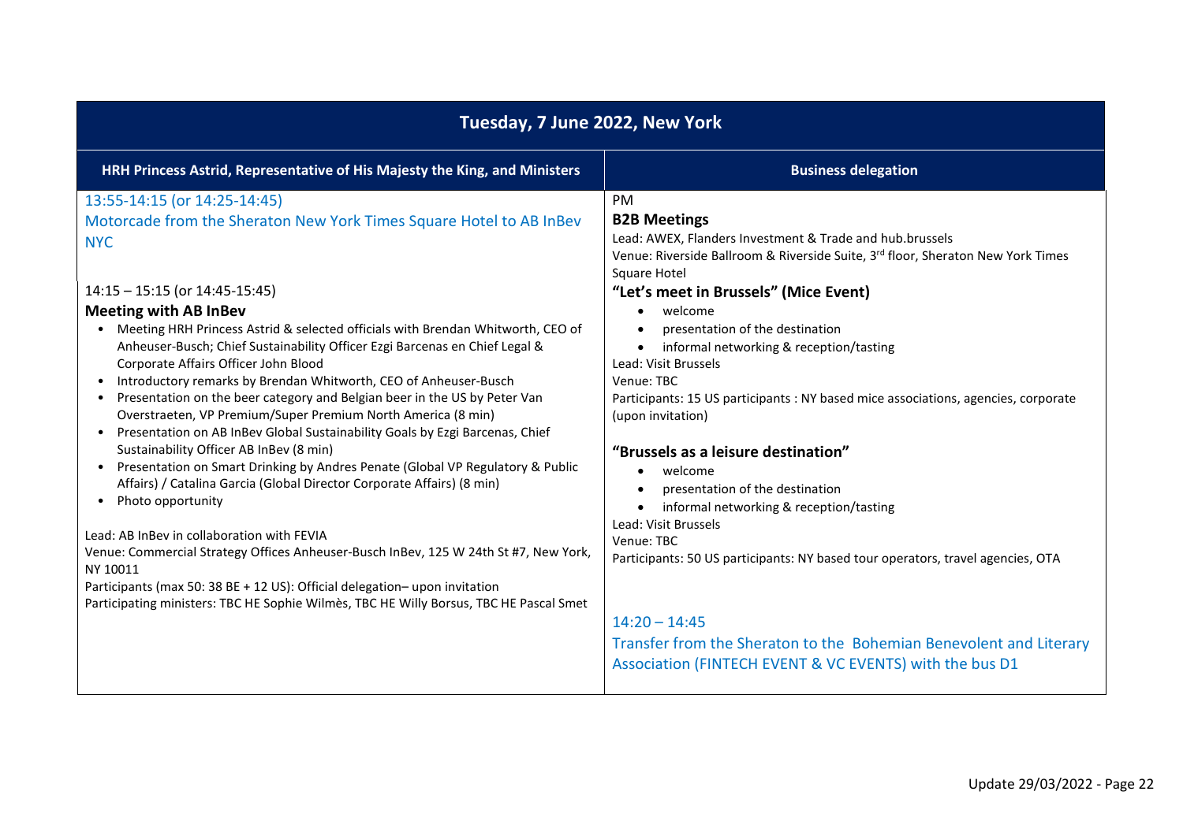# Tuesday, 7 June 2022, New York

## HRH Princess Astrid, Representative of His Majesty the King, and Ministers

13:55-14:15 (or 14:25-14:45)
Motorcade from the Sheraton New York Times Square Hotel to AB InBev NYC

14:15 – 15:15 (or 14:45-15:45)
**Meeting with AB InBev**

- Meeting HRH Princess Astrid & selected officials with Brendan Whitworth, CEO of Anheuser-Busch; Chief Sustainability Officer Ezgi Barcenas en Chief Legal & Corporate Affairs Officer John Blood
- Introductory remarks by Brendan Whitworth, CEO of Anheuser-Busch
- Presentation on the beer category and Belgian beer in the US by Peter Van Overstraeten, VP Premium/Super Premium North America (8 min)
- Presentation on AB InBev Global Sustainability Goals by Ezgi Barcenas, Chief Sustainability Officer AB InBev (8 min)
- Presentation on Smart Drinking by Andres Penate (Global VP Regulatory & Public Affairs) / Catalina Garcia (Global Director Corporate Affairs) (8 min)
- Photo opportunity

Lead: AB InBev in collaboration with FEVIA
Venue: Commercial Strategy Offices Anheuser-Busch InBev, 125 W 24th St #7, New York, NY 10011
Participants (max 50: 38 BE + 12 US): Official delegation– upon invitation
Participating ministers: TBC HE Sophie Wilmès, TBC HE Willy Borsus, TBC HE Pascal Smet

## Business delegation

PM
**B2B Meetings**
Lead: AWEX, Flanders Investment & Trade and hub.brussels
Venue: Riverside Ballroom & Riverside Suite, 3rd floor, Sheraton New York Times Square Hotel

**"Let's meet in Brussels" (Mice Event)**

- welcome
- presentation of the destination
- informal networking & reception/tasting

Lead: Visit Brussels
Venue: TBC
Participants: 15 US participants : NY based mice associations, agencies, corporate (upon invitation)

**"Brussels as a leisure destination"**

- welcome
- presentation of the destination
- informal networking & reception/tasting

Lead: Visit Brussels
Venue: TBC
Participants: 50 US participants: NY based tour operators, travel agencies, OTA

14:20 – 14:45
Transfer from the Sheraton to the Bohemian Benevolent and Literary Association (FINTECH EVENT & VC EVENTS) with the bus D1

Update 29/03/2022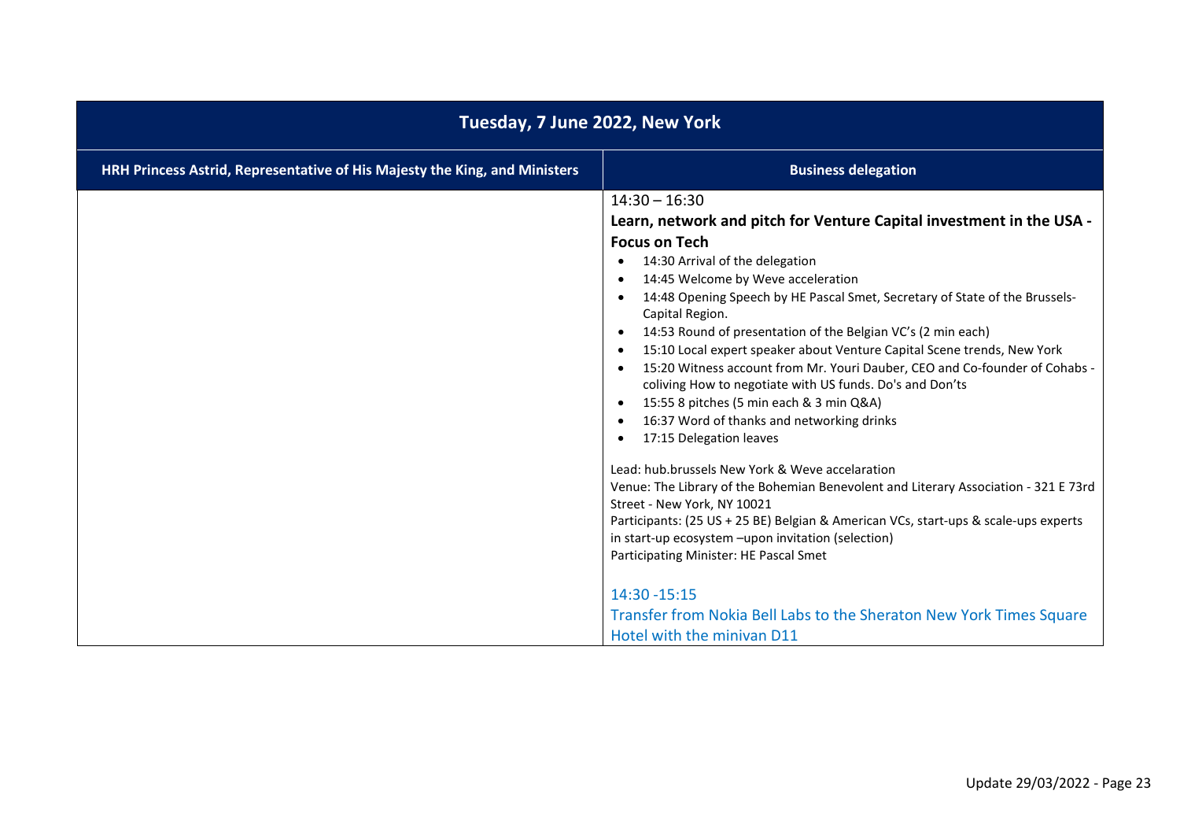| Tuesday, 7 June 2022, New York | |
|---|---|
| **HRH Princess Astrid, Representative of His Majesty the King, and Ministers** | **Business delegation** |
| | 14:30 – 16:30<br>**Learn, network and pitch for Venture Capital investment in the USA - Focus on Tech**<br>• 14:30 Arrival of the delegation<br>• 14:45 Welcome by Weve acceleration<br>• 14:48 Opening Speech by HE Pascal Smet, Secretary of State of the Brussels-Capital Region.<br>• 14:53 Round of presentation of the Belgian VC's (2 min each)<br>• 15:10 Local expert speaker about Venture Capital Scene trends, New York<br>• 15:20 Witness account from Mr. Youri Dauber, CEO and Co-founder of Cohabs - coliving How to negotiate with US funds. Do's and Don'ts<br>• 15:55 8 pitches (5 min each & 3 min Q&A)<br>• 16:37 Word of thanks and networking drinks<br>• 17:15 Delegation leaves<br><br>Lead: hub.brussels New York & Weve accelaration<br>Venue: The Library of the Bohemian Benevolent and Literary Association - 321 E 73rd Street - New York, NY 10021<br>Participants: (25 US + 25 BE) Belgian & American VCs, start-ups & scale-ups experts in start-up ecosystem –upon invitation (selection)<br>Participating Minister: HE Pascal Smet<br><br>14:30 -15:15<br>Transfer from Nokia Bell Labs to the Sheraton New York Times Square Hotel with the minivan D11 |

Update 29/03/2022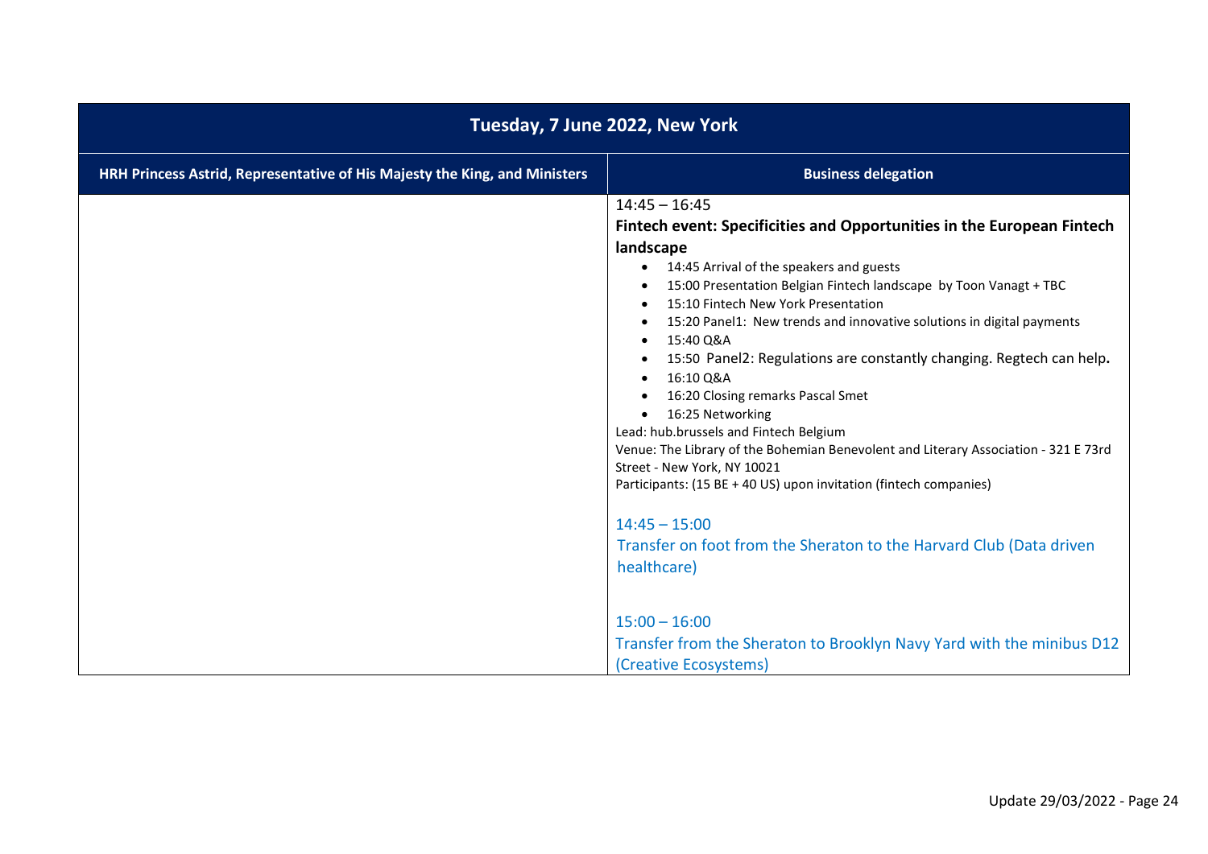| Tuesday, 7 June 2022, New York | |
|---|---|
| **HRH Princess Astrid, Representative of His Majesty the King, and Ministers** | **Business delegation** |
| | 14:45 – 16:45<br>**Fintech event: Specificities and Opportunities in the European Fintech landscape**<br>• 14:45 Arrival of the speakers and guests<br>• 15:00 Presentation Belgian Fintech landscape by Toon Vanagt + TBC<br>• 15:10 Fintech New York Presentation<br>• 15:20 Panel1: New trends and innovative solutions in digital payments<br>• 15:40 Q&A<br>• 15:50 Panel2: Regulations are constantly changing. Regtech can help.<br>• 16:10 Q&A<br>• 16:20 Closing remarks Pascal Smet<br>• 16:25 Networking<br>Lead: hub.brussels and Fintech Belgium<br>Venue: The Library of the Bohemian Benevolent and Literary Association - 321 E 73rd Street - New York, NY 10021<br>Participants: (15 BE + 40 US) upon invitation (fintech companies)<br><br>14:45 – 15:00<br>Transfer on foot from the Sheraton to the Harvard Club (Data driven healthcare)<br><br>15:00 – 16:00<br>Transfer from the Sheraton to Brooklyn Navy Yard with the minibus D12 (Creative Ecosystems) |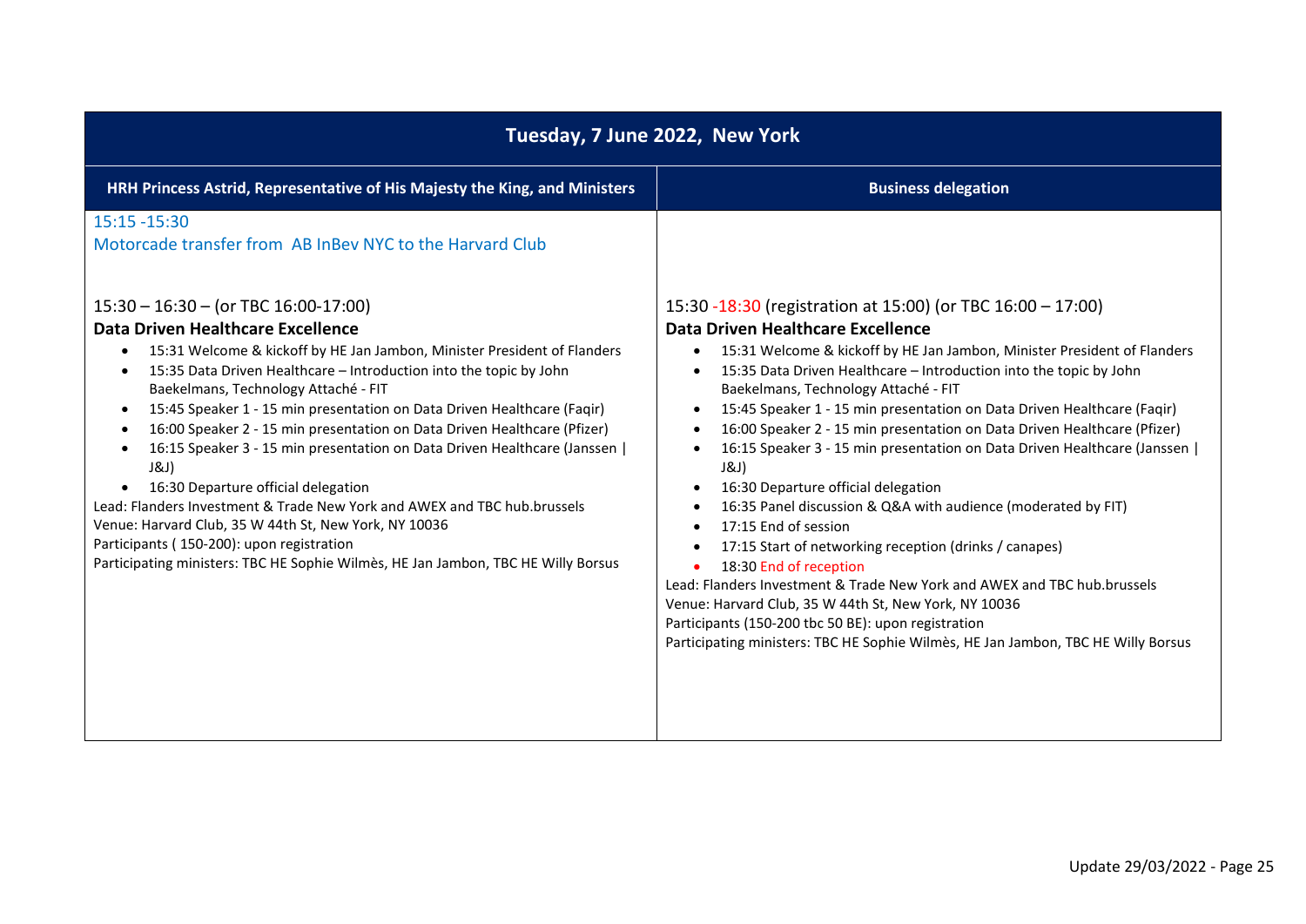| Tuesday, 7 June 2022, New York | |
| --- | --- |
| **HRH Princess Astrid, Representative of His Majesty the King, and Ministers** | **Business delegation** |
| 15:15 -15:30<br>Motorcade transfer from AB InBev NYC to the Harvard Club | |
| 15:30 – 16:30 – (or TBC 16:00-17:00)<br>**Data Driven Healthcare Excellence**<br>• 15:31 Welcome & kickoff by HE Jan Jambon, Minister President of Flanders<br>• 15:35 Data Driven Healthcare – Introduction into the topic by John Baekelmans, Technology Attaché - FIT<br>• 15:45 Speaker 1 - 15 min presentation on Data Driven Healthcare (Faqir)<br>• 16:00 Speaker 2 - 15 min presentation on Data Driven Healthcare (Pfizer)<br>• 16:15 Speaker 3 - 15 min presentation on Data Driven Healthcare (Janssen \| J&J)<br>• 16:30 Departure official delegation<br>Lead: Flanders Investment & Trade New York and AWEX and TBC hub.brussels<br>Venue: Harvard Club, 35 W 44th St, New York, NY 10036<br>Participants ( 150-200): upon registration<br>Participating ministers: TBC HE Sophie Wilmès, HE Jan Jambon, TBC HE Willy Borsus | 15:30 -18:30 (registration at 15:00) (or TBC 16:00 – 17:00)<br>**Data Driven Healthcare Excellence**<br>• 15:31 Welcome & kickoff by HE Jan Jambon, Minister President of Flanders<br>• 15:35 Data Driven Healthcare – Introduction into the topic by John Baekelmans, Technology Attaché - FIT<br>• 15:45 Speaker 1 - 15 min presentation on Data Driven Healthcare (Faqir)<br>• 16:00 Speaker 2 - 15 min presentation on Data Driven Healthcare (Pfizer)<br>• 16:15 Speaker 3 - 15 min presentation on Data Driven Healthcare (Janssen \| J&J)<br>• 16:30 Departure official delegation<br>• 16:35 Panel discussion & Q&A with audience (moderated by FIT)<br>• 17:15 End of session<br>• 17:15 Start of networking reception (drinks / canapes)<br>• 18:30 End of reception<br>Lead: Flanders Investment & Trade New York and AWEX and TBC hub.brussels<br>Venue: Harvard Club, 35 W 44th St, New York, NY 10036<br>Participants (150-200 tbc 50 BE): upon registration<br>Participating ministers: TBC HE Sophie Wilmès, HE Jan Jambon, TBC HE Willy Borsus |

Update 29/03/2022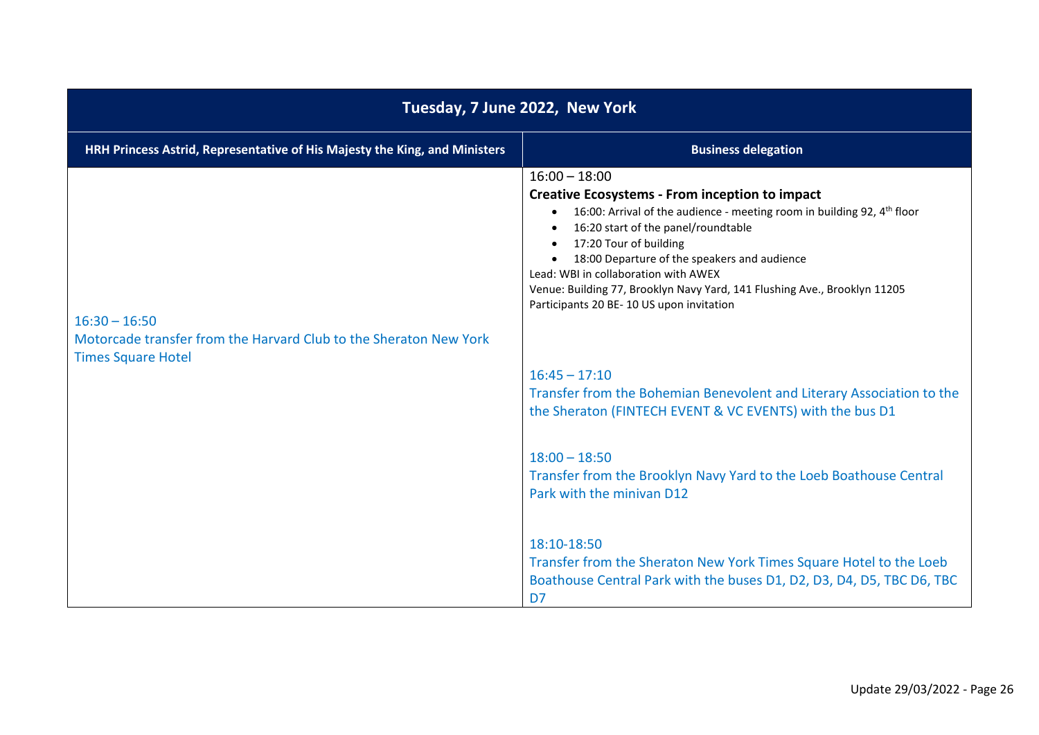| Tuesday, 7 June 2022, New York | |
|---|---|
| **HRH Princess Astrid, Representative of His Majesty the King, and Ministers** | **Business delegation** |
| 16:30 – 16:50<br>Motorcade transfer from the Harvard Club to the Sheraton New York Times Square Hotel | 16:00 – 18:00<br>**Creative Ecosystems - From inception to impact**<br>• 16:00: Arrival of the audience - meeting room in building 92, 4th floor<br>• 16:20 start of the panel/roundtable<br>• 17:20 Tour of building<br>• 18:00 Departure of the speakers and audience<br>Lead: WBI in collaboration with AWEX<br>Venue: Building 77, Brooklyn Navy Yard, 141 Flushing Ave., Brooklyn 11205<br>Participants 20 BE- 10 US upon invitation<br><br>16:45 – 17:10<br>Transfer from the Bohemian Benevolent and Literary Association to the the Sheraton (FINTECH EVENT & VC EVENTS) with the bus D1<br><br>18:00 – 18:50<br>Transfer from the Brooklyn Navy Yard to the Loeb Boathouse Central Park with the minivan D12<br><br>18:10-18:50<br>Transfer from the Sheraton New York Times Square Hotel to the Loeb Boathouse Central Park with the buses D1, D2, D3, D4, D5, TBC D6, TBC D7 |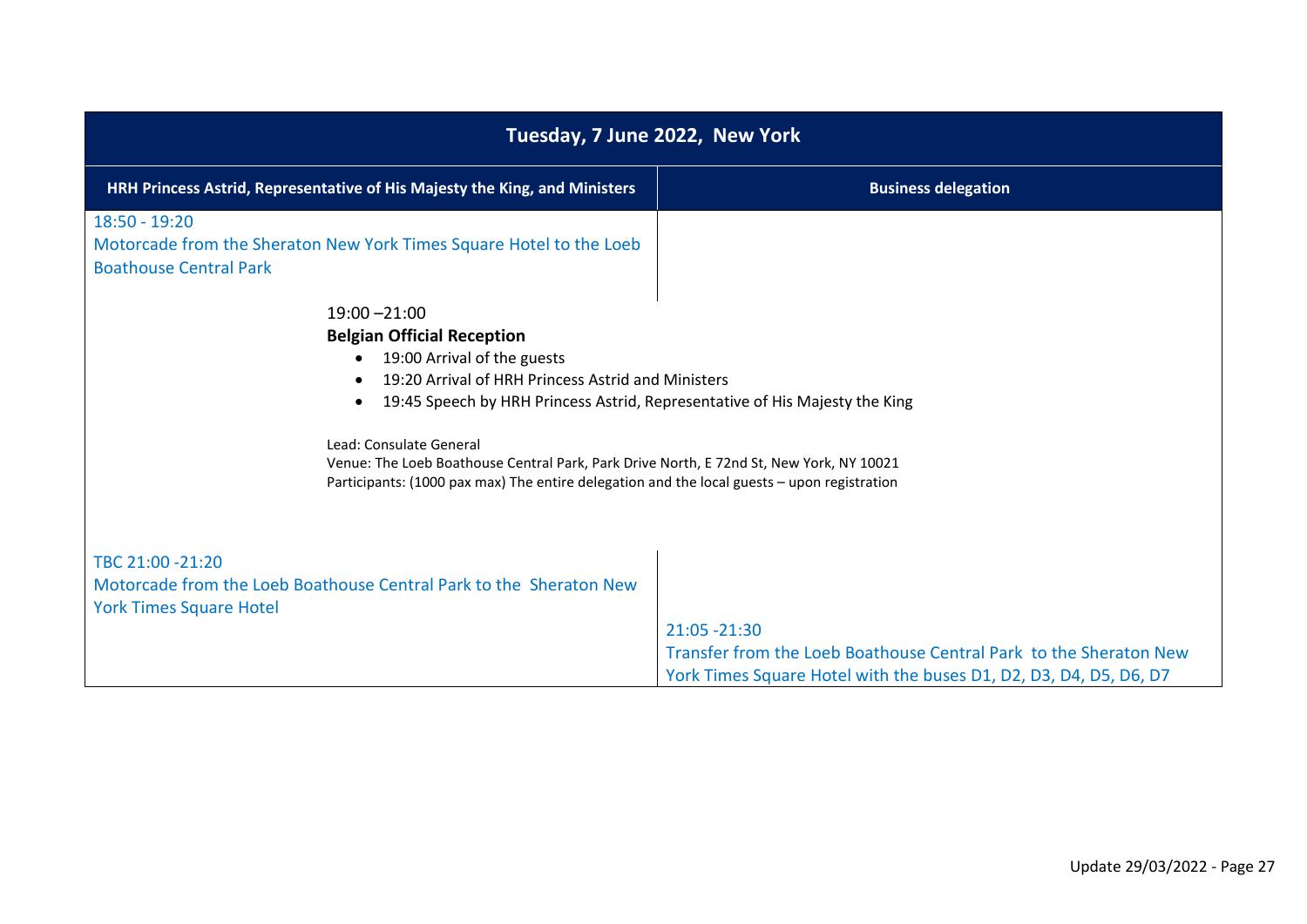| Tuesday, 7 June 2022, New York | |
|---|---|
| **HRH Princess Astrid, Representative of His Majesty the King, and Ministers** | **Business delegation** |
| 18:50 - 19:20<br>Motorcade from the Sheraton New York Times Square Hotel to the Loeb Boathouse Central Park | |
| 19:00 –21:00<br>**Belgian Official Reception**<br>• 19:00 Arrival of the guests<br>• 19:20 Arrival of HRH Princess Astrid and Ministers<br>• 19:45 Speech by HRH Princess Astrid, Representative of His Majesty the King<br><br>Lead: Consulate General<br>Venue: The Loeb Boathouse Central Park, Park Drive North, E 72nd St, New York, NY 10021<br>Participants: (1000 pax max) The entire delegation and the local guests – upon registration | |
| TBC 21:00 -21:20<br>Motorcade from the Loeb Boathouse Central Park to the Sheraton New York Times Square Hotel | 21:05 -21:30<br>Transfer from the Loeb Boathouse Central Park to the Sheraton New York Times Square Hotel with the buses D1, D2, D3, D4, D5, D6, D7 |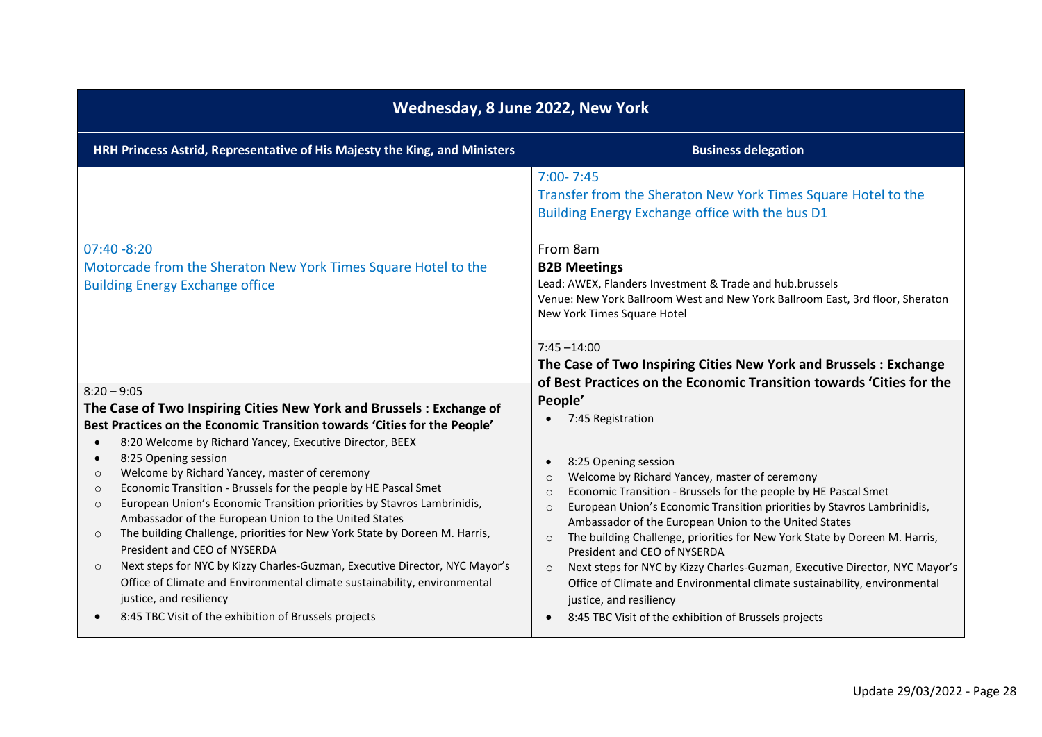| Wednesday, 8 June 2022, New York | |
|---|---|
| **HRH Princess Astrid, Representative of His Majesty the King, and Ministers** | **Business delegation** |
| | 7:00- 7:45<br>Transfer from the Sheraton New York Times Square Hotel to the Building Energy Exchange office with the bus D1 |
| 07:40 -8:20<br>Motorcade from the Sheraton New York Times Square Hotel to the Building Energy Exchange office | From 8am<br>**B2B Meetings**<br>Lead: AWEX, Flanders Investment & Trade and hub.brussels<br>Venue: New York Ballroom West and New York Ballroom East, 3rd floor, Sheraton New York Times Square Hotel |
| 8:20 – 9:05<br>**The Case of Two Inspiring Cities New York and Brussels : Exchange of Best Practices on the Economic Transition towards 'Cities for the People'**<br>• 8:20 Welcome by Richard Yancey, Executive Director, BEEX<br>• 8:25 Opening session<br>○ Welcome by Richard Yancey, master of ceremony<br>○ Economic Transition - Brussels for the people by HE Pascal Smet<br>○ European Union's Economic Transition priorities by Stavros Lambrinidis, Ambassador of the European Union to the United States<br>○ The building Challenge, priorities for New York State by Doreen M. Harris, President and CEO of NYSERDA<br>○ Next steps for NYC by Kizzy Charles-Guzman, Executive Director, NYC Mayor's Office of Climate and Environmental climate sustainability, environmental justice, and resiliency<br>• 8:45 TBC Visit of the exhibition of Brussels projects | 7:45 –14:00<br>**The Case of Two Inspiring Cities New York and Brussels : Exchange of Best Practices on the Economic Transition towards 'Cities for the People'**<br>• 7:45 Registration<br>• 8:25 Opening session<br>○ Welcome by Richard Yancey, master of ceremony<br>○ Economic Transition - Brussels for the people by HE Pascal Smet<br>○ European Union's Economic Transition priorities by Stavros Lambrinidis, Ambassador of the European Union to the United States<br>○ The building Challenge, priorities for New York State by Doreen M. Harris, President and CEO of NYSERDA<br>○ Next steps for NYC by Kizzy Charles-Guzman, Executive Director, NYC Mayor's Office of Climate and Environmental climate sustainability, environmental justice, and resiliency<br>• 8:45 TBC Visit of the exhibition of Brussels projects |

Update 29/03/2022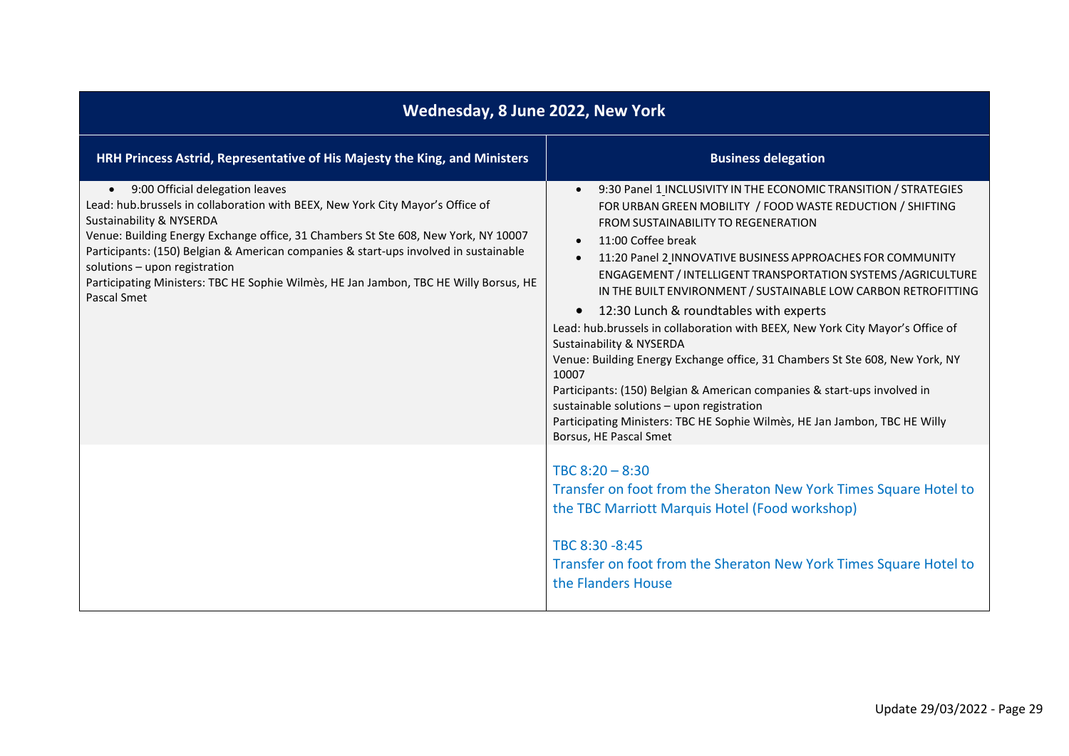| Wednesday, 8 June 2022, New York | |
|---|---|
| **HRH Princess Astrid, Representative of His Majesty the King, and Ministers** | **Business delegation** |
| • 9:00 Official delegation leaves<br>Lead: hub.brussels in collaboration with BEEX, New York City Mayor's Office of Sustainability & NYSERDA<br>Venue: Building Energy Exchange office, 31 Chambers St Ste 608, New York, NY 10007<br>Participants: (150) Belgian & American companies & start-ups involved in sustainable solutions – upon registration<br>Participating Ministers: TBC HE Sophie Wilmès, HE Jan Jambon, TBC HE Willy Borsus, HE Pascal Smet | • 9:30 Panel 1 INCLUSIVITY IN THE ECONOMIC TRANSITION / STRATEGIES FOR URBAN GREEN MOBILITY / FOOD WASTE REDUCTION / SHIFTING FROM SUSTAINABILITY TO REGENERATION<br>• 11:00 Coffee break<br>• 11:20 Panel 2 INNOVATIVE BUSINESS APPROACHES FOR COMMUNITY ENGAGEMENT / INTELLIGENT TRANSPORTATION SYSTEMS /AGRICULTURE IN THE BUILT ENVIRONMENT / SUSTAINABLE LOW CARBON RETROFITTING<br>• 12:30 Lunch & roundtables with experts<br>Lead: hub.brussels in collaboration with BEEX, New York City Mayor's Office of Sustainability & NYSERDA<br>Venue: Building Energy Exchange office, 31 Chambers St Ste 608, New York, NY 10007<br>Participants: (150) Belgian & American companies & start-ups involved in sustainable solutions – upon registration<br>Participating Ministers: TBC HE Sophie Wilmès, HE Jan Jambon, TBC HE Willy Borsus, HE Pascal Smet |
| | TBC 8:20 – 8:30<br>Transfer on foot from the Sheraton New York Times Square Hotel to the TBC Marriott Marquis Hotel (Food workshop)<br><br>TBC 8:30 -8:45<br>Transfer on foot from the Sheraton New York Times Square Hotel to the Flanders House |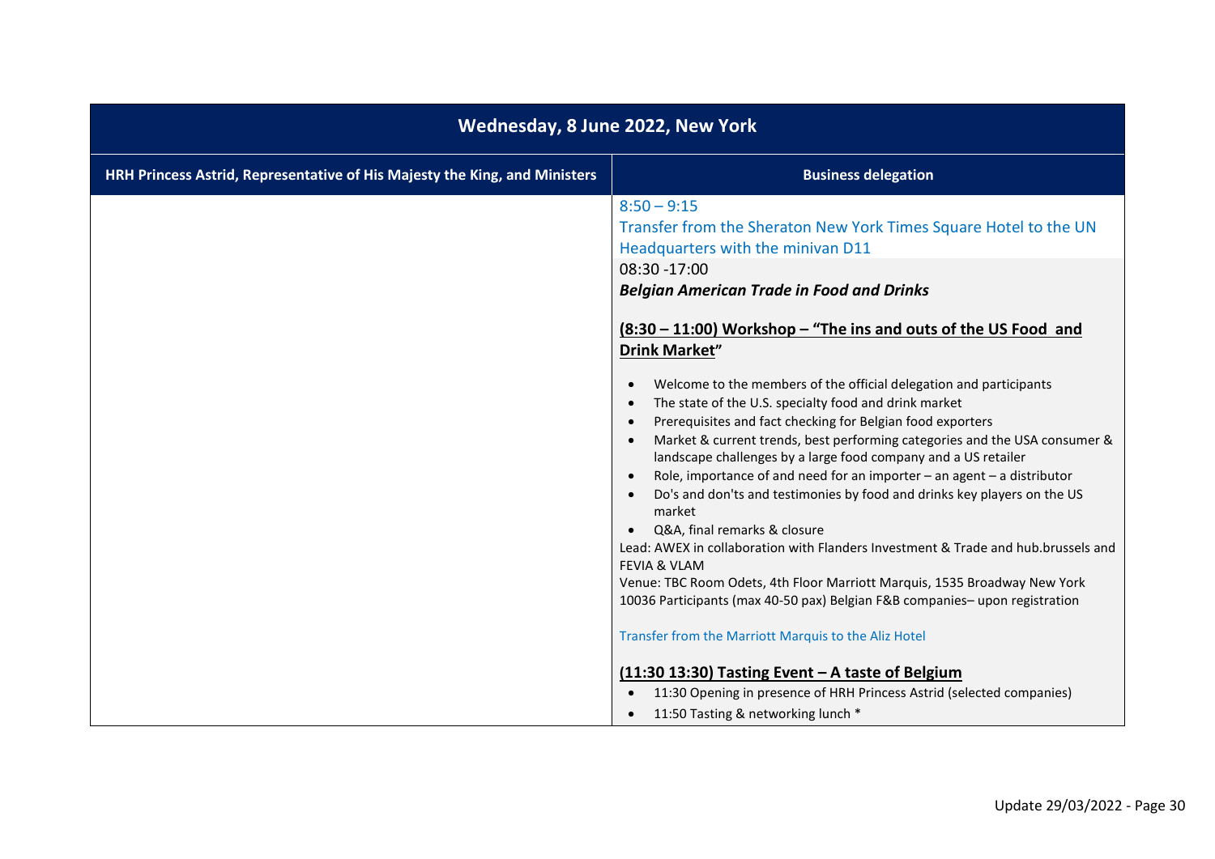| Wednesday, 8 June 2022, New York | |
|---|---|
| **HRH Princess Astrid, Representative of His Majesty the King, and Ministers** | **Business delegation** |
| | 8:50 – 9:15<br>Transfer from the Sheraton New York Times Square Hotel to the UN Headquarters with the minivan D11<br>08:30 -17:00<br>***Belgian American Trade in Food and Drinks***<br><br>**<u>(8:30 – 11:00) Workshop – “The ins and outs of the US Food and Drink Market”</u>**<br><br>• Welcome to the members of the official delegation and participants<br>• The state of the U.S. specialty food and drink market<br>• Prerequisites and fact checking for Belgian food exporters<br>• Market & current trends, best performing categories and the USA consumer & landscape challenges by a large food company and a US retailer<br>• Role, importance of and need for an importer – an agent – a distributor<br>• Do's and don'ts and testimonies by food and drinks key players on the US market<br>• Q&A, final remarks & closure<br>Lead: AWEX in collaboration with Flanders Investment & Trade and hub.brussels and FEVIA & VLAM<br>Venue: TBC Room Odets, 4th Floor Marriott Marquis, 1535 Broadway New York 10036 Participants (max 40-50 pax) Belgian F&B companies– upon registration<br><br>Transfer from the Marriott Marquis to the Aliz Hotel<br><br>**<u>(11:30 13:30) Tasting Event – A taste of Belgium</u>**<br>• 11:30 Opening in presence of HRH Princess Astrid (selected companies)<br>• 11:50 Tasting & networking lunch * |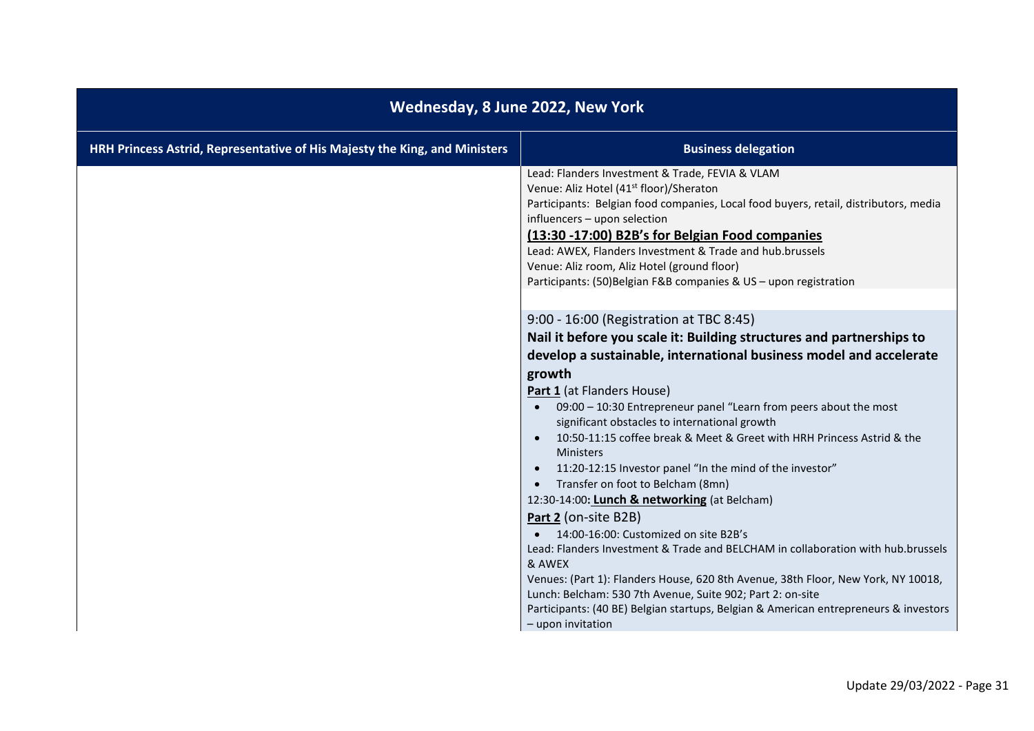| Wednesday, 8 June 2022, New York | |
|---|---|
| **HRH Princess Astrid, Representative of His Majesty the King, and Ministers** | **Business delegation** |
| | Lead: Flanders Investment & Trade, FEVIA & VLAM<br>Venue: Aliz Hotel (41st floor)/Sheraton<br>Participants: Belgian food companies, Local food buyers, retail, distributors, media influencers – upon selection<br>**(13:30 -17:00) B2B's for Belgian Food companies**<br>Lead: AWEX, Flanders Investment & Trade and hub.brussels<br>Venue: Aliz room, Aliz Hotel (ground floor)<br>Participants: (50)Belgian F&B companies & US – upon registration |
| | 9:00 - 16:00 (Registration at TBC 8:45)<br>**Nail it before you scale it: Building structures and partnerships to develop a sustainable, international business model and accelerate growth**<br>**Part 1** (at Flanders House)<br>• 09:00 – 10:30 Entrepreneur panel "Learn from peers about the most significant obstacles to international growth<br>• 10:50-11:15 coffee break & Meet & Greet with HRH Princess Astrid & the Ministers<br>• 11:20-12:15 Investor panel "In the mind of the investor"<br>• Transfer on foot to Belcham (8mn)<br>12:30-14:00**: Lunch & networking** (at Belcham)<br>**Part 2** (on-site B2B)<br>• 14:00-16:00: Customized on site B2B's<br>Lead: Flanders Investment & Trade and BELCHAM in collaboration with hub.brussels & AWEX<br>Venues: (Part 1): Flanders House, 620 8th Avenue, 38th Floor, New York, NY 10018, Lunch: Belcham: 530 7th Avenue, Suite 902; Part 2: on-site<br>Participants: (40 BE) Belgian startups, Belgian & American entrepreneurs & investors – upon invitation |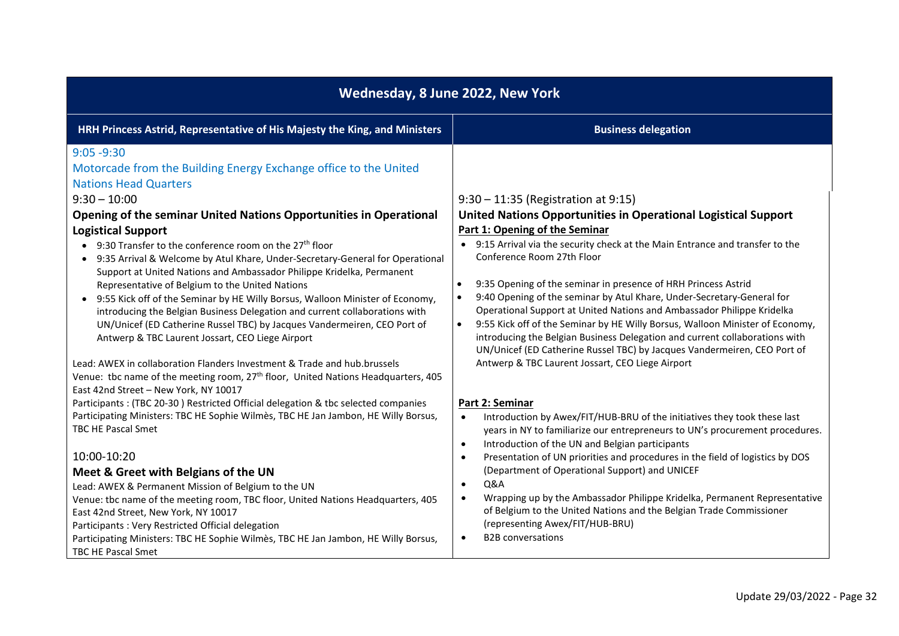## Wednesday, 8 June 2022, New York

### HRH Princess Astrid, Representative of His Majesty the King, and Ministers

9:05 -9:30

Motorcade from the Building Energy Exchange office to the United Nations Head Quarters

9:30 – 10:00

**Opening of the seminar United Nations Opportunities in Operational Logistical Support**

- 9:30 Transfer to the conference room on the 27th floor
- 9:35 Arrival & Welcome by Atul Khare, Under-Secretary-General for Operational Support at United Nations and Ambassador Philippe Kridelka, Permanent Representative of Belgium to the United Nations
- 9:55 Kick off of the Seminar by HE Willy Borsus, Walloon Minister of Economy, introducing the Belgian Business Delegation and current collaborations with UN/Unicef (ED Catherine Russel TBC) by Jacques Vandermeiren, CEO Port of Antwerp & TBC Laurent Jossart, CEO Liege Airport

Lead: AWEX in collaboration Flanders Investment & Trade and hub.brussels

Venue: tbc name of the meeting room, 27th floor, United Nations Headquarters, 405 East 42nd Street – New York, NY 10017

Participants : (TBC 20-30 ) Restricted Official delegation & tbc selected companies

Participating Ministers: TBC HE Sophie Wilmès, TBC HE Jan Jambon, HE Willy Borsus, TBC HE Pascal Smet

10:00-10:20

**Meet & Greet with Belgians of the UN**

Lead: AWEX & Permanent Mission of Belgium to the UN

Venue: tbc name of the meeting room, TBC floor, United Nations Headquarters, 405 East 42nd Street, New York, NY 10017

Participants : Very Restricted Official delegation

Participating Ministers: TBC HE Sophie Wilmès, TBC HE Jan Jambon, HE Willy Borsus, TBC HE Pascal Smet

### Business delegation

9:30 – 11:35 (Registration at 9:15)

**United Nations Opportunities in Operational Logistical Support**

**Part 1: Opening of the Seminar**

- 9:15 Arrival via the security check at the Main Entrance and transfer to the Conference Room 27th Floor
- 9:35 Opening of the seminar in presence of HRH Princess Astrid
- 9:40 Opening of the seminar by Atul Khare, Under-Secretary-General for Operational Support at United Nations and Ambassador Philippe Kridelka
- 9:55 Kick off of the Seminar by HE Willy Borsus, Walloon Minister of Economy, introducing the Belgian Business Delegation and current collaborations with UN/Unicef (ED Catherine Russel TBC) by Jacques Vandermeiren, CEO Port of Antwerp & TBC Laurent Jossart, CEO Liege Airport

**Part 2: Seminar**

- Introduction by Awex/FIT/HUB-BRU of the initiatives they took these last years in NY to familiarize our entrepreneurs to UN's procurement procedures.
- Introduction of the UN and Belgian participants
- Presentation of UN priorities and procedures in the field of logistics by DOS (Department of Operational Support) and UNICEF
- Q&A
- Wrapping up by the Ambassador Philippe Kridelka, Permanent Representative of Belgium to the United Nations and the Belgian Trade Commissioner (representing Awex/FIT/HUB-BRU)
- B2B conversations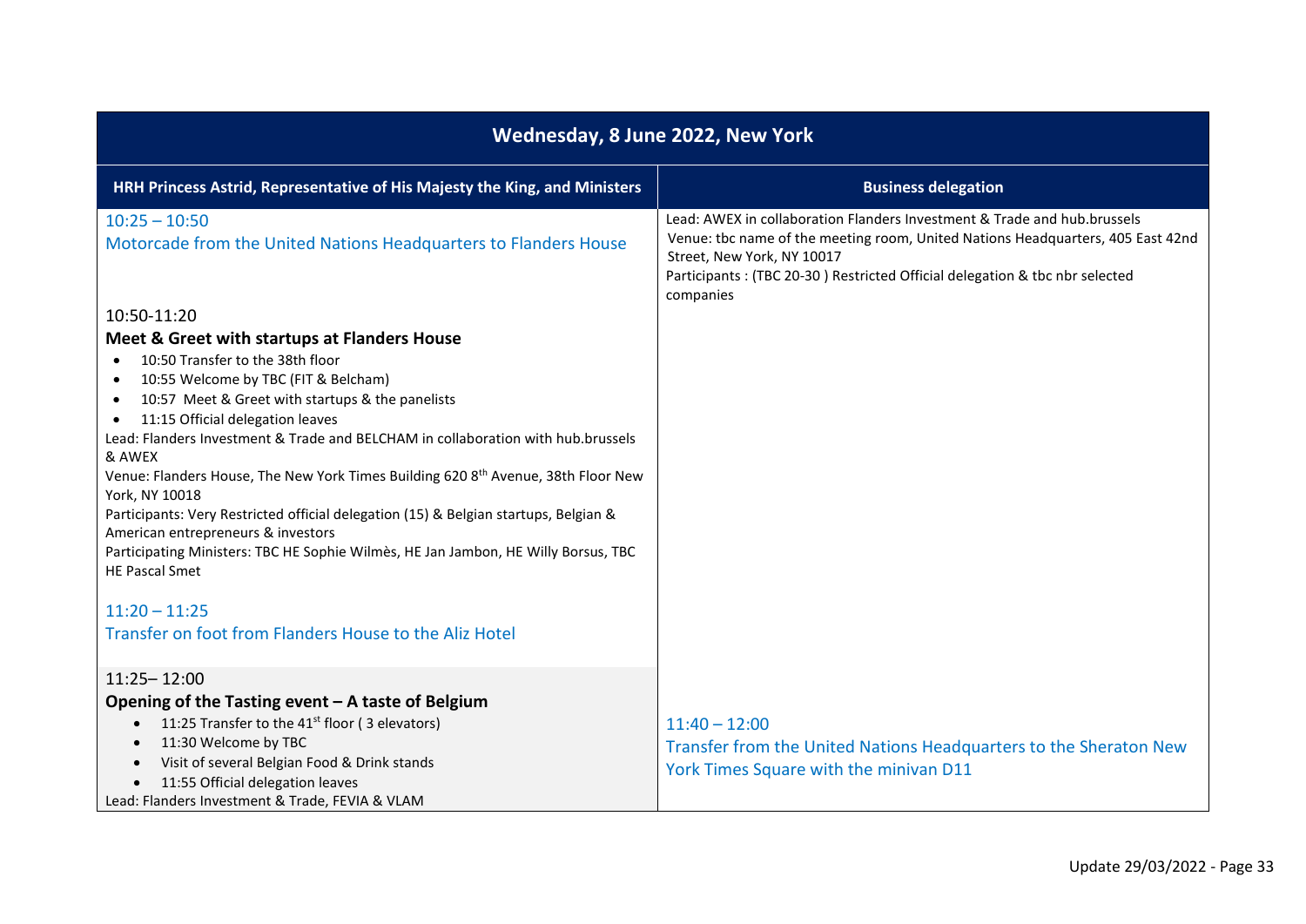| Wednesday, 8 June 2022, New York | |
|---|---|
| **HRH Princess Astrid, Representative of His Majesty the King, and Ministers** | **Business delegation** |
| 10:25 – 10:50<br>Motorcade from the United Nations Headquarters to Flanders House<br><br>10:50-11:20<br>**Meet & Greet with startups at Flanders House**<br>• 10:50 Transfer to the 38th floor<br>• 10:55 Welcome by TBC (FIT & Belcham)<br>• 10:57 Meet & Greet with startups & the panelists<br>• 11:15 Official delegation leaves<br>Lead: Flanders Investment & Trade and BELCHAM in collaboration with hub.brussels & AWEX<br>Venue: Flanders House, The New York Times Building 620 8th Avenue, 38th Floor New York, NY 10018<br>Participants: Very Restricted official delegation (15) & Belgian startups, Belgian & American entrepreneurs & investors<br>Participating Ministers: TBC HE Sophie Wilmès, HE Jan Jambon, HE Willy Borsus, TBC HE Pascal Smet<br><br>11:20 – 11:25<br>Transfer on foot from Flanders House to the Aliz Hotel | Lead: AWEX in collaboration Flanders Investment & Trade and hub.brussels<br>Venue: tbc name of the meeting room, United Nations Headquarters, 405 East 42nd Street, New York, NY 10017<br>Participants : (TBC 20-30 ) Restricted Official delegation & tbc nbr selected companies |
| 11:25– 12:00<br>**Opening of the Tasting event – A taste of Belgium**<br>• 11:25 Transfer to the 41st floor ( 3 elevators)<br>• 11:30 Welcome by TBC<br>• Visit of several Belgian Food & Drink stands<br>• 11:55 Official delegation leaves<br>Lead: Flanders Investment & Trade, FEVIA & VLAM | 11:40 – 12:00<br>Transfer from the United Nations Headquarters to the Sheraton New York Times Square with the minivan D11 |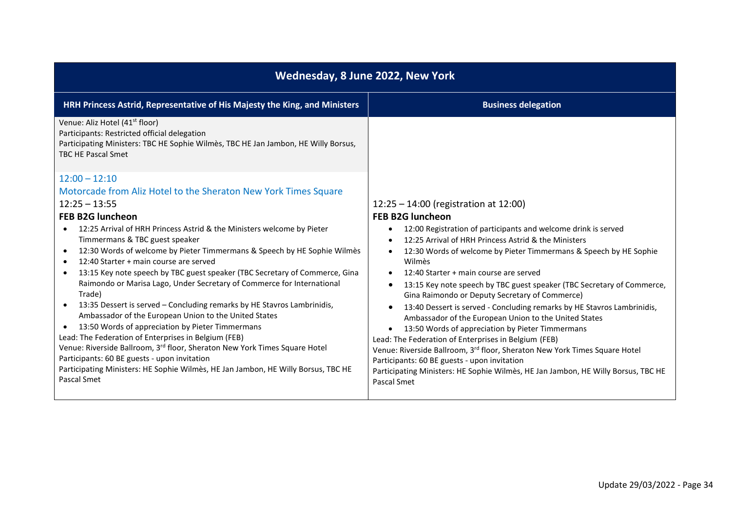| Wednesday, 8 June 2022, New York | |
|---|---|
| **HRH Princess Astrid, Representative of His Majesty the King, and Ministers** | **Business delegation** |
| Venue: Aliz Hotel (41st floor)<br>Participants: Restricted official delegation<br>Participating Ministers: TBC HE Sophie Wilmès, TBC HE Jan Jambon, HE Willy Borsus, TBC HE Pascal Smet | |
| 12:00 – 12:10<br>Motorcade from Aliz Hotel to the Sheraton New York Times Square<br>12:25 – 13:55<br>**FEB B2G luncheon**<br>• 12:25 Arrival of HRH Princess Astrid & the Ministers welcome by Pieter Timmermans & TBC guest speaker<br>• 12:30 Words of welcome by Pieter Timmermans & Speech by HE Sophie Wilmès<br>• 12:40 Starter + main course are served<br>• 13:15 Key note speech by TBC guest speaker (TBC Secretary of Commerce, Gina Raimondo or Marisa Lago, Under Secretary of Commerce for International Trade)<br>• 13:35 Dessert is served – Concluding remarks by HE Stavros Lambrinidis, Ambassador of the European Union to the United States<br>• 13:50 Words of appreciation by Pieter Timmermans<br>Lead: The Federation of Enterprises in Belgium (FEB)<br>Venue: Riverside Ballroom, 3rd floor, Sheraton New York Times Square Hotel<br>Participants: 60 BE guests - upon invitation<br>Participating Ministers: HE Sophie Wilmès, HE Jan Jambon, HE Willy Borsus, TBC HE Pascal Smet | 12:25 – 14:00 (registration at 12:00)<br>**FEB B2G luncheon**<br>• 12:00 Registration of participants and welcome drink is served<br>• 12:25 Arrival of HRH Princess Astrid & the Ministers<br>• 12:30 Words of welcome by Pieter Timmermans & Speech by HE Sophie Wilmès<br>• 12:40 Starter + main course are served<br>• 13:15 Key note speech by TBC guest speaker (TBC Secretary of Commerce, Gina Raimondo or Deputy Secretary of Commerce)<br>• 13:40 Dessert is served - Concluding remarks by HE Stavros Lambrinidis, Ambassador of the European Union to the United States<br>• 13:50 Words of appreciation by Pieter Timmermans<br>Lead: The Federation of Enterprises in Belgium (FEB)<br>Venue: Riverside Ballroom, 3rd floor, Sheraton New York Times Square Hotel<br>Participants: 60 BE guests - upon invitation<br>Participating Ministers: HE Sophie Wilmès, HE Jan Jambon, HE Willy Borsus, TBC HE Pascal Smet |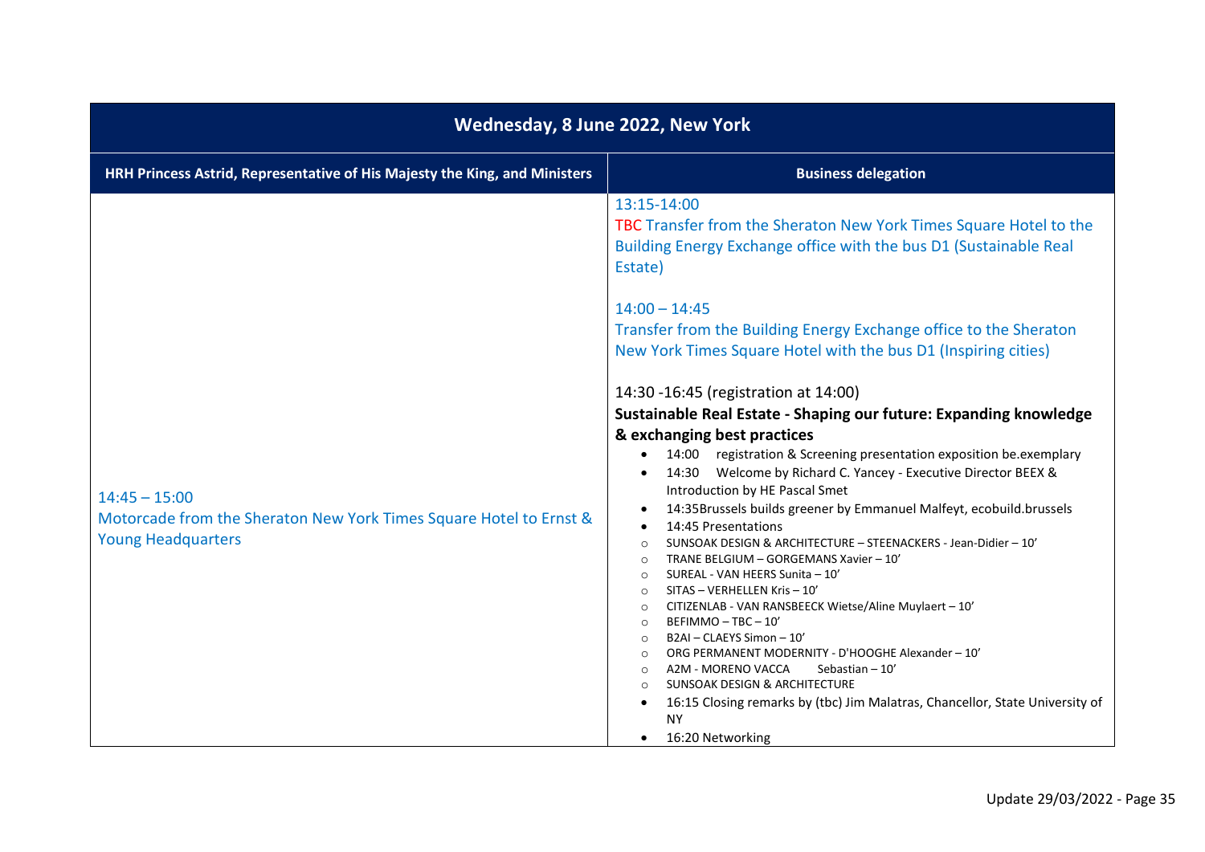| Wednesday, 8 June 2022, New York | |
|---|---|
| **HRH Princess Astrid, Representative of His Majesty the King, and Ministers** | **Business delegation** |
| 14:45 – 15:00<br>Motorcade from the Sheraton New York Times Square Hotel to Ernst & Young Headquarters | 13:15-14:00<br>TBC Transfer from the Sheraton New York Times Square Hotel to the Building Energy Exchange office with the bus D1 (Sustainable Real Estate)<br><br>14:00 – 14:45<br>Transfer from the Building Energy Exchange office to the Sheraton New York Times Square Hotel with the bus D1 (Inspiring cities)<br><br>14:30 -16:45 (registration at 14:00)<br>**Sustainable Real Estate - Shaping our future: Expanding knowledge & exchanging best practices**<br>• 14:00 registration & Screening presentation exposition be.exemplary<br>• 14:30 Welcome by Richard C. Yancey - Executive Director BEEX & Introduction by HE Pascal Smet<br>• 14:35Brussels builds greener by Emmanuel Malfeyt, ecobuild.brussels<br>• 14:45 Presentations<br>&nbsp;&nbsp;○ SUNSOAK DESIGN & ARCHITECTURE – STEENACKERS - Jean-Didier – 10'<br>&nbsp;&nbsp;○ TRANE BELGIUM – GORGEMANS Xavier – 10'<br>&nbsp;&nbsp;○ SUREAL - VAN HEERS Sunita – 10'<br>&nbsp;&nbsp;○ SITAS – VERHELLEN Kris – 10'<br>&nbsp;&nbsp;○ CITIZENLAB - VAN RANSBEECK Wietse/Aline Muylaert – 10'<br>&nbsp;&nbsp;○ BEFIMMO – TBC – 10'<br>&nbsp;&nbsp;○ B2AI – CLAEYS Simon – 10'<br>&nbsp;&nbsp;○ ORG PERMANENT MODERNITY - D'HOOGHE Alexander – 10'<br>&nbsp;&nbsp;○ A2M - MORENO VACCA Sebastian – 10'<br>&nbsp;&nbsp;○ SUNSOAK DESIGN & ARCHITECTURE<br>• 16:15 Closing remarks by (tbc) Jim Malatras, Chancellor, State University of NY<br>• 16:20 Networking |

Update 29/03/2022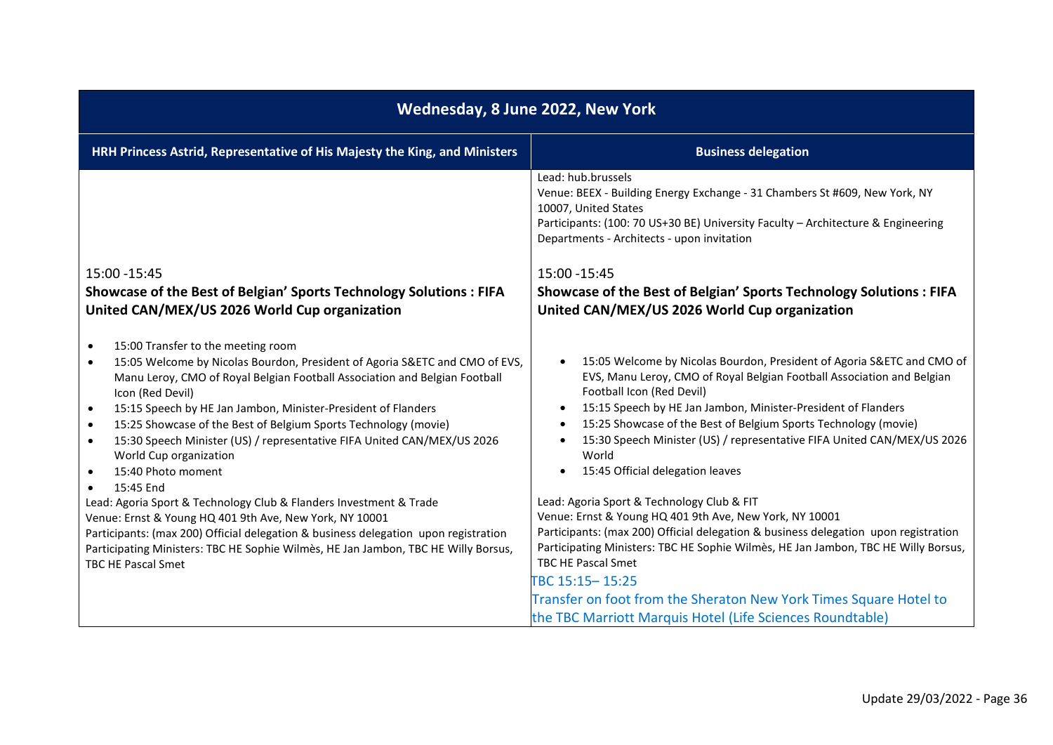| Wednesday, 8 June 2022, New York | |
|---|---|
| **HRH Princess Astrid, Representative of His Majesty the King, and Ministers** | **Business delegation** |
| | Lead: hub.brussels<br>Venue: BEEX - Building Energy Exchange - 31 Chambers St #609, New York, NY 10007, United States<br>Participants: (100: 70 US+30 BE) University Faculty – Architecture & Engineering Departments - Architects - upon invitation |
| 15:00 -15:45<br>**Showcase of the Best of Belgian' Sports Technology Solutions : FIFA United CAN/MEX/US 2026 World Cup organization**<br><br>• 15:00 Transfer to the meeting room<br>• 15:05 Welcome by Nicolas Bourdon, President of Agoria S&ETC and CMO of EVS, Manu Leroy, CMO of Royal Belgian Football Association and Belgian Football Icon (Red Devil)<br>• 15:15 Speech by HE Jan Jambon, Minister-President of Flanders<br>• 15:25 Showcase of the Best of Belgium Sports Technology (movie)<br>• 15:30 Speech Minister (US) / representative FIFA United CAN/MEX/US 2026 World Cup organization<br>• 15:40 Photo moment<br>• 15:45 End<br><br>Lead: Agoria Sport & Technology Club & Flanders Investment & Trade<br>Venue: Ernst & Young HQ 401 9th Ave, New York, NY 10001<br>Participants: (max 200) Official delegation & business delegation upon registration<br>Participating Ministers: TBC HE Sophie Wilmès, HE Jan Jambon, TBC HE Willy Borsus, TBC HE Pascal Smet | 15:00 -15:45<br>**Showcase of the Best of Belgian' Sports Technology Solutions : FIFA United CAN/MEX/US 2026 World Cup organization**<br><br>• 15:05 Welcome by Nicolas Bourdon, President of Agoria S&ETC and CMO of EVS, Manu Leroy, CMO of Royal Belgian Football Association and Belgian Football Icon (Red Devil)<br>• 15:15 Speech by HE Jan Jambon, Minister-President of Flanders<br>• 15:25 Showcase of the Best of Belgium Sports Technology (movie)<br>• 15:30 Speech Minister (US) / representative FIFA United CAN/MEX/US 2026 World<br>• 15:45 Official delegation leaves<br><br>Lead: Agoria Sport & Technology Club & FIT<br>Venue: Ernst & Young HQ 401 9th Ave, New York, NY 10001<br>Participants: (max 200) Official delegation & business delegation upon registration<br>Participating Ministers: TBC HE Sophie Wilmès, HE Jan Jambon, TBC HE Willy Borsus, TBC HE Pascal Smet<br><br>TBC 15:15– 15:25<br>Transfer on foot from the Sheraton New York Times Square Hotel to the TBC Marriott Marquis Hotel (Life Sciences Roundtable) |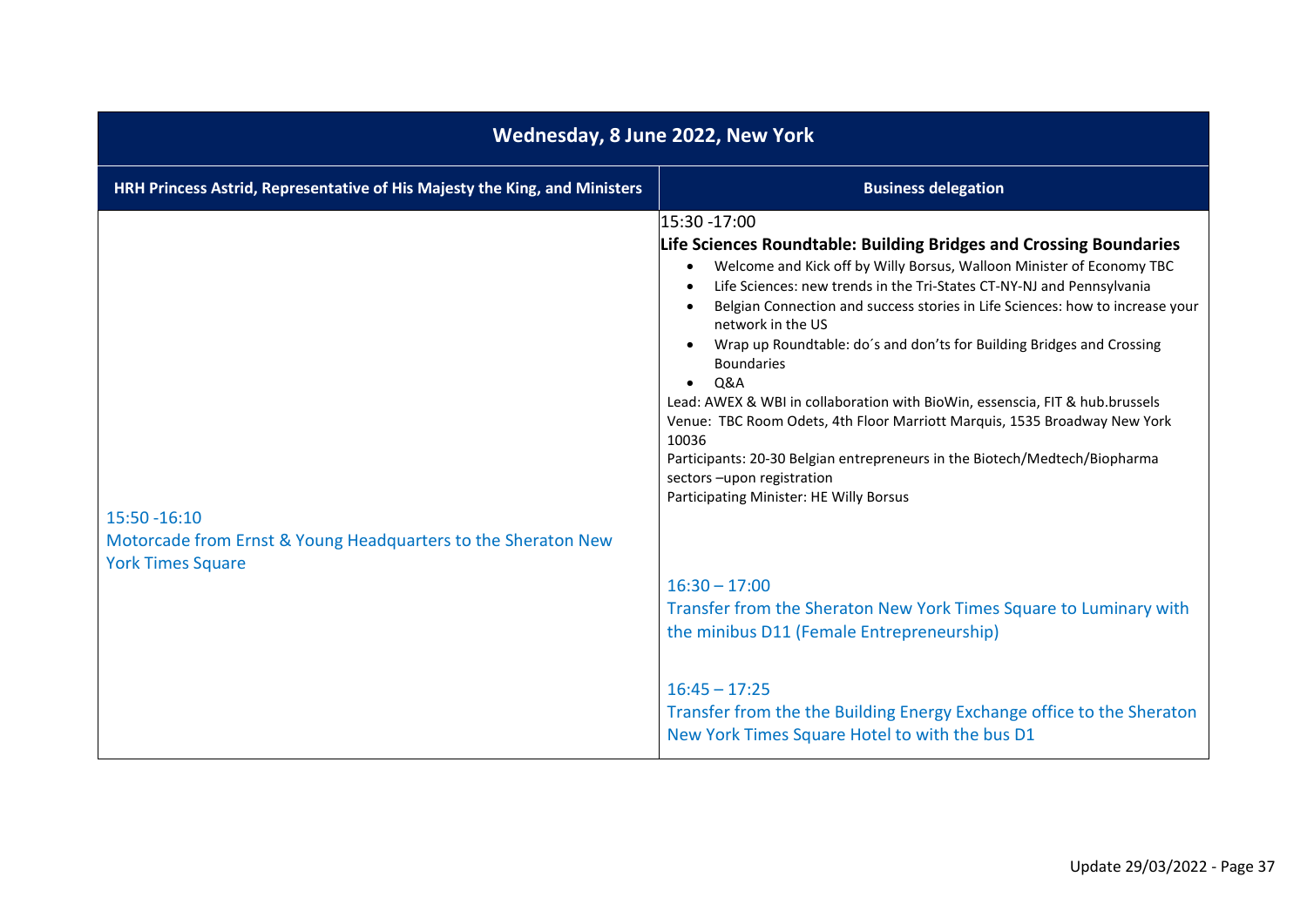| Wednesday, 8 June 2022, New York | |
|---|---|
| **HRH Princess Astrid, Representative of His Majesty the King, and Ministers** | **Business delegation** |
| 15:50 -16:10<br>Motorcade from Ernst & Young Headquarters to the Sheraton New York Times Square | 15:30 -17:00<br>**Life Sciences Roundtable: Building Bridges and Crossing Boundaries**<br>• Welcome and Kick off by Willy Borsus, Walloon Minister of Economy TBC<br>• Life Sciences: new trends in the Tri-States CT-NY-NJ and Pennsylvania<br>• Belgian Connection and success stories in Life Sciences: how to increase your network in the US<br>• Wrap up Roundtable: do´s and don'ts for Building Bridges and Crossing Boundaries<br>• Q&A<br>Lead: AWEX & WBI in collaboration with BioWin, essenscia, FIT & hub.brussels<br>Venue: TBC Room Odets, 4th Floor Marriott Marquis, 1535 Broadway New York 10036<br>Participants: 20-30 Belgian entrepreneurs in the Biotech/Medtech/Biopharma sectors –upon registration<br>Participating Minister: HE Willy Borsus<br><br>16:30 – 17:00<br>Transfer from the Sheraton New York Times Square to Luminary with the minibus D11 (Female Entrepreneurship)<br><br>16:45 – 17:25<br>Transfer from the the Building Energy Exchange office to the Sheraton New York Times Square Hotel to with the bus D1 |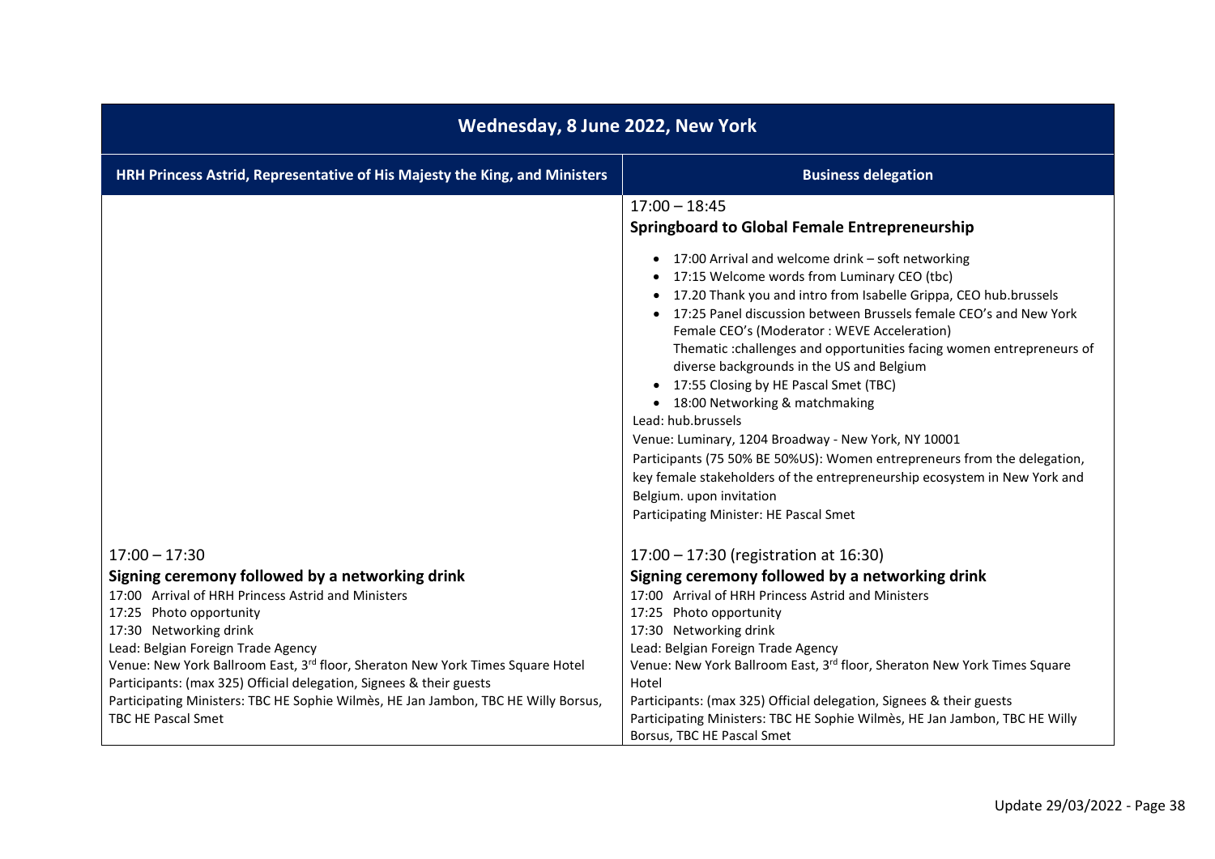| Wednesday, 8 June 2022, New York | |
|---|---|
| **HRH Princess Astrid, Representative of His Majesty the King, and Ministers** | **Business delegation** |
| | 17:00 – 18:45<br>**Springboard to Global Female Entrepreneurship**<br>• 17:00 Arrival and welcome drink – soft networking<br>• 17:15 Welcome words from Luminary CEO (tbc)<br>• 17.20 Thank you and intro from Isabelle Grippa, CEO hub.brussels<br>• 17:25 Panel discussion between Brussels female CEO's and New York Female CEO's (Moderator : WEVE Acceleration)<br>Thematic :challenges and opportunities facing women entrepreneurs of diverse backgrounds in the US and Belgium<br>• 17:55 Closing by HE Pascal Smet (TBC)<br>• 18:00 Networking & matchmaking<br>Lead: hub.brussels<br>Venue: Luminary, 1204 Broadway - New York, NY 10001<br>Participants (75 50% BE 50%US): Women entrepreneurs from the delegation, key female stakeholders of the entrepreneurship ecosystem in New York and Belgium. upon invitation<br>Participating Minister: HE Pascal Smet |
| 17:00 – 17:30<br>**Signing ceremony followed by a networking drink**<br>17:00 Arrival of HRH Princess Astrid and Ministers<br>17:25 Photo opportunity<br>17:30 Networking drink<br>Lead: Belgian Foreign Trade Agency<br>Venue: New York Ballroom East, 3rd floor, Sheraton New York Times Square Hotel<br>Participants: (max 325) Official delegation, Signees & their guests<br>Participating Ministers: TBC HE Sophie Wilmès, HE Jan Jambon, TBC HE Willy Borsus, TBC HE Pascal Smet | 17:00 – 17:30 (registration at 16:30)<br>**Signing ceremony followed by a networking drink**<br>17:00 Arrival of HRH Princess Astrid and Ministers<br>17:25 Photo opportunity<br>17:30 Networking drink<br>Lead: Belgian Foreign Trade Agency<br>Venue: New York Ballroom East, 3rd floor, Sheraton New York Times Square Hotel<br>Participants: (max 325) Official delegation, Signees & their guests<br>Participating Ministers: TBC HE Sophie Wilmès, HE Jan Jambon, TBC HE Willy Borsus, TBC HE Pascal Smet |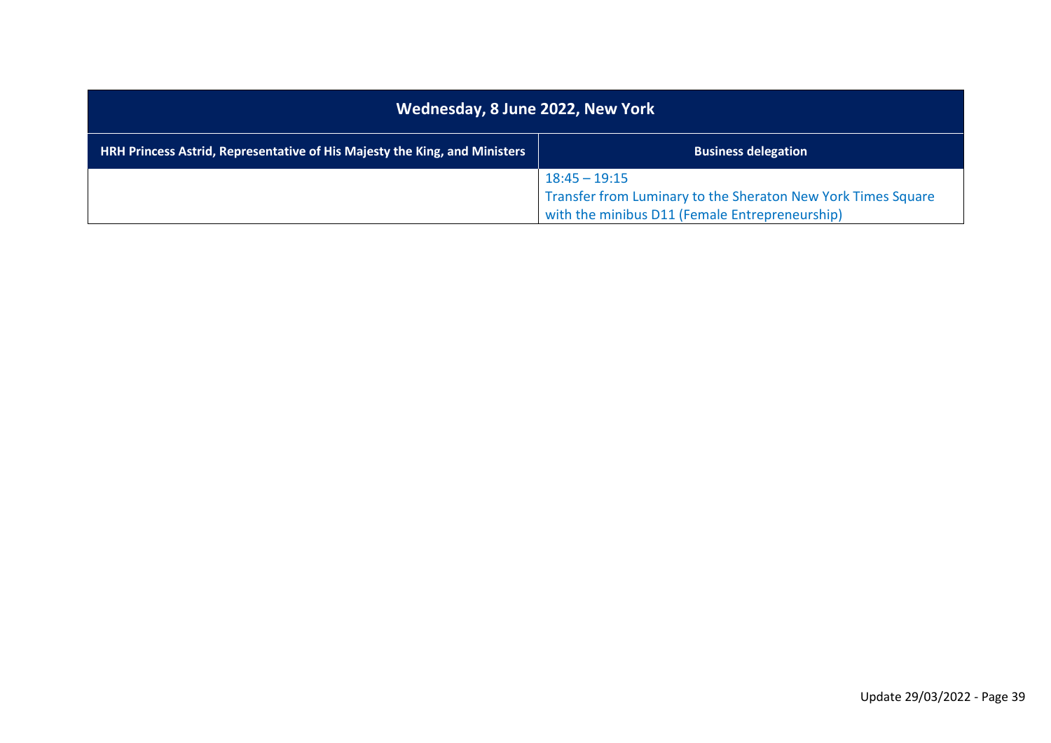| Wednesday, 8 June 2022, New York | |
|---|---|
| **HRH Princess Astrid, Representative of His Majesty the King, and Ministers** | **Business delegation** |
| | 18:45 – 19:15<br>Transfer from Luminary to the Sheraton New York Times Square with the minibus D11 (Female Entrepreneurship) |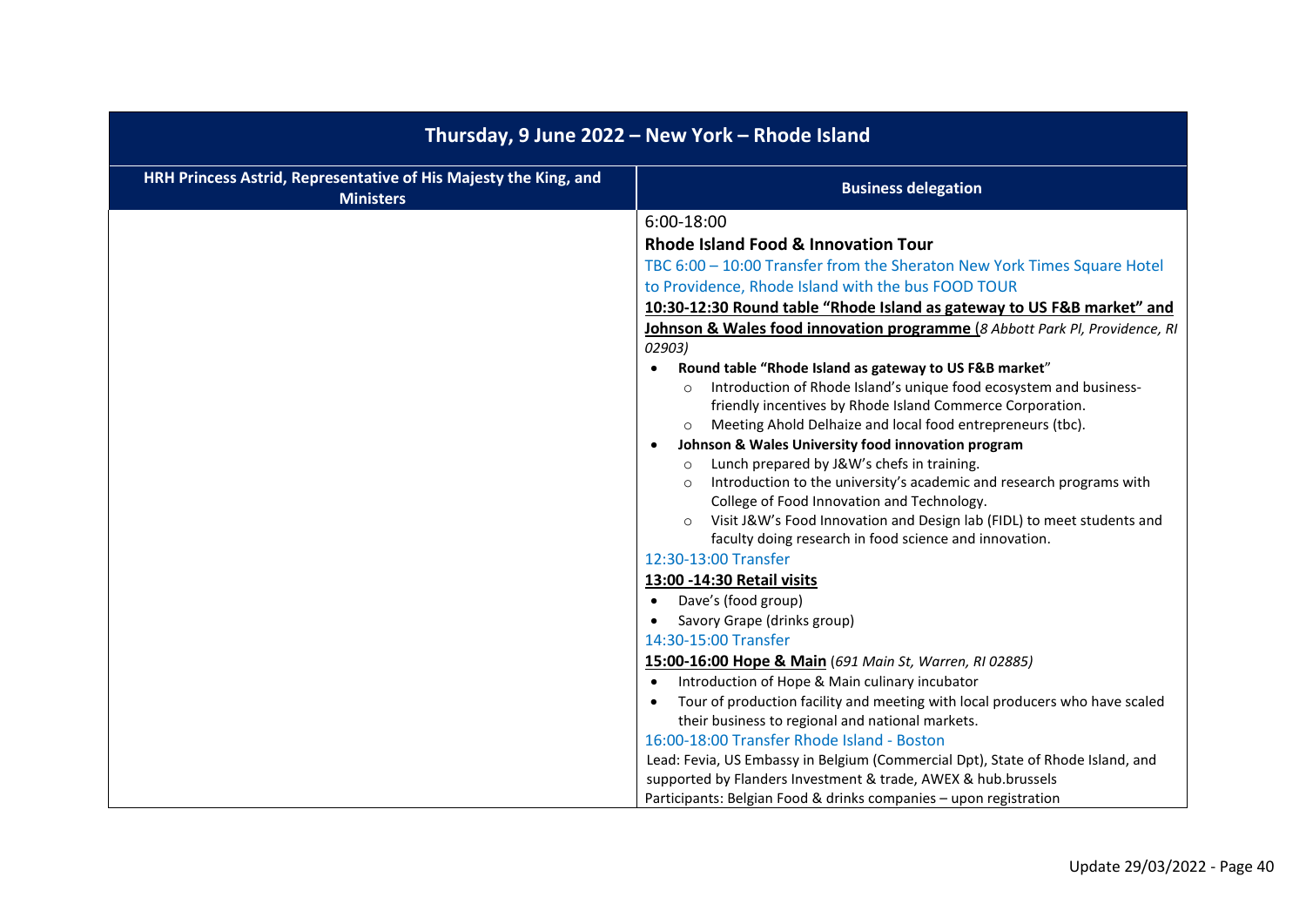| Thursday, 9 June 2022 – New York – Rhode Island | |
|---|---|
| **HRH Princess Astrid, Representative of His Majesty the King, and Ministers** | **Business delegation** |
| | 6:00-18:00<br>**Rhode Island Food & Innovation Tour**<br>TBC 6:00 – 10:00 Transfer from the Sheraton New York Times Square Hotel to Providence, Rhode Island with the bus FOOD TOUR<br>**10:30-12:30 Round table "Rhode Island as gateway to US F&B market" and Johnson & Wales food innovation programme** (*8 Abbott Park Pl, Providence, RI 02903*)<br>• **Round table "Rhode Island as gateway to US F&B market"**<br>&nbsp;&nbsp;&nbsp;&nbsp;o Introduction of Rhode Island's unique food ecosystem and business-friendly incentives by Rhode Island Commerce Corporation.<br>&nbsp;&nbsp;&nbsp;&nbsp;o Meeting Ahold Delhaize and local food entrepreneurs (tbc).<br>• **Johnson & Wales University food innovation program**<br>&nbsp;&nbsp;&nbsp;&nbsp;o Lunch prepared by J&W's chefs in training.<br>&nbsp;&nbsp;&nbsp;&nbsp;o Introduction to the university's academic and research programs with College of Food Innovation and Technology.<br>&nbsp;&nbsp;&nbsp;&nbsp;o Visit J&W's Food Innovation and Design lab (FIDL) to meet students and faculty doing research in food science and innovation.<br>12:30-13:00 Transfer<br>**13:00 -14:30 Retail visits**<br>• Dave's (food group)<br>• Savory Grape (drinks group)<br>14:30-15:00 Transfer<br>**15:00-16:00 Hope & Main** (*691 Main St, Warren, RI 02885*)<br>• Introduction of Hope & Main culinary incubator<br>• Tour of production facility and meeting with local producers who have scaled their business to regional and national markets.<br>16:00-18:00 Transfer Rhode Island - Boston<br>Lead: Fevia, US Embassy in Belgium (Commercial Dpt), State of Rhode Island, and supported by Flanders Investment & trade, AWEX & hub.brussels<br>Participants: Belgian Food & drinks companies – upon registration |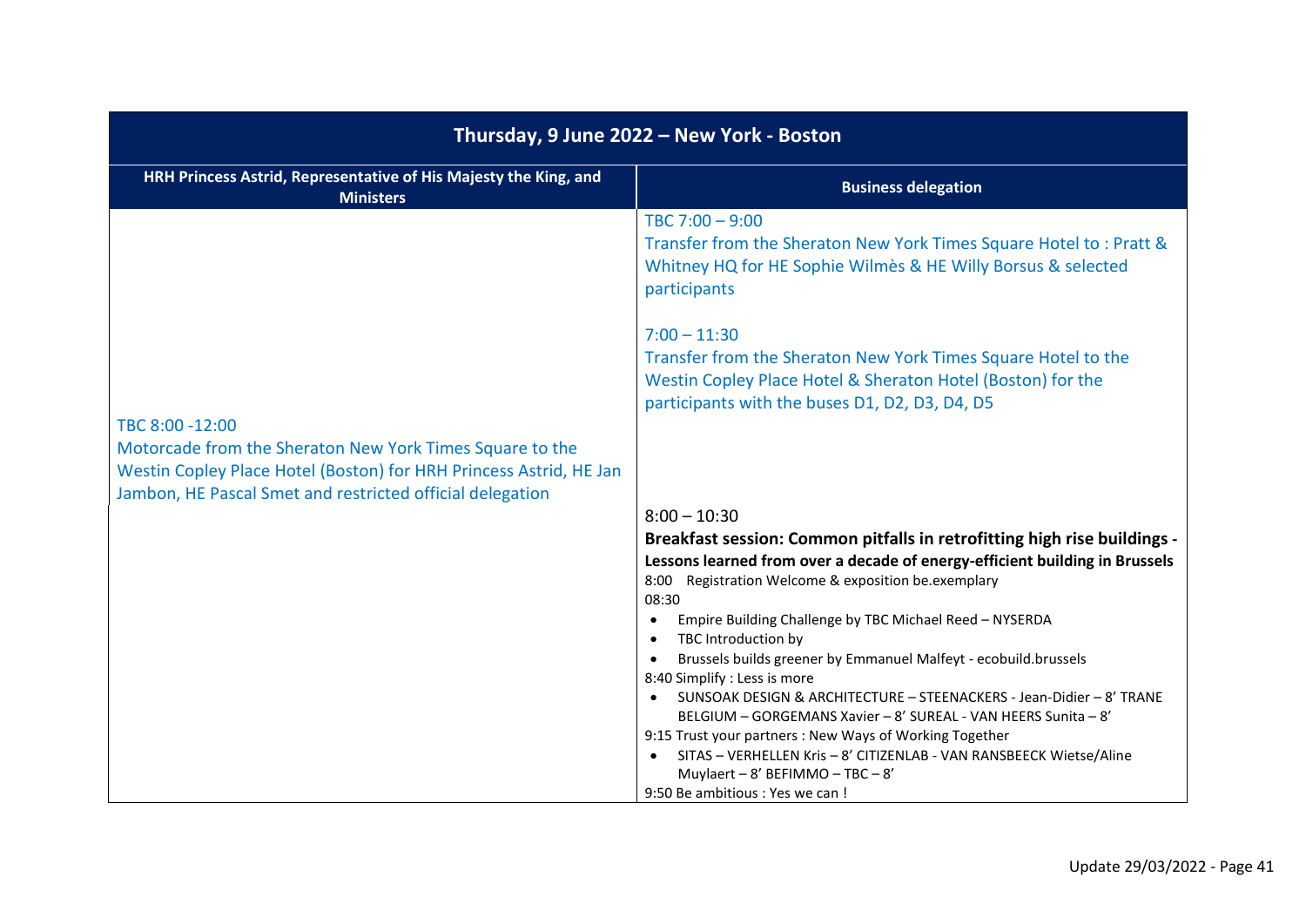| Thursday, 9 June 2022 – New York - Boston | |
|---|---|
| **HRH Princess Astrid, Representative of His Majesty the King, and Ministers** | **Business delegation** |
| TBC 8:00 -12:00<br>Motorcade from the Sheraton New York Times Square to the Westin Copley Place Hotel (Boston) for HRH Princess Astrid, HE Jan Jambon, HE Pascal Smet and restricted official delegation | TBC 7:00 – 9:00<br>Transfer from the Sheraton New York Times Square Hotel to : Pratt & Whitney HQ for HE Sophie Wilmès & HE Willy Borsus & selected participants<br><br>7:00 – 11:30<br>Transfer from the Sheraton New York Times Square Hotel to the Westin Copley Place Hotel & Sheraton Hotel (Boston) for the participants with the buses D1, D2, D3, D4, D5 |
| | 8:00 – 10:30<br>**Breakfast session: Common pitfalls in retrofitting high rise buildings - Lessons learned from over a decade of energy-efficient building in Brussels**<br>8:00 Registration Welcome & exposition be.exemplary<br>08:30<br>• Empire Building Challenge by TBC Michael Reed – NYSERDA<br>• TBC Introduction by<br>• Brussels builds greener by Emmanuel Malfeyt - ecobuild.brussels<br>8:40 Simplify : Less is more<br>• SUNSOAK DESIGN & ARCHITECTURE – STEENACKERS - Jean-Didier – 8' TRANE BELGIUM – GORGEMANS Xavier – 8' SUREAL - VAN HEERS Sunita – 8'<br>9:15 Trust your partners : New Ways of Working Together<br>• SITAS – VERHELLEN Kris – 8' CITIZENLAB - VAN RANSBEECK Wietse/Aline Muylaert – 8' BEFIMMO – TBC – 8'<br>9:50 Be ambitious : Yes we can ! |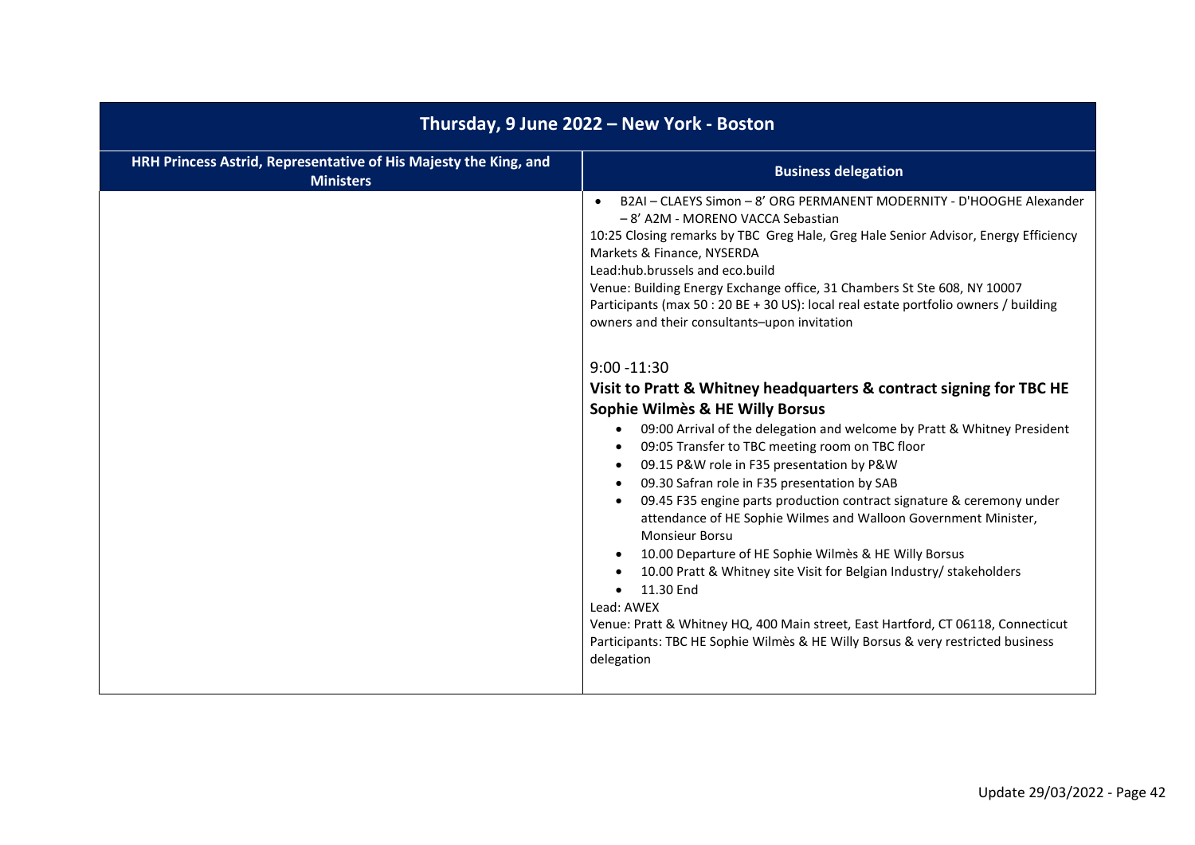| Thursday, 9 June 2022 – New York - Boston | |
|---|---|
| **HRH Princess Astrid, Representative of His Majesty the King, and Ministers** | **Business delegation** |
| | • B2AI – CLAEYS Simon – 8' ORG PERMANENT MODERNITY - D'HOOGHE Alexander – 8' A2M - MORENO VACCA Sebastian<br>10:25 Closing remarks by TBC Greg Hale, Greg Hale Senior Advisor, Energy Efficiency Markets & Finance, NYSERDA<br>Lead:hub.brussels and eco.build<br>Venue: Building Energy Exchange office, 31 Chambers St Ste 608, NY 10007<br>Participants (max 50 : 20 BE + 30 US): local real estate portfolio owners / building owners and their consultants–upon invitation<br><br>9:00 -11:30<br>**Visit to Pratt & Whitney headquarters & contract signing for TBC HE Sophie Wilmès & HE Willy Borsus**<br>• 09:00 Arrival of the delegation and welcome by Pratt & Whitney President<br>• 09:05 Transfer to TBC meeting room on TBC floor<br>• 09.15 P&W role in F35 presentation by P&W<br>• 09.30 Safran role in F35 presentation by SAB<br>• 09.45 F35 engine parts production contract signature & ceremony under attendance of HE Sophie Wilmes and Walloon Government Minister, Monsieur Borsu<br>• 10.00 Departure of HE Sophie Wilmès & HE Willy Borsus<br>• 10.00 Pratt & Whitney site Visit for Belgian Industry/ stakeholders<br>• 11.30 End<br>Lead: AWEX<br>Venue: Pratt & Whitney HQ, 400 Main street, East Hartford, CT 06118, Connecticut<br>Participants: TBC HE Sophie Wilmès & HE Willy Borsus & very restricted business delegation |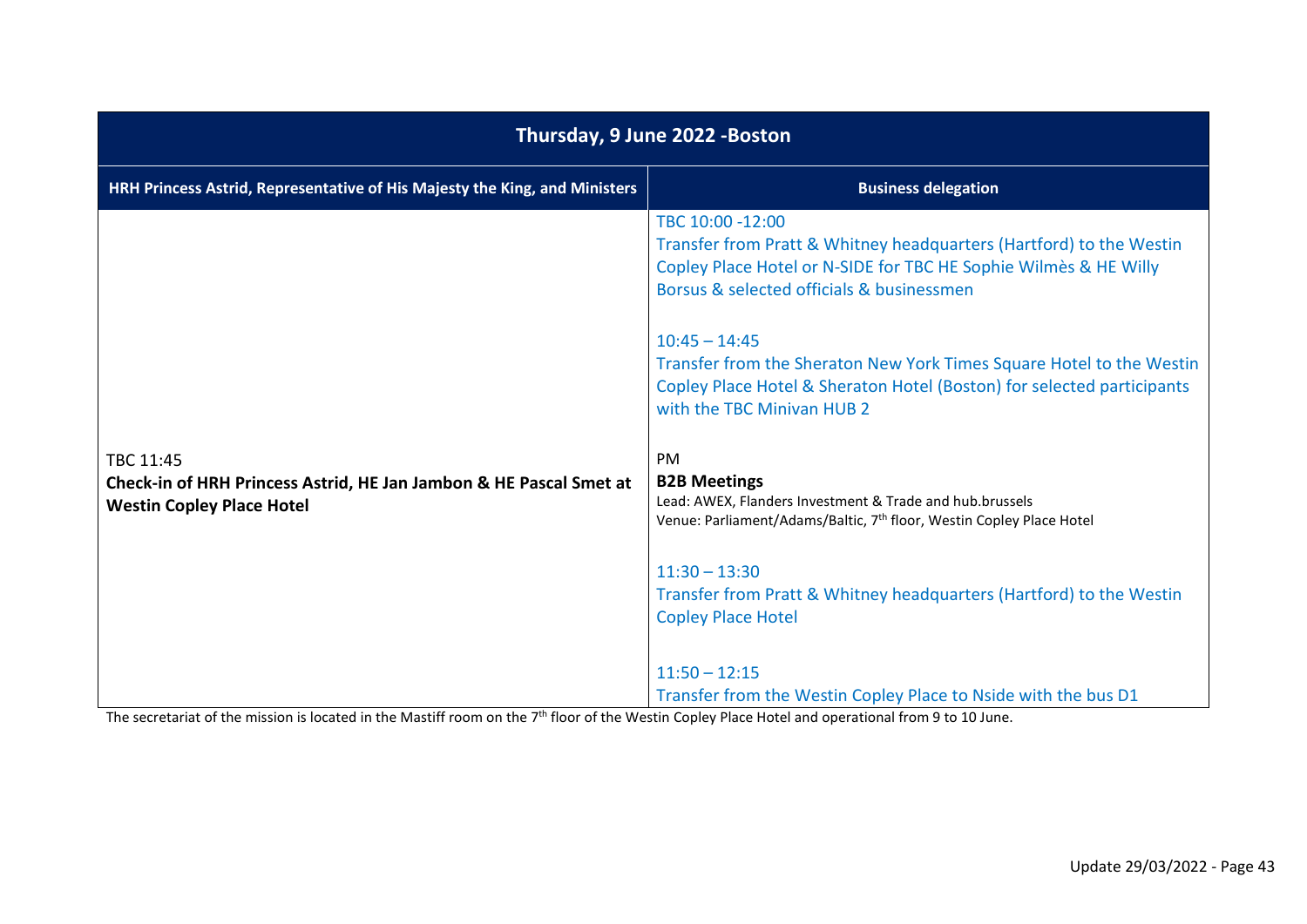| Thursday, 9 June 2022 -Boston | |
|---|---|
| **HRH Princess Astrid, Representative of His Majesty the King, and Ministers** | **Business delegation** |
| | TBC 10:00 -12:00<br>Transfer from Pratt & Whitney headquarters (Hartford) to the Westin Copley Place Hotel or N-SIDE for TBC HE Sophie Wilmès & HE Willy Borsus & selected officials & businessmen |
| | 10:45 – 14:45<br>Transfer from the Sheraton New York Times Square Hotel to the Westin Copley Place Hotel & Sheraton Hotel (Boston) for selected participants with the TBC Minivan HUB 2 |
| TBC 11:45<br>**Check-in of HRH Princess Astrid, HE Jan Jambon & HE Pascal Smet at Westin Copley Place Hotel** | PM<br>**B2B Meetings**<br>Lead: AWEX, Flanders Investment & Trade and hub.brussels<br>Venue: Parliament/Adams/Baltic, 7th floor, Westin Copley Place Hotel |
| | 11:30 – 13:30<br>Transfer from Pratt & Whitney headquarters (Hartford) to the Westin Copley Place Hotel |
| | 11:50 – 12:15<br>Transfer from the Westin Copley Place to Nside with the bus D1 |

The secretariat of the mission is located in the Mastiff room on the 7th floor of the Westin Copley Place Hotel and operational from 9 to 10 June.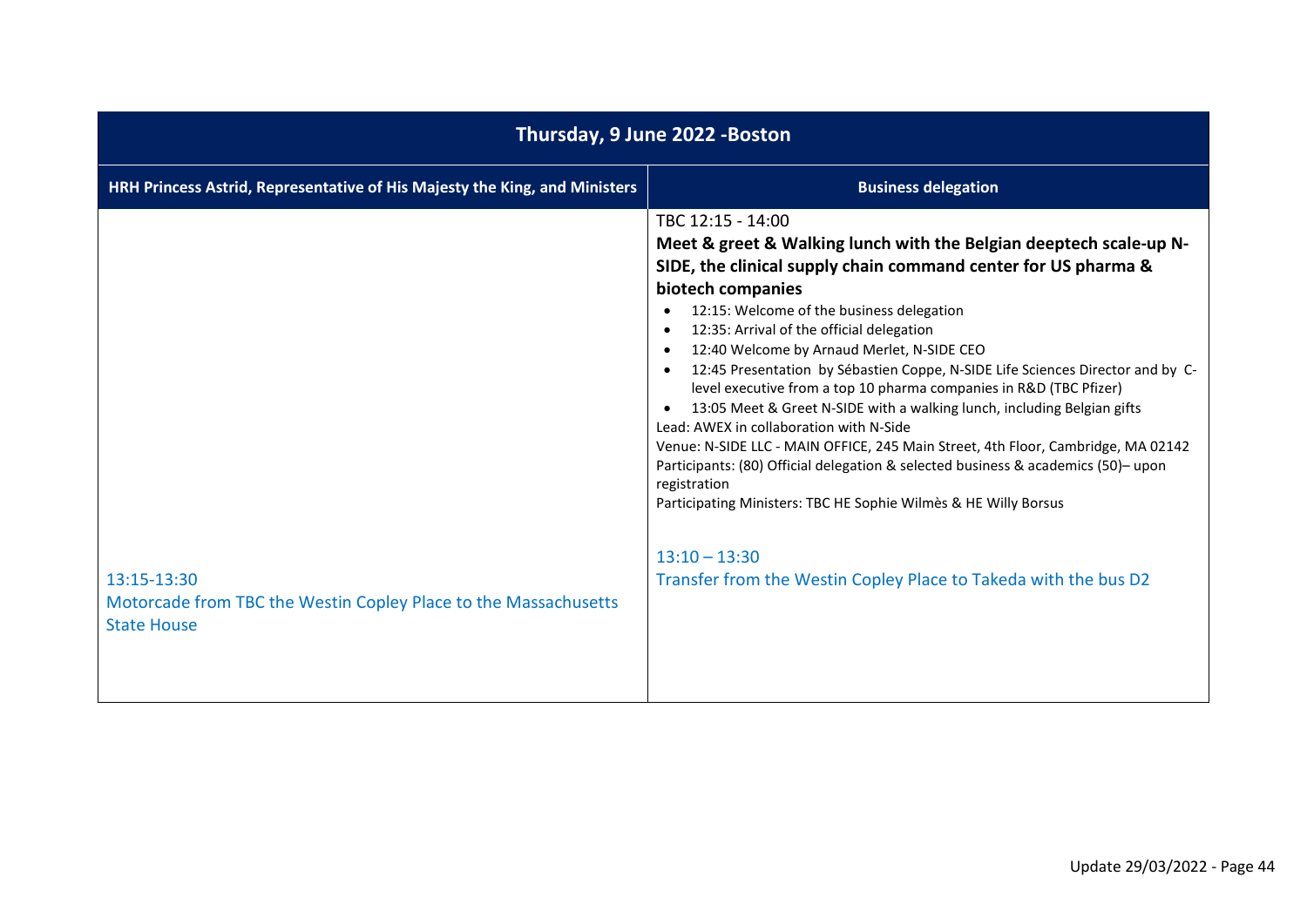| Thursday, 9 June 2022 -Boston | |
|---|---|
| **HRH Princess Astrid, Representative of His Majesty the King, and Ministers** | **Business delegation** |
| | TBC 12:15 - 14:00<br>**Meet & greet & Walking lunch with the Belgian deeptech scale-up N-SIDE, the clinical supply chain command center for US pharma & biotech companies**<br>• 12:15: Welcome of the business delegation<br>• 12:35: Arrival of the official delegation<br>• 12:40 Welcome by Arnaud Merlet, N-SIDE CEO<br>• 12:45 Presentation by Sébastien Coppe, N-SIDE Life Sciences Director and by C-level executive from a top 10 pharma companies in R&D (TBC Pfizer)<br>• 13:05 Meet & Greet N-SIDE with a walking lunch, including Belgian gifts<br>Lead: AWEX in collaboration with N-Side<br>Venue: N-SIDE LLC - MAIN OFFICE, 245 Main Street, 4th Floor, Cambridge, MA 02142<br>Participants: (80) Official delegation & selected business & academics (50)– upon registration<br>Participating Ministers: TBC HE Sophie Wilmès & HE Willy Borsus |
| 13:15-13:30<br>Motorcade from TBC the Westin Copley Place to the Massachusetts State House | 13:10 – 13:30<br>Transfer from the Westin Copley Place to Takeda with the bus D2 |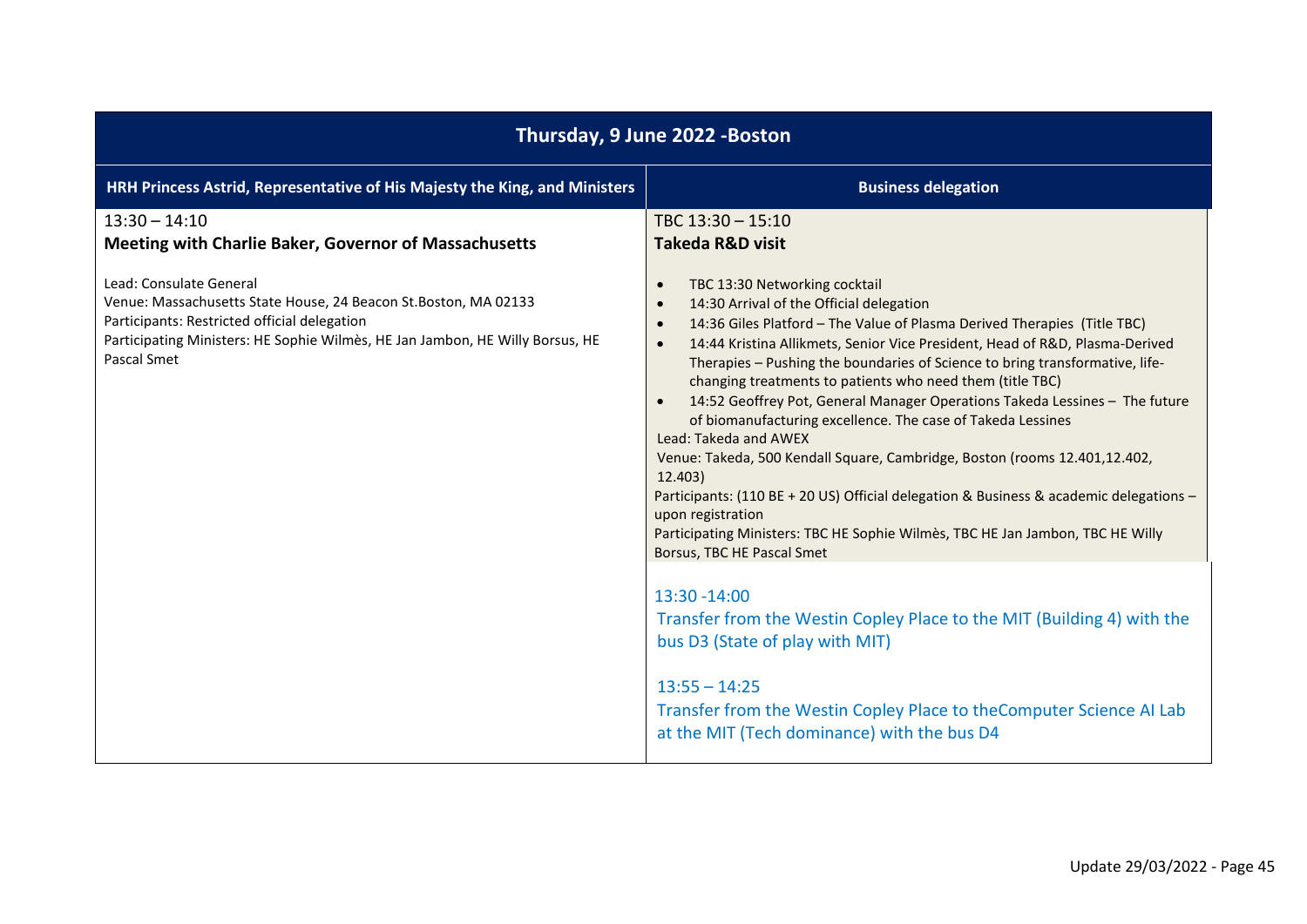| Thursday, 9 June 2022 -Boston | |
|---|---|
| **HRH Princess Astrid, Representative of His Majesty the King, and Ministers** | **Business delegation** |
| 13:30 – 14:10<br>**Meeting with Charlie Baker, Governor of Massachusetts**<br><br>Lead: Consulate General<br>Venue: Massachusetts State House, 24 Beacon St.Boston, MA 02133<br>Participants: Restricted official delegation<br>Participating Ministers: HE Sophie Wilmès, HE Jan Jambon, HE Willy Borsus, HE Pascal Smet | TBC 13:30 – 15:10<br>**Takeda R&D visit**<br><br>• TBC 13:30 Networking cocktail<br>• 14:30 Arrival of the Official delegation<br>• 14:36 Giles Platford – The Value of Plasma Derived Therapies (Title TBC)<br>• 14:44 Kristina Allikmets, Senior Vice President, Head of R&D, Plasma-Derived Therapies – Pushing the boundaries of Science to bring transformative, life-changing treatments to patients who need them (title TBC)<br>• 14:52 Geoffrey Pot, General Manager Operations Takeda Lessines – The future of biomanufacturing excellence. The case of Takeda Lessines<br><br>Lead: Takeda and AWEX<br>Venue: Takeda, 500 Kendall Square, Cambridge, Boston (rooms 12.401,12.402, 12.403)<br>Participants: (110 BE + 20 US) Official delegation & Business & academic delegations – upon registration<br>Participating Ministers: TBC HE Sophie Wilmès, TBC HE Jan Jambon, TBC HE Willy Borsus, TBC HE Pascal Smet<br><br>13:30 -14:00<br>Transfer from the Westin Copley Place to the MIT (Building 4) with the bus D3 (State of play with MIT)<br><br>13:55 – 14:25<br>Transfer from the Westin Copley Place to theComputer Science AI Lab at the MIT (Tech dominance) with the bus D4 |

Update 29/03/2022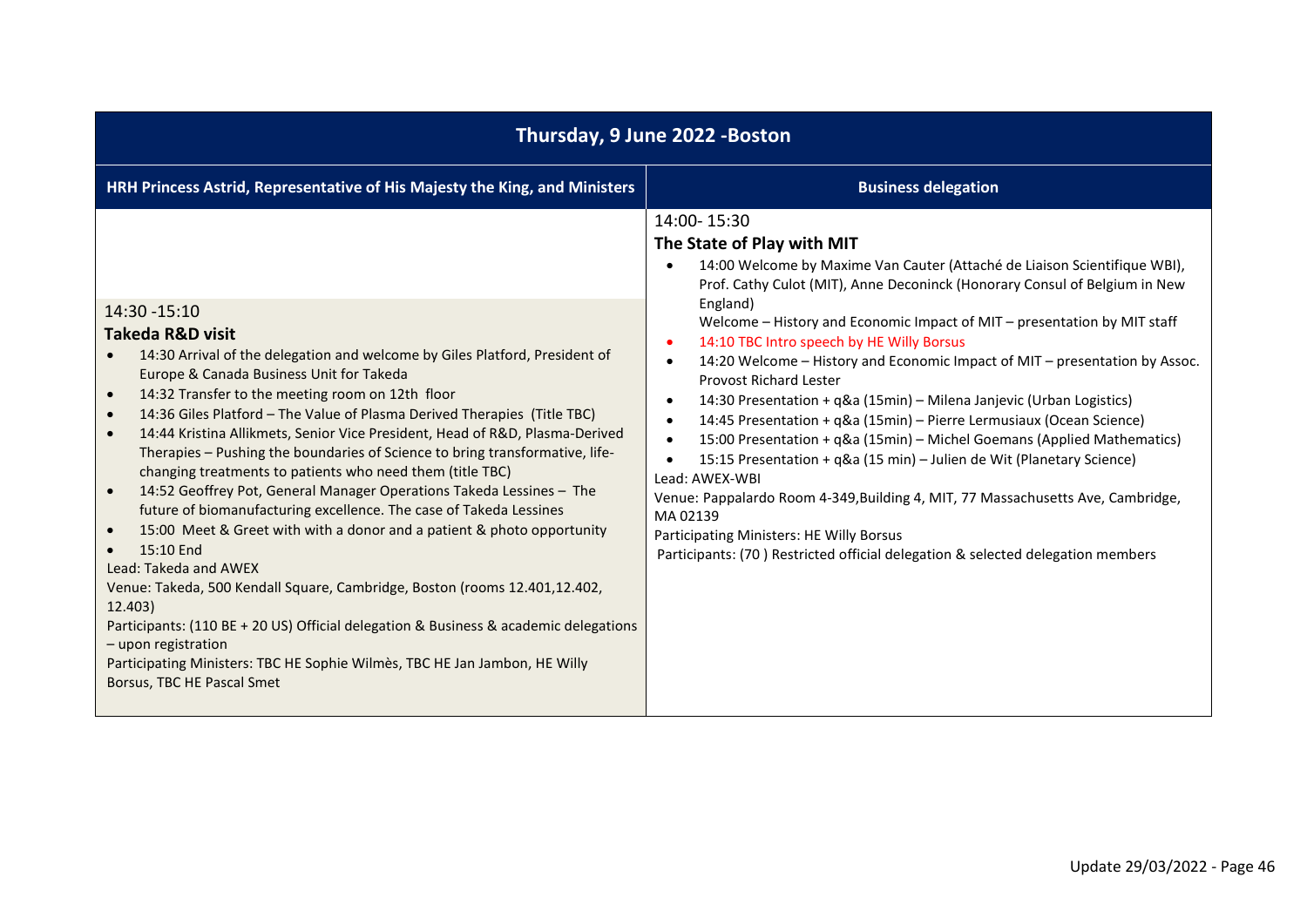## Thursday, 9 June 2022 -Boston

| HRH Princess Astrid, Representative of His Majesty the King, and Ministers | Business delegation |
|---|---|
| 14:30 -15:10<br>**Takeda R&D visit**<br>• 14:30 Arrival of the delegation and welcome by Giles Platford, President of Europe & Canada Business Unit for Takeda<br>• 14:32 Transfer to the meeting room on 12th floor<br>• 14:36 Giles Platford – The Value of Plasma Derived Therapies (Title TBC)<br>• 14:44 Kristina Allikmets, Senior Vice President, Head of R&D, Plasma-Derived Therapies – Pushing the boundaries of Science to bring transformative, life-changing treatments to patients who need them (title TBC)<br>• 14:52 Geoffrey Pot, General Manager Operations Takeda Lessines – The future of biomanufacturing excellence. The case of Takeda Lessines<br>• 15:00 Meet & Greet with with a donor and a patient & photo opportunity<br>• 15:10 End<br>Lead: Takeda and AWEX<br>Venue: Takeda, 500 Kendall Square, Cambridge, Boston (rooms 12.401,12.402, 12.403)<br>Participants: (110 BE + 20 US) Official delegation & Business & academic delegations – upon registration<br>Participating Ministers: TBC HE Sophie Wilmès, TBC HE Jan Jambon, HE Willy Borsus, TBC HE Pascal Smet | 14:00- 15:30<br>**The State of Play with MIT**<br>• 14:00 Welcome by Maxime Van Cauter (Attaché de Liaison Scientifique WBI), Prof. Cathy Culot (MIT), Anne Deconinck (Honorary Consul of Belgium in New England)<br>Welcome – History and Economic Impact of MIT – presentation by MIT staff<br>• 14:10 TBC Intro speech by HE Willy Borsus<br>• 14:20 Welcome – History and Economic Impact of MIT – presentation by Assoc. Provost Richard Lester<br>• 14:30 Presentation + q&a (15min) – Milena Janjevic (Urban Logistics)<br>• 14:45 Presentation + q&a (15min) – Pierre Lermusiaux (Ocean Science)<br>• 15:00 Presentation + q&a (15min) – Michel Goemans (Applied Mathematics)<br>• 15:15 Presentation + q&a (15 min) – Julien de Wit (Planetary Science)<br>Lead: AWEX-WBI<br>Venue: Pappalardo Room 4-349,Building 4, MIT, 77 Massachusetts Ave, Cambridge, MA 02139<br>Participating Ministers: HE Willy Borsus<br>Participants: (70 ) Restricted official delegation & selected delegation members |

Update 29/03/2022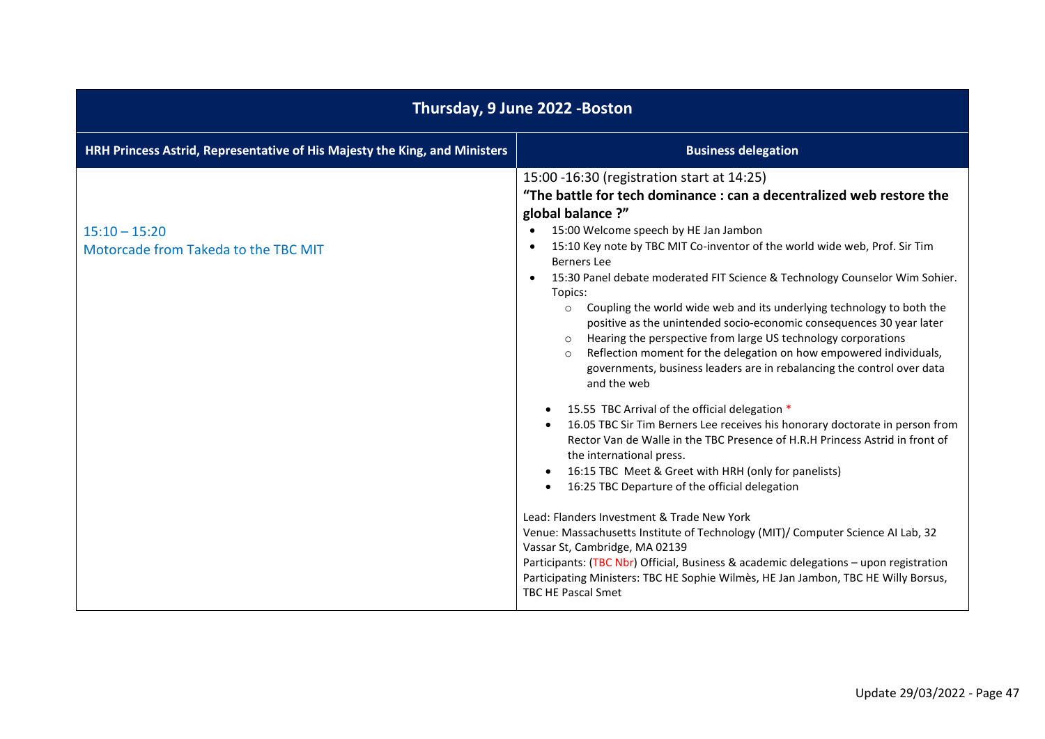| Thursday, 9 June 2022 -Boston | |
|---|---|
| **HRH Princess Astrid, Representative of His Majesty the King, and Ministers** | **Business delegation** |
| 15:10 – 15:20<br>Motorcade from Takeda to the TBC MIT | 15:00 -16:30 (registration start at 14:25)<br>**“The battle for tech dominance : can a decentralized web restore the global balance ?”**<br>• 15:00 Welcome speech by HE Jan Jambon<br>• 15:10 Key note by TBC MIT Co-inventor of the world wide web, Prof. Sir Tim Berners Lee<br>• 15:30 Panel debate moderated FIT Science & Technology Counselor Wim Sohier. Topics:<br>  ○ Coupling the world wide web and its underlying technology to both the positive as the unintended socio-economic consequences 30 year later<br>  ○ Hearing the perspective from large US technology corporations<br>  ○ Reflection moment for the delegation on how empowered individuals, governments, business leaders are in rebalancing the control over data and the web<br><br>• 15.55 TBC Arrival of the official delegation *<br>• 16.05 TBC Sir Tim Berners Lee receives his honorary doctorate in person from Rector Van de Walle in the TBC Presence of H.R.H Princess Astrid in front of the international press.<br>• 16:15 TBC Meet & Greet with HRH (only for panelists)<br>• 16:25 TBC Departure of the official delegation<br><br>Lead: Flanders Investment & Trade New York<br>Venue: Massachusetts Institute of Technology (MIT)/ Computer Science AI Lab, 32 Vassar St, Cambridge, MA 02139<br>Participants: (TBC Nbr) Official, Business & academic delegations – upon registration<br>Participating Ministers: TBC HE Sophie Wilmès, HE Jan Jambon, TBC HE Willy Borsus, TBC HE Pascal Smet |

Update 29/03/2022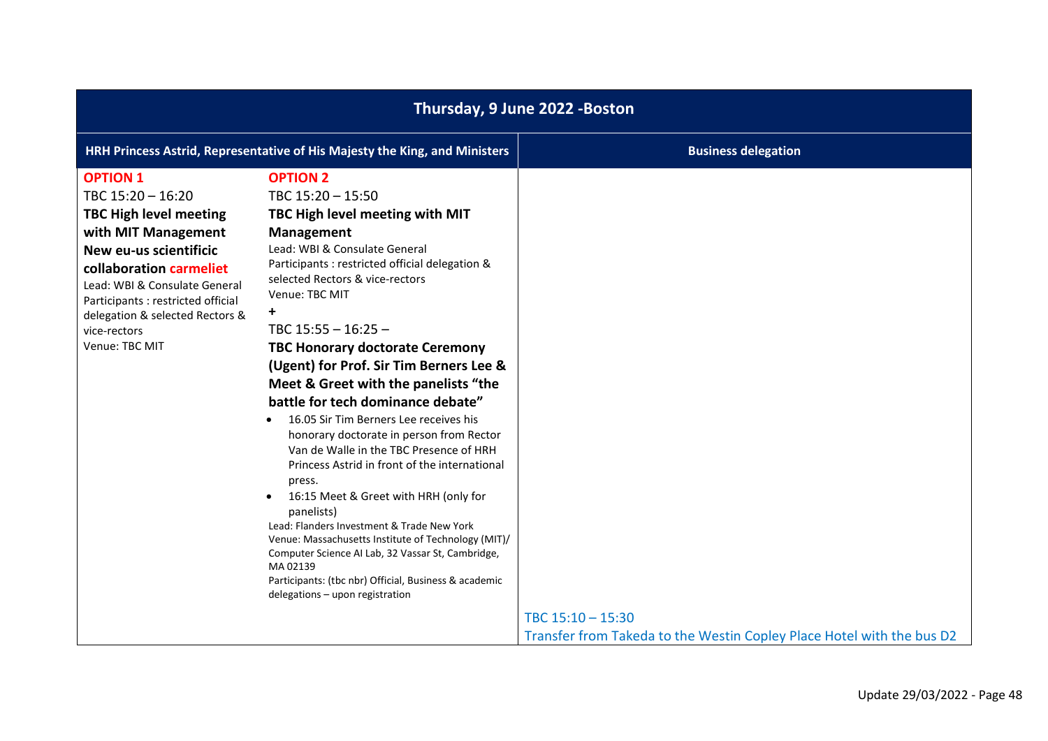| Thursday, 9 June 2022 -Boston | | |
|---|---|---|
| **HRH Princess Astrid, Representative of His Majesty the King, and Ministers** | | **Business delegation** |
| **OPTION 1**<br>TBC 15:20 – 16:20<br>**TBC High level meeting with MIT Management New eu-us scientificic collaboration carmeliet**<br>Lead: WBI & Consulate General<br>Participants : restricted official delegation & selected Rectors & vice-rectors<br>Venue: TBC MIT | **OPTION 2**<br>TBC 15:20 – 15:50<br>**TBC High level meeting with MIT Management**<br>Lead: WBI & Consulate General<br>Participants : restricted official delegation & selected Rectors & vice-rectors<br>Venue: TBC MIT<br>**+**<br>TBC 15:55 – 16:25 –<br>**TBC Honorary doctorate Ceremony (Ugent) for Prof. Sir Tim Berners Lee & Meet & Greet with the panelists "the battle for tech dominance debate"**<br>• 16.05 Sir Tim Berners Lee receives his honorary doctorate in person from Rector Van de Walle in the TBC Presence of HRH Princess Astrid in front of the international press.<br>• 16:15 Meet & Greet with HRH (only for panelists)<br>Lead: Flanders Investment & Trade New York<br>Venue: Massachusetts Institute of Technology (MIT)/ Computer Science AI Lab, 32 Vassar St, Cambridge, MA 02139<br>Participants: (tbc nbr) Official, Business & academic delegations – upon registration | TBC 15:10 – 15:30<br>Transfer from Takeda to the Westin Copley Place Hotel with the bus D2 |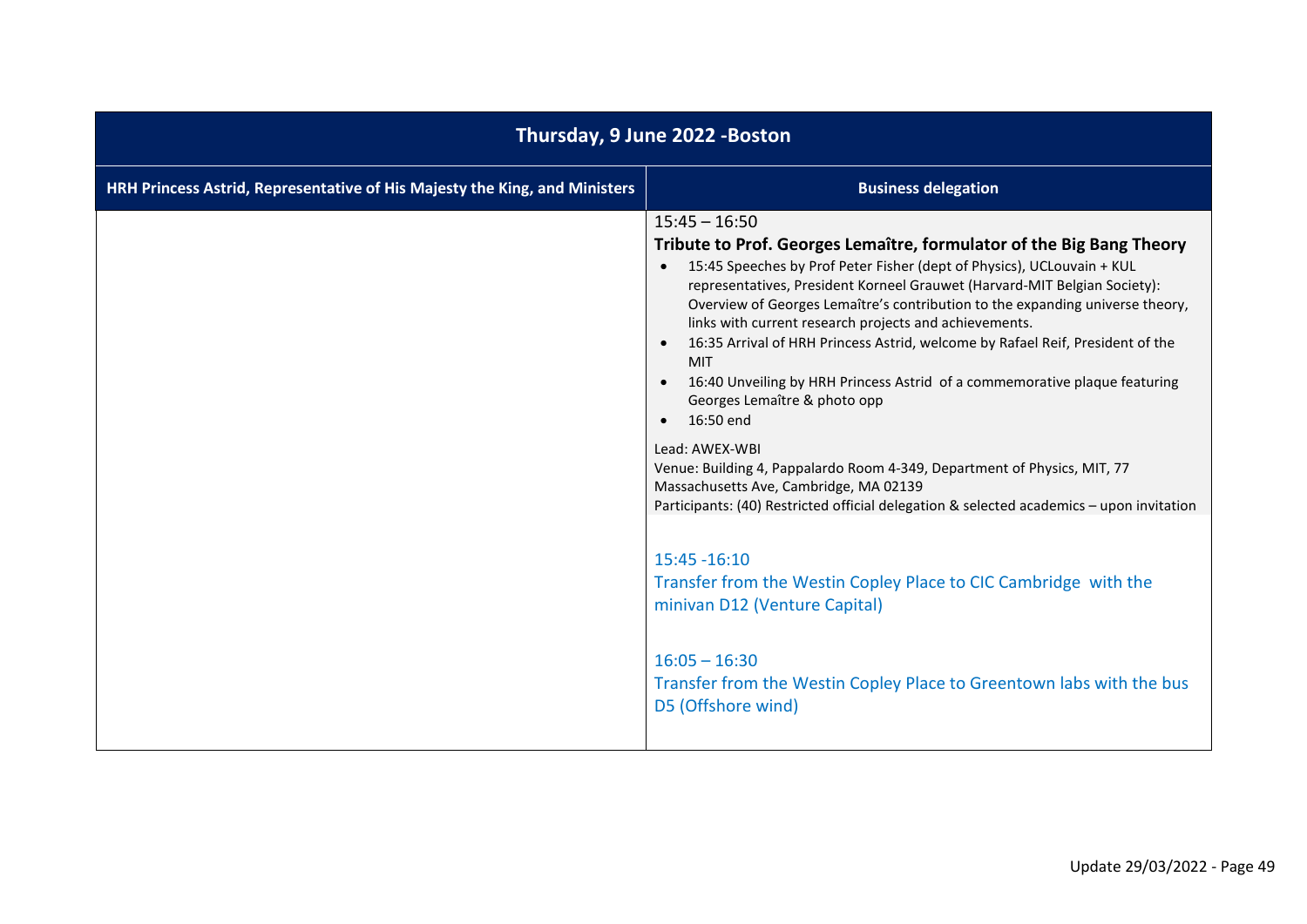| Thursday, 9 June 2022 -Boston | |
|---|---|
| **HRH Princess Astrid, Representative of His Majesty the King, and Ministers** | **Business delegation** |
| | 15:45 – 16:50<br>**Tribute to Prof. Georges Lemaître, formulator of the Big Bang Theory**<br>• 15:45 Speeches by Prof Peter Fisher (dept of Physics), UCLouvain + KUL representatives, President Korneel Grauwet (Harvard-MIT Belgian Society): Overview of Georges Lemaître's contribution to the expanding universe theory, links with current research projects and achievements.<br>• 16:35 Arrival of HRH Princess Astrid, welcome by Rafael Reif, President of the MIT<br>• 16:40 Unveiling by HRH Princess Astrid of a commemorative plaque featuring Georges Lemaître & photo opp<br>• 16:50 end<br><br>Lead: AWEX-WBI<br>Venue: Building 4, Pappalardo Room 4-349, Department of Physics, MIT, 77 Massachusetts Ave, Cambridge, MA 02139<br>Participants: (40) Restricted official delegation & selected academics – upon invitation |
| | 15:45 -16:10<br>Transfer from the Westin Copley Place to CIC Cambridge with the minivan D12 (Venture Capital)<br><br>16:05 – 16:30<br>Transfer from the Westin Copley Place to Greentown labs with the bus D5 (Offshore wind) |

Update 29/03/2022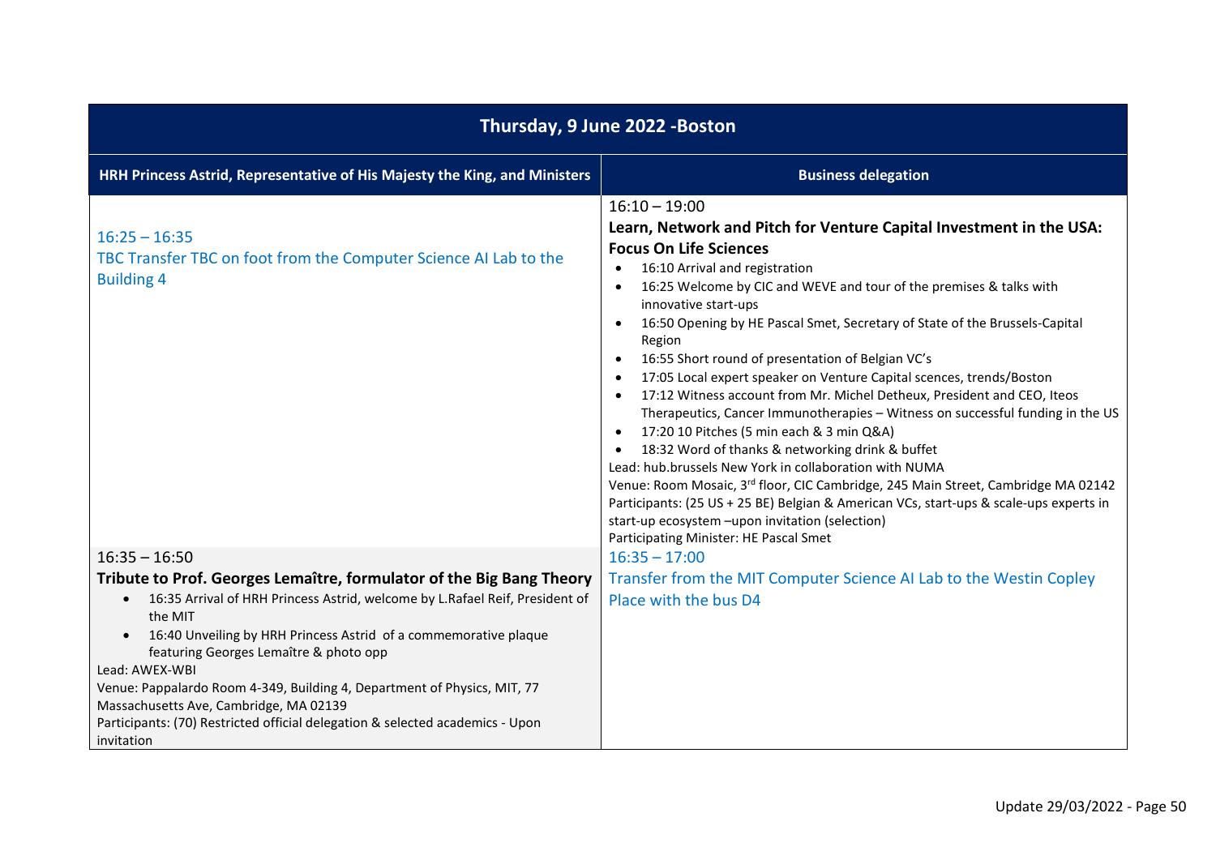| Thursday, 9 June 2022 -Boston | |
|---|---|
| **HRH Princess Astrid, Representative of His Majesty the King, and Ministers** | **Business delegation** |
| 16:25 – 16:35<br>TBC Transfer TBC on foot from the Computer Science AI Lab to the Building 4 | 16:10 – 19:00<br>**Learn, Network and Pitch for Venture Capital Investment in the USA: Focus On Life Sciences**<br>• 16:10 Arrival and registration<br>• 16:25 Welcome by CIC and WEVE and tour of the premises & talks with innovative start-ups<br>• 16:50 Opening by HE Pascal Smet, Secretary of State of the Brussels-Capital Region<br>• 16:55 Short round of presentation of Belgian VC's<br>• 17:05 Local expert speaker on Venture Capital scences, trends/Boston<br>• 17:12 Witness account from Mr. Michel Detheux, President and CEO, Iteos Therapeutics, Cancer Immunotherapies – Witness on successful funding in the US<br>• 17:20 10 Pitches (5 min each & 3 min Q&A)<br>• 18:32 Word of thanks & networking drink & buffet<br>Lead: hub.brussels New York in collaboration with NUMA<br>Venue: Room Mosaic, 3rd floor, CIC Cambridge, 245 Main Street, Cambridge MA 02142<br>Participants: (25 US + 25 BE) Belgian & American VCs, start-ups & scale-ups experts in start-up ecosystem –upon invitation (selection)<br>Participating Minister: HE Pascal Smet |
| 16:35 – 16:50<br>**Tribute to Prof. Georges Lemaître, formulator of the Big Bang Theory**<br>• 16:35 Arrival of HRH Princess Astrid, welcome by L.Rafael Reif, President of the MIT<br>• 16:40 Unveiling by HRH Princess Astrid of a commemorative plaque featuring Georges Lemaître & photo opp<br>Lead: AWEX-WBI<br>Venue: Pappalardo Room 4-349, Building 4, Department of Physics, MIT, 77 Massachusetts Ave, Cambridge, MA 02139<br>Participants: (70) Restricted official delegation & selected academics - Upon invitation | 16:35 – 17:00<br>Transfer from the MIT Computer Science AI Lab to the Westin Copley Place with the bus D4 |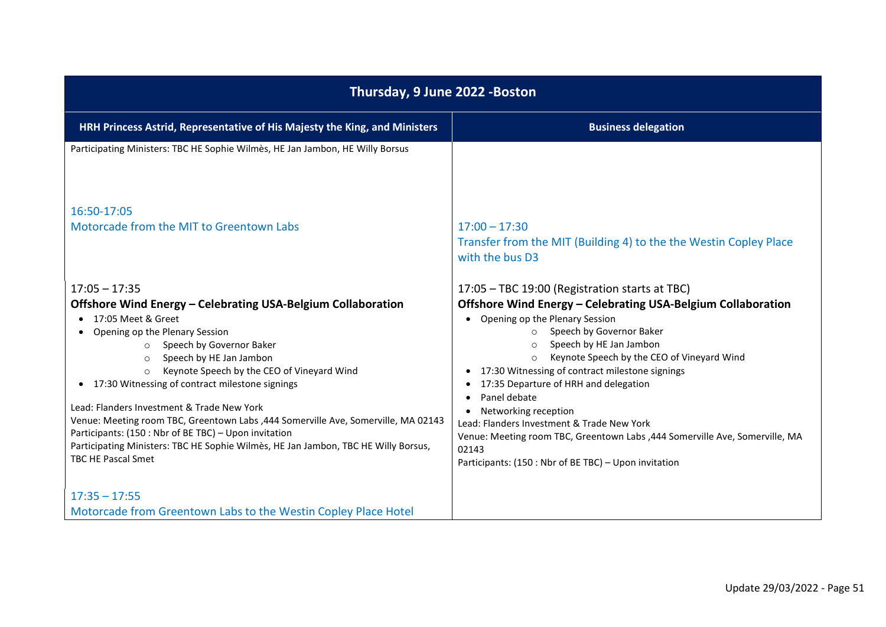| Thursday, 9 June 2022 -Boston | |
|---|---|
| **HRH Princess Astrid, Representative of His Majesty the King, and Ministers** | **Business delegation** |
| Participating Ministers: TBC HE Sophie Wilmès, HE Jan Jambon, HE Willy Borsus | |
| 16:50-17:05<br>Motorcade from the MIT to Greentown Labs | 17:00 – 17:30<br>Transfer from the MIT (Building 4) to the the Westin Copley Place with the bus D3 |
| 17:05 – 17:35<br>**Offshore Wind Energy – Celebrating USA-Belgium Collaboration**<br>• 17:05 Meet & Greet<br>• Opening op the Plenary Session<br>&nbsp;&nbsp;&nbsp;&nbsp;○ Speech by Governor Baker<br>&nbsp;&nbsp;&nbsp;&nbsp;○ Speech by HE Jan Jambon<br>&nbsp;&nbsp;&nbsp;&nbsp;○ Keynote Speech by the CEO of Vineyard Wind<br>• 17:30 Witnessing of contract milestone signings<br><br>Lead: Flanders Investment & Trade New York<br>Venue: Meeting room TBC, Greentown Labs ,444 Somerville Ave, Somerville, MA 02143<br>Participants: (150 : Nbr of BE TBC) – Upon invitation<br>Participating Ministers: TBC HE Sophie Wilmès, HE Jan Jambon, TBC HE Willy Borsus, TBC HE Pascal Smet | 17:05 – TBC 19:00 (Registration starts at TBC)<br>**Offshore Wind Energy – Celebrating USA-Belgium Collaboration**<br>• Opening op the Plenary Session<br>&nbsp;&nbsp;&nbsp;&nbsp;○ Speech by Governor Baker<br>&nbsp;&nbsp;&nbsp;&nbsp;○ Speech by HE Jan Jambon<br>&nbsp;&nbsp;&nbsp;&nbsp;○ Keynote Speech by the CEO of Vineyard Wind<br>• 17:30 Witnessing of contract milestone signings<br>• 17:35 Departure of HRH and delegation<br>• Panel debate<br>• Networking reception<br>Lead: Flanders Investment & Trade New York<br>Venue: Meeting room TBC, Greentown Labs ,444 Somerville Ave, Somerville, MA 02143<br>Participants: (150 : Nbr of BE TBC) – Upon invitation |
| 17:35 – 17:55<br>Motorcade from Greentown Labs to the Westin Copley Place Hotel | |

Update 29/03/2022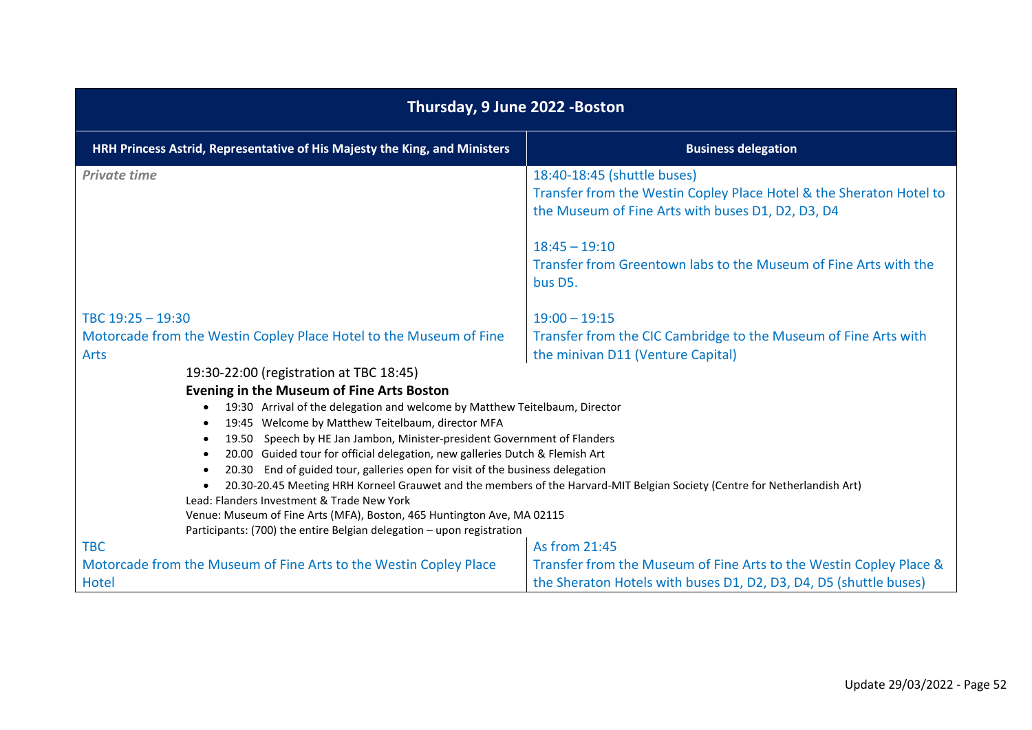| Thursday, 9 June 2022 -Boston | |
|---|---|
| **HRH Princess Astrid, Representative of His Majesty the King, and Ministers** | **Business delegation** |
| ***Private time*** | 18:40-18:45 (shuttle buses)<br>Transfer from the Westin Copley Place Hotel & the Sheraton Hotel to the Museum of Fine Arts with buses D1, D2, D3, D4<br><br>18:45 – 19:10<br>Transfer from Greentown labs to the Museum of Fine Arts with the bus D5. |
| TBC 19:25 – 19:30<br>Motorcade from the Westin Copley Place Hotel to the Museum of Fine Arts | 19:00 – 19:15<br>Transfer from the CIC Cambridge to the Museum of Fine Arts with the minivan D11 (Venture Capital) |
| 19:30-22:00 (registration at TBC 18:45)<br>**Evening in the Museum of Fine Arts Boston**<br>• 19:30 Arrival of the delegation and welcome by Matthew Teitelbaum, Director<br>• 19:45 Welcome by Matthew Teitelbaum, director MFA<br>• 19.50 Speech by HE Jan Jambon, Minister-president Government of Flanders<br>• 20.00 Guided tour for official delegation, new galleries Dutch & Flemish Art<br>• 20.30 End of guided tour, galleries open for visit of the business delegation<br>• 20.30-20.45 Meeting HRH Korneel Grauwet and the members of the Harvard-MIT Belgian Society (Centre for Netherlandish Art)<br>Lead: Flanders Investment & Trade New York<br>Venue: Museum of Fine Arts (MFA), Boston, 465 Huntington Ave, MA 02115<br>Participants: (700) the entire Belgian delegation – upon registration | |
| TBC<br>Motorcade from the Museum of Fine Arts to the Westin Copley Place Hotel | As from 21:45<br>Transfer from the Museum of Fine Arts to the Westin Copley Place & the Sheraton Hotels with buses D1, D2, D3, D4, D5 (shuttle buses) |

Update 29/03/2022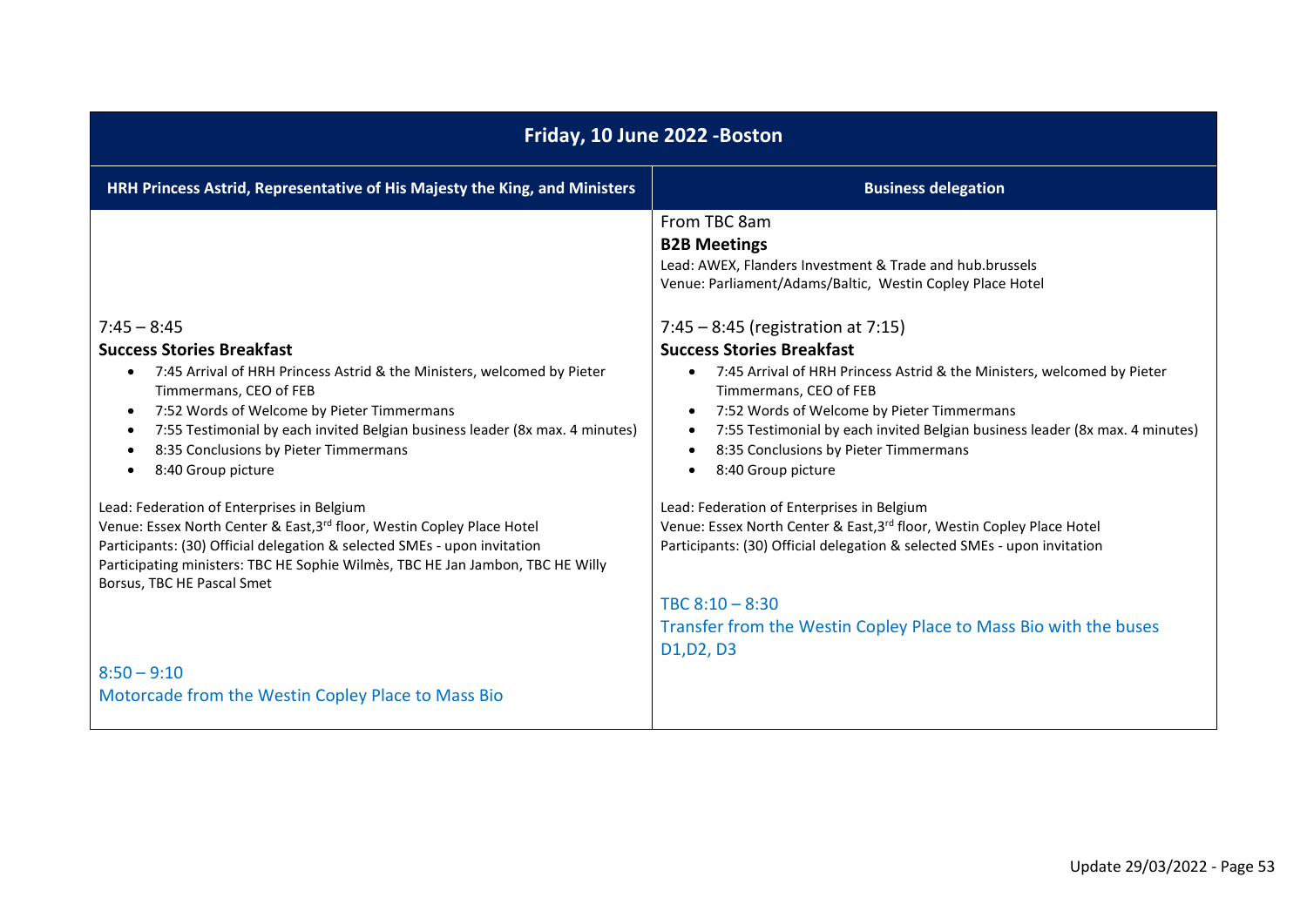| Friday, 10 June 2022 -Boston | |
| --- | --- |
| **HRH Princess Astrid, Representative of His Majesty the King, and Ministers** | **Business delegation** |
| | From TBC 8am<br>**B2B Meetings**<br>Lead: AWEX, Flanders Investment & Trade and hub.brussels<br>Venue: Parliament/Adams/Baltic, Westin Copley Place Hotel |
| 7:45 – 8:45<br>**Success Stories Breakfast**<br>• 7:45 Arrival of HRH Princess Astrid & the Ministers, welcomed by Pieter Timmermans, CEO of FEB<br>• 7:52 Words of Welcome by Pieter Timmermans<br>• 7:55 Testimonial by each invited Belgian business leader (8x max. 4 minutes)<br>• 8:35 Conclusions by Pieter Timmermans<br>• 8:40 Group picture<br><br>Lead: Federation of Enterprises in Belgium<br>Venue: Essex North Center & East, 3rd floor, Westin Copley Place Hotel<br>Participants: (30) Official delegation & selected SMEs - upon invitation<br>Participating ministers: TBC HE Sophie Wilmès, TBC HE Jan Jambon, TBC HE Willy Borsus, TBC HE Pascal Smet | 7:45 – 8:45 (registration at 7:15)<br>**Success Stories Breakfast**<br>• 7:45 Arrival of HRH Princess Astrid & the Ministers, welcomed by Pieter Timmermans, CEO of FEB<br>• 7:52 Words of Welcome by Pieter Timmermans<br>• 7:55 Testimonial by each invited Belgian business leader (8x max. 4 minutes)<br>• 8:35 Conclusions by Pieter Timmermans<br>• 8:40 Group picture<br><br>Lead: Federation of Enterprises in Belgium<br>Venue: Essex North Center & East, 3rd floor, Westin Copley Place Hotel<br>Participants: (30) Official delegation & selected SMEs - upon invitation |
| | TBC 8:10 – 8:30<br>Transfer from the Westin Copley Place to Mass Bio with the buses D1,D2, D3 |
| 8:50 – 9:10<br>Motorcade from the Westin Copley Place to Mass Bio | |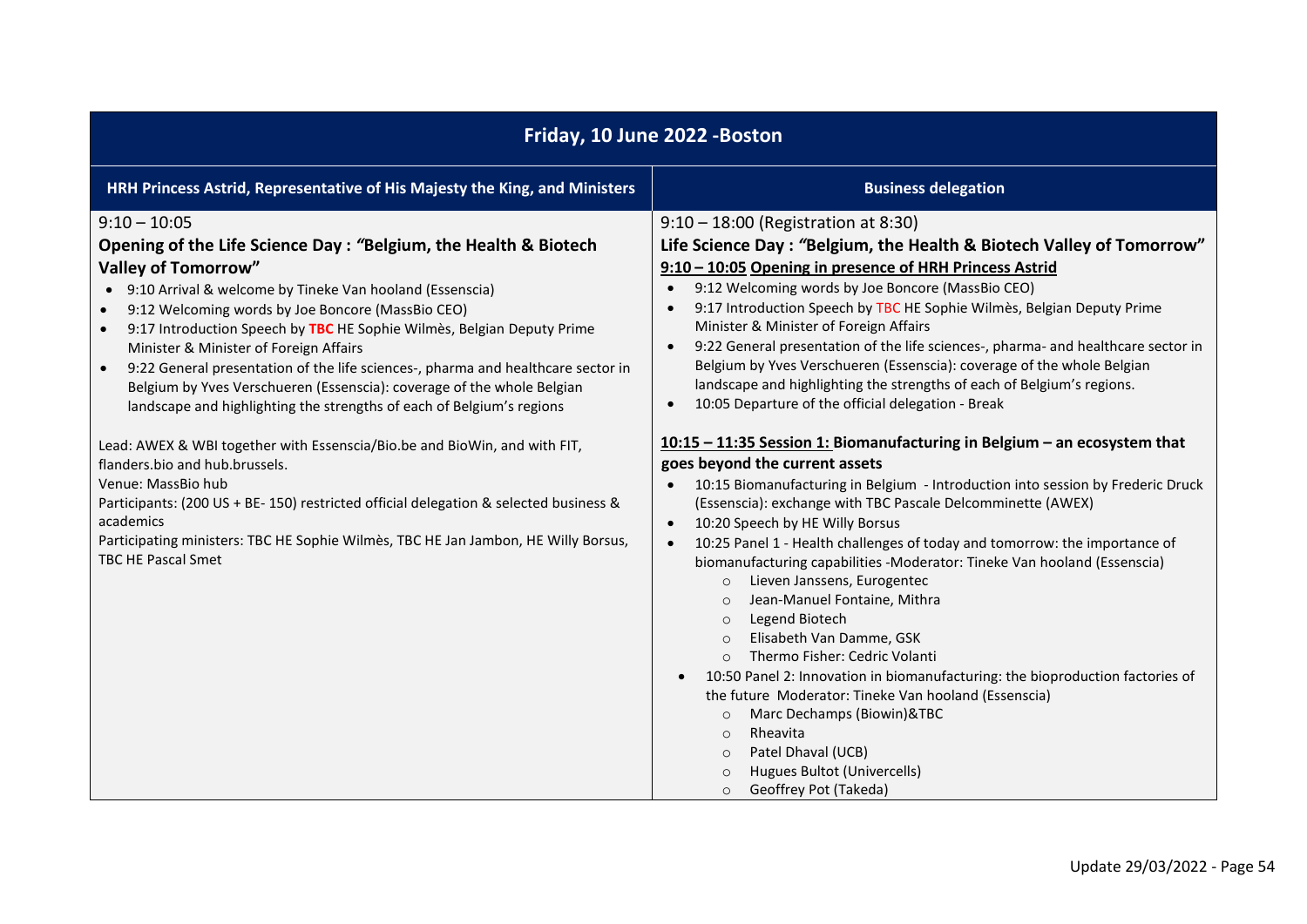| Friday, 10 June 2022 -Boston | |
|---|---|
| **HRH Princess Astrid, Representative of His Majesty the King, and Ministers** | **Business delegation** |
| 9:10 – 10:05<br>**Opening of the Life Science Day : *"*Belgium, the Health & Biotech Valley of Tomorrow"**<br>• 9:10 Arrival & welcome by Tineke Van hooland (Essenscia)<br>• 9:12 Welcoming words by Joe Boncore (MassBio CEO)<br>• 9:17 Introduction Speech by **TBC** HE Sophie Wilmès, Belgian Deputy Prime Minister & Minister of Foreign Affairs<br>• 9:22 General presentation of the life sciences-, pharma and healthcare sector in Belgium by Yves Verschueren (Essenscia): coverage of the whole Belgian landscape and highlighting the strengths of each of Belgium's regions<br><br>Lead: AWEX & WBI together with Essenscia/Bio.be and BioWin, and with FIT, flanders.bio and hub.brussels.<br>Venue: MassBio hub<br>Participants: (200 US + BE- 150) restricted official delegation & selected business & academics<br>Participating ministers: TBC HE Sophie Wilmès, TBC HE Jan Jambon, HE Willy Borsus, TBC HE Pascal Smet | 9:10 – 18:00 (Registration at 8:30)<br>**Life Science Day : *"*Belgium, the Health & Biotech Valley of Tomorrow"**<br>**9:10 – 10:05 Opening in presence of HRH Princess Astrid**<br>• 9:12 Welcoming words by Joe Boncore (MassBio CEO)<br>• 9:17 Introduction Speech by TBC HE Sophie Wilmès, Belgian Deputy Prime Minister & Minister of Foreign Affairs<br>• 9:22 General presentation of the life sciences-, pharma- and healthcare sector in Belgium by Yves Verschueren (Essenscia): coverage of the whole Belgian landscape and highlighting the strengths of each of Belgium's regions.<br>• 10:05 Departure of the official delegation - Break<br><br>**10:15 – 11:35 Session 1: Biomanufacturing in Belgium – an ecosystem that goes beyond the current assets**<br>• 10:15 Biomanufacturing in Belgium - Introduction into session by Frederic Druck (Essenscia): exchange with TBC Pascale Delcomminette (AWEX)<br>• 10:20 Speech by HE Willy Borsus<br>• 10:25 Panel 1 - Health challenges of today and tomorrow: the importance of biomanufacturing capabilities -Moderator: Tineke Van hooland (Essenscia)<br>  ○ Lieven Janssens, Eurogentec<br>  ○ Jean-Manuel Fontaine, Mithra<br>  ○ Legend Biotech<br>  ○ Elisabeth Van Damme, GSK<br>  ○ Thermo Fisher: Cedric Volanti<br>• 10:50 Panel 2: Innovation in biomanufacturing: the bioproduction factories of the future Moderator: Tineke Van hooland (Essenscia)<br>  ○ Marc Dechamps (Biowin)&TBC<br>  ○ Rheavita<br>  ○ Patel Dhaval (UCB)<br>  ○ Hugues Bultot (Univercells)<br>  ○ Geoffrey Pot (Takeda) |

Update 29/03/2022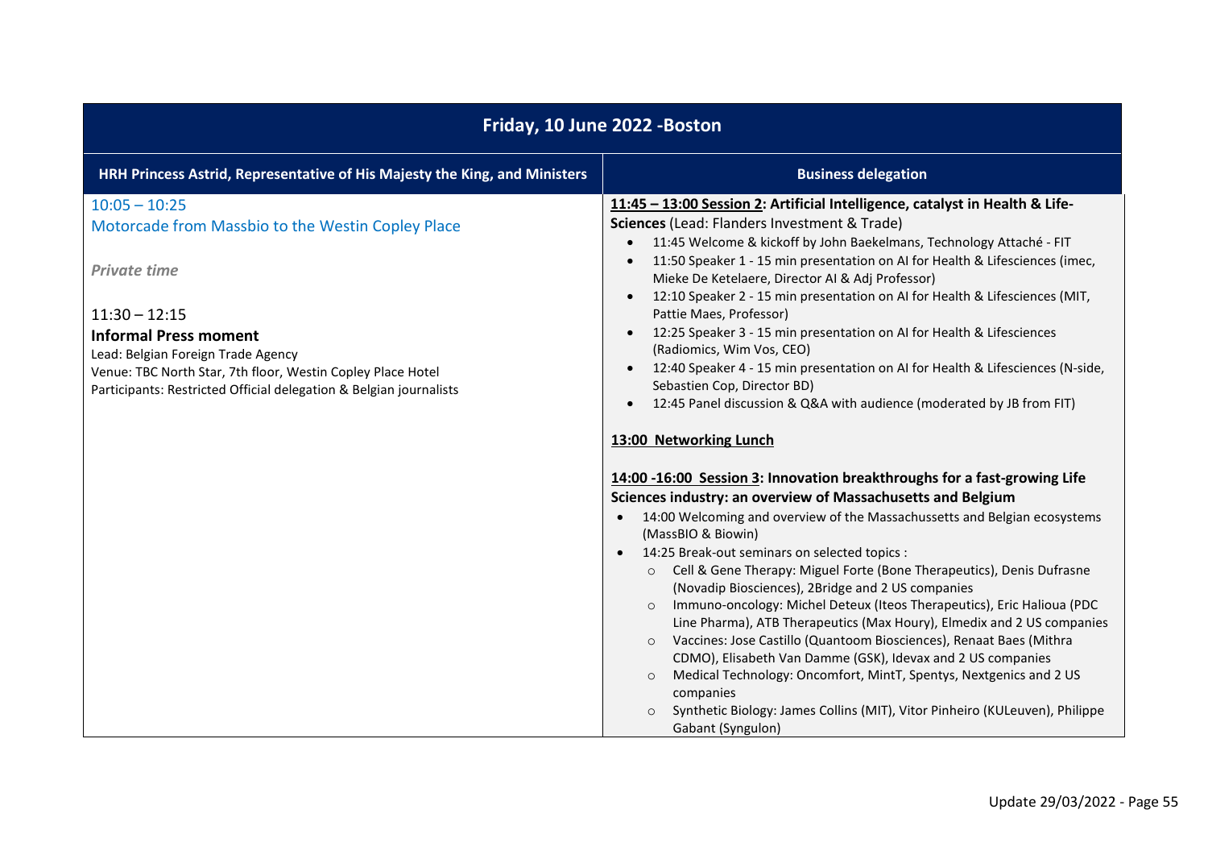| Friday, 10 June 2022 -Boston | |
|---|---|
| **HRH Princess Astrid, Representative of His Majesty the King, and Ministers** | **Business delegation** |
| 10:05 – 10:25<br>Motorcade from Massbio to the Westin Copley Place<br><br>***Private time***<br><br>11:30 – 12:15<br>**Informal Press moment**<br>Lead: Belgian Foreign Trade Agency<br>Venue: TBC North Star, 7th floor, Westin Copley Place Hotel<br>Participants: Restricted Official delegation & Belgian journalists | <u>**11:45 – 13:00 Session 2**</u>**: Artificial Intelligence, catalyst in Health & Life-Sciences** (Lead: Flanders Investment & Trade)<br>• 11:45 Welcome & kickoff by John Baekelmans, Technology Attaché - FIT<br>• 11:50 Speaker 1 - 15 min presentation on AI for Health & Lifesciences (imec, Mieke De Ketelaere, Director AI & Adj Professor)<br>• 12:10 Speaker 2 - 15 min presentation on AI for Health & Lifesciences (MIT, Pattie Maes, Professor)<br>• 12:25 Speaker 3 - 15 min presentation on AI for Health & Lifesciences (Radiomics, Wim Vos, CEO)<br>• 12:40 Speaker 4 - 15 min presentation on AI for Health & Lifesciences (N-side, Sebastien Cop, Director BD)<br>• 12:45 Panel discussion & Q&A with audience (moderated by JB from FIT)<br><br><u>**13:00 Networking Lunch**</u><br><br><u>**14:00 -16:00 Session 3**</u>**: Innovation breakthroughs for a fast-growing Life Sciences industry: an overview of Massachusetts and Belgium**<br>• 14:00 Welcoming and overview of the Massachussetts and Belgian ecosystems (MassBIO & Biowin)<br>• 14:25 Break-out seminars on selected topics :<br>  ○ Cell & Gene Therapy: Miguel Forte (Bone Therapeutics), Denis Dufrasne (Novadip Biosciences), 2Bridge and 2 US companies<br>  ○ Immuno-oncology: Michel Deteux (Iteos Therapeutics), Eric Halioua (PDC Line Pharma), ATB Therapeutics (Max Houry), Elmedix and 2 US companies<br>  ○ Vaccines: Jose Castillo (Quantoom Biosciences), Renaat Baes (Mithra CDMO), Elisabeth Van Damme (GSK), Idevax and 2 US companies<br>  ○ Medical Technology: Oncomfort, MintT, Spentys, Nextgenics and 2 US companies<br>  ○ Synthetic Biology: James Collins (MIT), Vitor Pinheiro (KULeuven), Philippe Gabant (Syngulon) |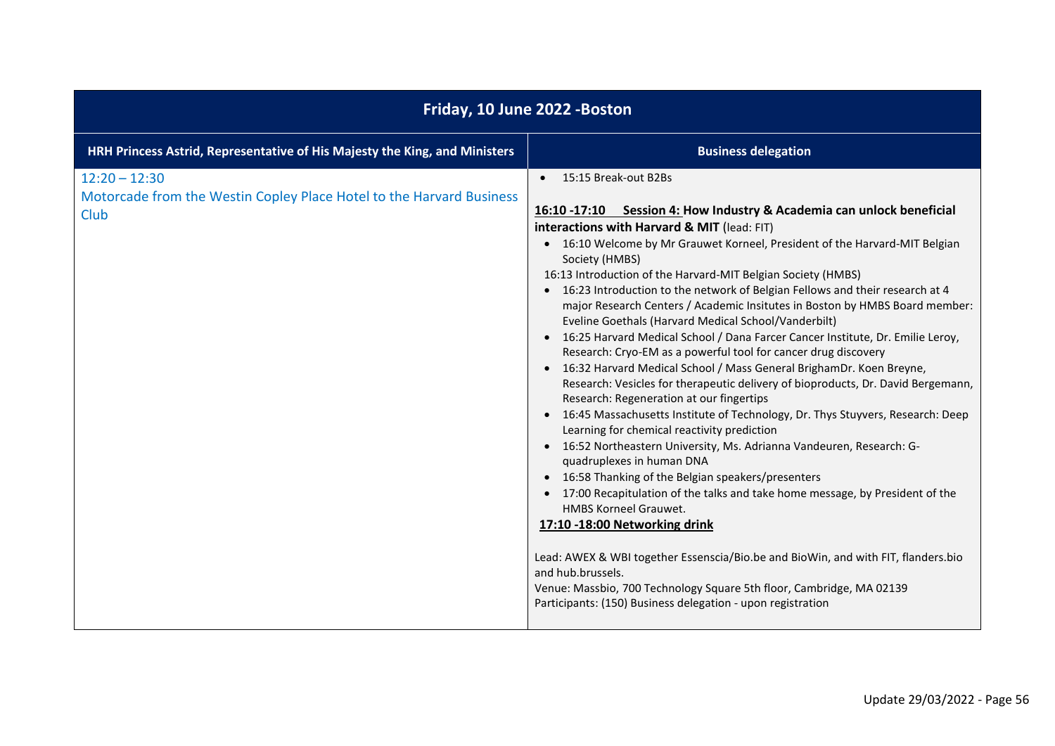| Friday, 10 June 2022 -Boston | |
|---|---|
| **HRH Princess Astrid, Representative of His Majesty the King, and Ministers** | **Business delegation** |
| 12:20 – 12:30<br>Motorcade from the Westin Copley Place Hotel to the Harvard Business Club | • 15:15 Break-out B2Bs<br><br>**16:10 -17:10 Session 4: How Industry & Academia can unlock beneficial interactions with Harvard & MIT** (lead: FIT)<br>• 16:10 Welcome by Mr Grauwet Korneel, President of the Harvard-MIT Belgian Society (HMBS)<br>16:13 Introduction of the Harvard-MIT Belgian Society (HMBS)<br>• 16:23 Introduction to the network of Belgian Fellows and their research at 4 major Research Centers / Academic Insitutes in Boston by HMBS Board member: Eveline Goethals (Harvard Medical School/Vanderbilt)<br>• 16:25 Harvard Medical School / Dana Farcer Cancer Institute, Dr. Emilie Leroy, Research: Cryo-EM as a powerful tool for cancer drug discovery<br>• 16:32 Harvard Medical School / Mass General BrighamDr. Koen Breyne, Research: Vesicles for therapeutic delivery of bioproducts, Dr. David Bergemann, Research: Regeneration at our fingertips<br>• 16:45 Massachusetts Institute of Technology, Dr. Thys Stuyvers, Research: Deep Learning for chemical reactivity prediction<br>• 16:52 Northeastern University, Ms. Adrianna Vandeuren, Research: G-quadruplexes in human DNA<br>• 16:58 Thanking of the Belgian speakers/presenters<br>• 17:00 Recapitulation of the talks and take home message, by President of the HMBS Korneel Grauwet.<br>**17:10 -18:00 Networking drink**<br><br>Lead: AWEX & WBI together Essenscia/Bio.be and BioWin, and with FIT, flanders.bio and hub.brussels.<br>Venue: Massbio, 700 Technology Square 5th floor, Cambridge, MA 02139<br>Participants: (150) Business delegation - upon registration |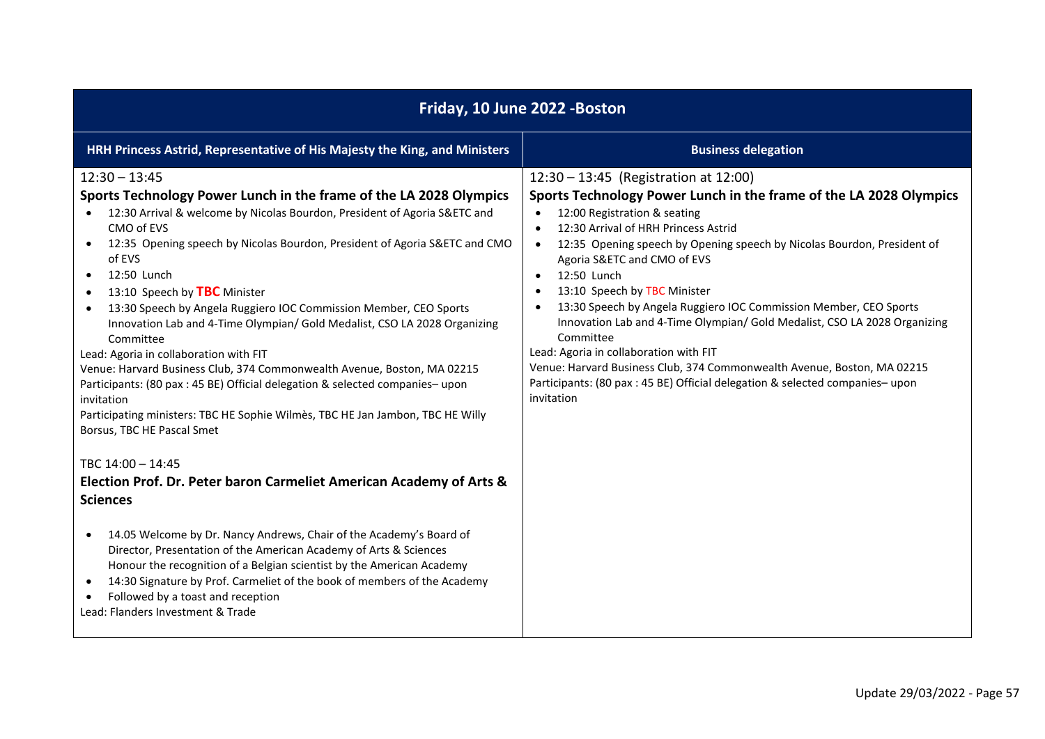| Friday, 10 June 2022 -Boston | |
|---|---|
| **HRH Princess Astrid, Representative of His Majesty the King, and Ministers** | **Business delegation** |
| 12:30 – 13:45<br>**Sports Technology Power Lunch in the frame of the LA 2028 Olympics**<br>• 12:30 Arrival & welcome by Nicolas Bourdon, President of Agoria S&ETC and CMO of EVS<br>• 12:35 Opening speech by Nicolas Bourdon, President of Agoria S&ETC and CMO of EVS<br>• 12:50 Lunch<br>• 13:10 Speech by **TBC** Minister<br>• 13:30 Speech by Angela Ruggiero IOC Commission Member, CEO Sports Innovation Lab and 4-Time Olympian/ Gold Medalist, CSO LA 2028 Organizing Committee<br>Lead: Agoria in collaboration with FIT<br>Venue: Harvard Business Club, 374 Commonwealth Avenue, Boston, MA 02215<br>Participants: (80 pax : 45 BE) Official delegation & selected companies– upon invitation<br>Participating ministers: TBC HE Sophie Wilmès, TBC HE Jan Jambon, TBC HE Willy Borsus, TBC HE Pascal Smet<br><br>TBC 14:00 – 14:45<br>**Election Prof. Dr. Peter baron Carmeliet American Academy of Arts & Sciences**<br>• 14.05 Welcome by Dr. Nancy Andrews, Chair of the Academy's Board of Director, Presentation of the American Academy of Arts & Sciences Honour the recognition of a Belgian scientist by the American Academy<br>• 14:30 Signature by Prof. Carmeliet of the book of members of the Academy<br>• Followed by a toast and reception<br>Lead: Flanders Investment & Trade | 12:30 – 13:45 (Registration at 12:00)<br>**Sports Technology Power Lunch in the frame of the LA 2028 Olympics**<br>• 12:00 Registration & seating<br>• 12:30 Arrival of HRH Princess Astrid<br>• 12:35 Opening speech by Opening speech by Nicolas Bourdon, President of Agoria S&ETC and CMO of EVS<br>• 12:50 Lunch<br>• 13:10 Speech by TBC Minister<br>• 13:30 Speech by Angela Ruggiero IOC Commission Member, CEO Sports Innovation Lab and 4-Time Olympian/ Gold Medalist, CSO LA 2028 Organizing Committee<br>Lead: Agoria in collaboration with FIT<br>Venue: Harvard Business Club, 374 Commonwealth Avenue, Boston, MA 02215<br>Participants: (80 pax : 45 BE) Official delegation & selected companies– upon invitation |

Update 29/03/2022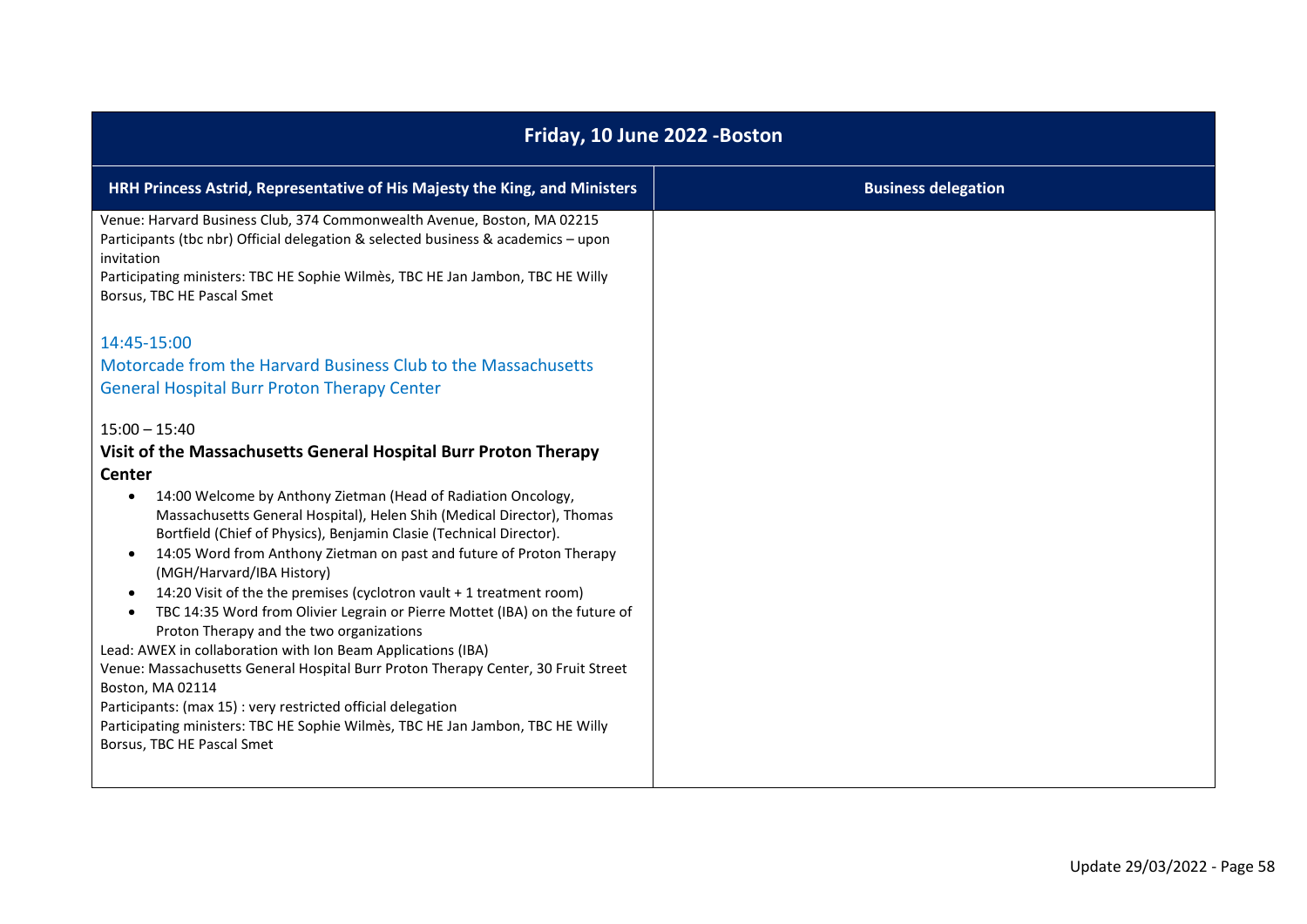| Friday, 10 June 2022 -Boston | |
|---|---|
| **HRH Princess Astrid, Representative of His Majesty the King, and Ministers** | **Business delegation** |
| Venue: Harvard Business Club, 374 Commonwealth Avenue, Boston, MA 02215<br>Participants (tbc nbr) Official delegation & selected business & academics – upon invitation<br>Participating ministers: TBC HE Sophie Wilmès, TBC HE Jan Jambon, TBC HE Willy Borsus, TBC HE Pascal Smet<br><br>14:45-15:00<br>Motorcade from the Harvard Business Club to the Massachusetts General Hospital Burr Proton Therapy Center<br><br>15:00 – 15:40<br>**Visit of the Massachusetts General Hospital Burr Proton Therapy Center**<br>• 14:00 Welcome by Anthony Zietman (Head of Radiation Oncology, Massachusetts General Hospital), Helen Shih (Medical Director), Thomas Bortfield (Chief of Physics), Benjamin Clasie (Technical Director).<br>• 14:05 Word from Anthony Zietman on past and future of Proton Therapy (MGH/Harvard/IBA History)<br>• 14:20 Visit of the the premises (cyclotron vault + 1 treatment room)<br>• TBC 14:35 Word from Olivier Legrain or Pierre Mottet (IBA) on the future of Proton Therapy and the two organizations<br>Lead: AWEX in collaboration with Ion Beam Applications (IBA)<br>Venue: Massachusetts General Hospital Burr Proton Therapy Center, 30 Fruit Street Boston, MA 02114<br>Participants: (max 15) : very restricted official delegation<br>Participating ministers: TBC HE Sophie Wilmès, TBC HE Jan Jambon, TBC HE Willy Borsus, TBC HE Pascal Smet | |

Update 29/03/2022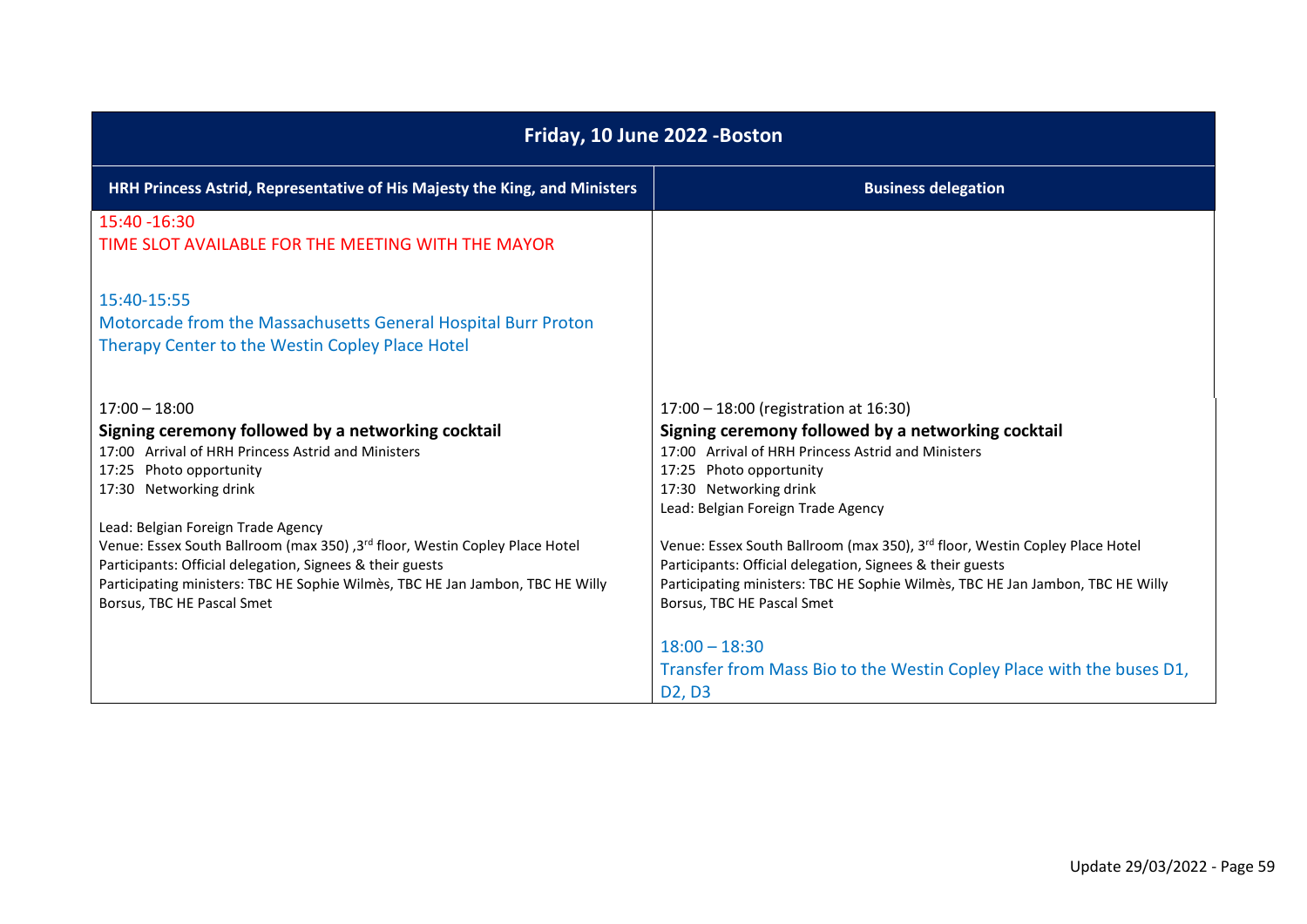| Friday, 10 June 2022 -Boston | |
|---|---|
| **HRH Princess Astrid, Representative of His Majesty the King, and Ministers** | **Business delegation** |
| 15:40 -16:30<br>TIME SLOT AVAILABLE FOR THE MEETING WITH THE MAYOR<br><br>15:40-15:55<br>Motorcade from the Massachusetts General Hospital Burr Proton Therapy Center to the Westin Copley Place Hotel | |
| 17:00 – 18:00<br>**Signing ceremony followed by a networking cocktail**<br>17:00 Arrival of HRH Princess Astrid and Ministers<br>17:25 Photo opportunity<br>17:30 Networking drink<br><br>Lead: Belgian Foreign Trade Agency<br>Venue: Essex South Ballroom (max 350) ,3rd floor, Westin Copley Place Hotel<br>Participants: Official delegation, Signees & their guests<br>Participating ministers: TBC HE Sophie Wilmès, TBC HE Jan Jambon, TBC HE Willy Borsus, TBC HE Pascal Smet | 17:00 – 18:00 (registration at 16:30)<br>**Signing ceremony followed by a networking cocktail**<br>17:00 Arrival of HRH Princess Astrid and Ministers<br>17:25 Photo opportunity<br>17:30 Networking drink<br>Lead: Belgian Foreign Trade Agency<br><br>Venue: Essex South Ballroom (max 350), 3rd floor, Westin Copley Place Hotel<br>Participants: Official delegation, Signees & their guests<br>Participating ministers: TBC HE Sophie Wilmès, TBC HE Jan Jambon, TBC HE Willy Borsus, TBC HE Pascal Smet<br><br>18:00 – 18:30<br>Transfer from Mass Bio to the Westin Copley Place with the buses D1, D2, D3 |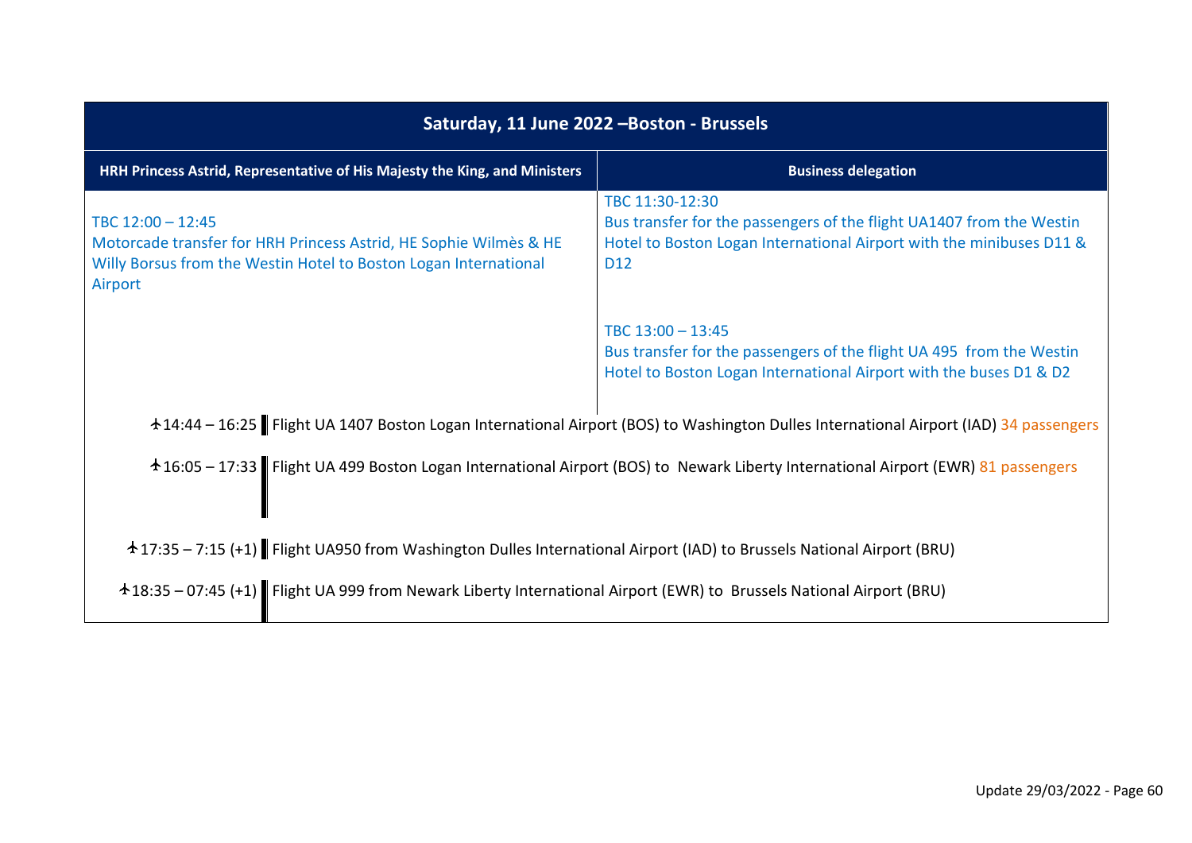| Saturday, 11 June 2022 –Boston - Brussels | |
|---|---|
| **HRH Princess Astrid, Representative of His Majesty the King, and Ministers** | **Business delegation** |
| TBC 12:00 – 12:45<br>Motorcade transfer for HRH Princess Astrid, HE Sophie Wilmès & HE Willy Borsus from the Westin Hotel to Boston Logan International Airport | TBC 11:30-12:30<br>Bus transfer for the passengers of the flight UA1407 from the Westin Hotel to Boston Logan International Airport with the minibuses D11 & D12 |
| | TBC 13:00 – 13:45<br>Bus transfer for the passengers of the flight UA 495 from the Westin Hotel to Boston Logan International Airport with the buses D1 & D2 |

✈14:44 – 16:25 Flight UA 1407 Boston Logan International Airport (BOS) to Washington Dulles International Airport (IAD) 34 passengers

✈16:05 – 17:33 Flight UA 499 Boston Logan International Airport (BOS) to Newark Liberty International Airport (EWR) 81 passengers

✈17:35 – 7:15 (+1) Flight UA950 from Washington Dulles International Airport (IAD) to Brussels National Airport (BRU)

✈18:35 – 07:45 (+1) Flight UA 999 from Newark Liberty International Airport (EWR) to Brussels National Airport (BRU)

Update 29/03/2022